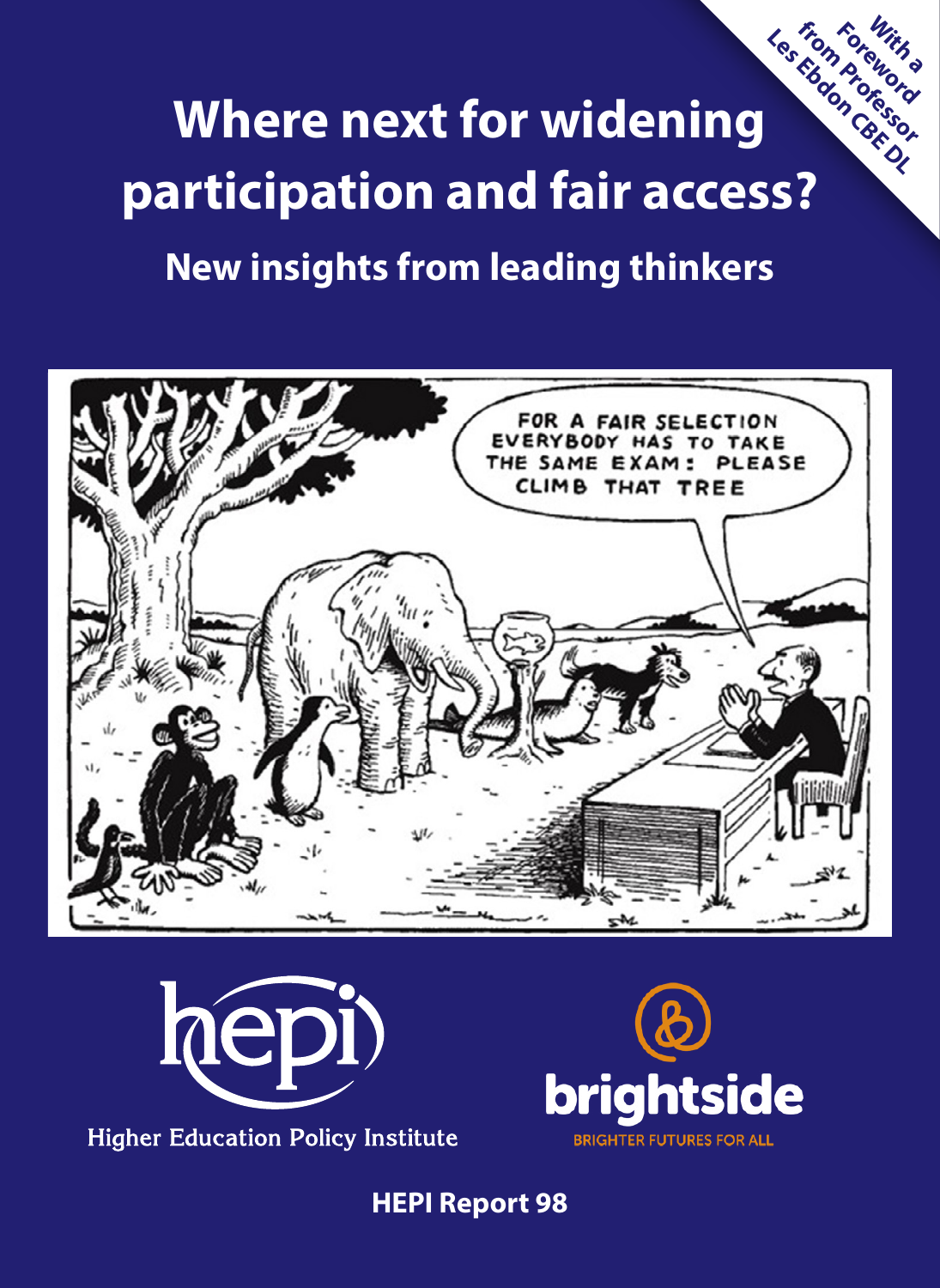With a Foreword from Professor Les Ebdon CBE DL

# Where next for widening participation and fair access?

## New insights from leading thinkers

Higher Education Policy Institute

brightside

BRIGHTER FUTURES FOR ALL

**HEPI Report 98**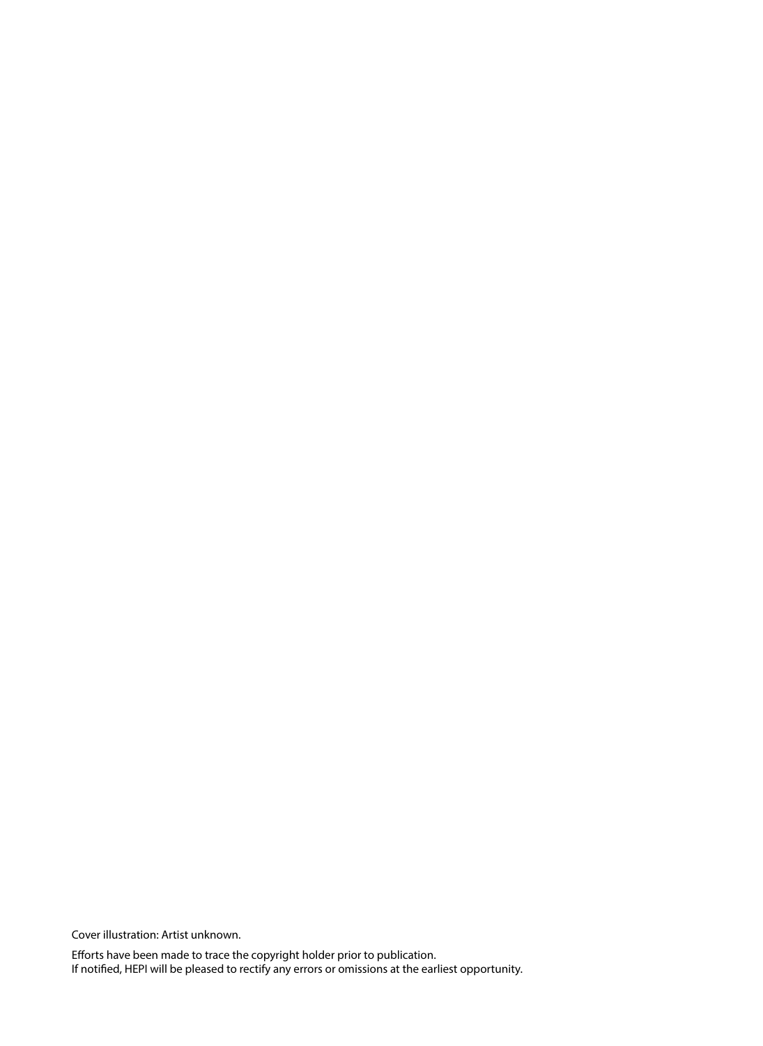Cover illustration: Artist unknown.

Efforts have been made to trace the copyright holder prior to publication.
If notified, HEPI will be pleased to rectify any errors or omissions at the earliest opportunity.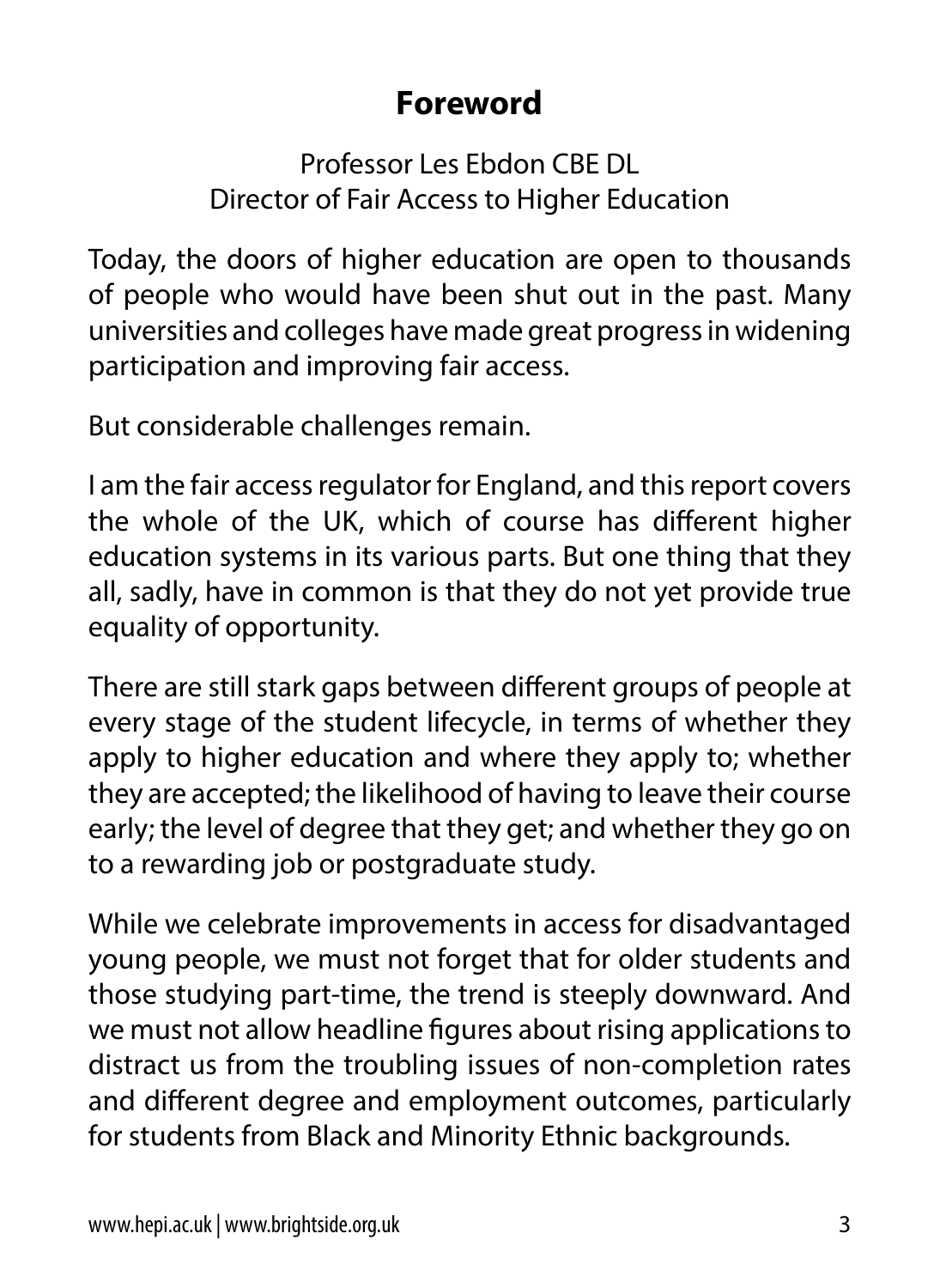# Foreword

Professor Les Ebdon CBE DL
Director of Fair Access to Higher Education

Today, the doors of higher education are open to thousands of people who would have been shut out in the past. Many universities and colleges have made great progress in widening participation and improving fair access.

But considerable challenges remain.

I am the fair access regulator for England, and this report covers the whole of the UK, which of course has different higher education systems in its various parts. But one thing that they all, sadly, have in common is that they do not yet provide true equality of opportunity.

There are still stark gaps between different groups of people at every stage of the student lifecycle, in terms of whether they apply to higher education and where they apply to; whether they are accepted; the likelihood of having to leave their course early; the level of degree that they get; and whether they go on to a rewarding job or postgraduate study.

While we celebrate improvements in access for disadvantaged young people, we must not forget that for older students and those studying part-time, the trend is steeply downward. And we must not allow headline figures about rising applications to distract us from the troubling issues of non-completion rates and different degree and employment outcomes, particularly for students from Black and Minority Ethnic backgrounds.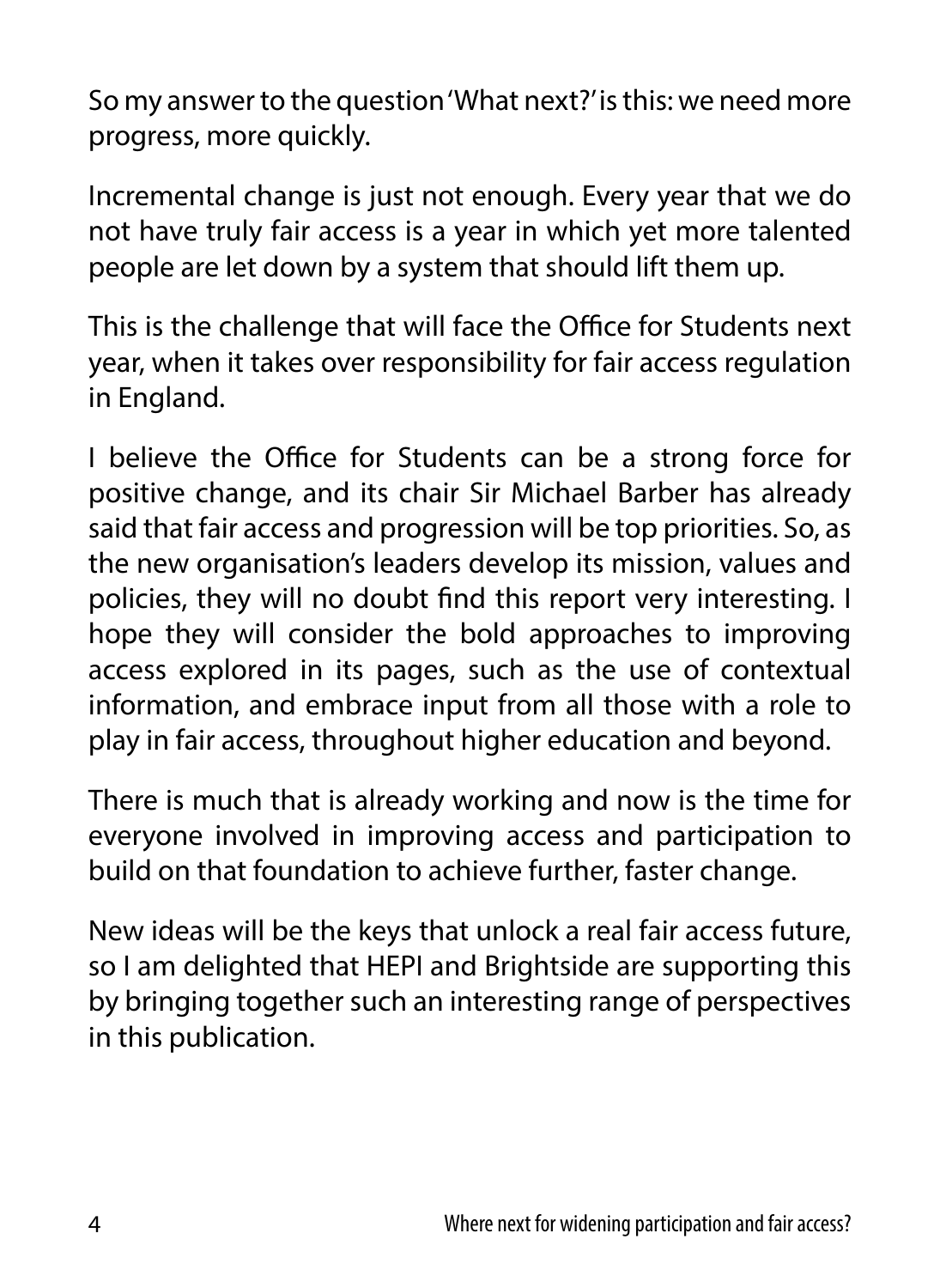So my answer to the question 'What next?' is this: we need more progress, more quickly.

Incremental change is just not enough. Every year that we do not have truly fair access is a year in which yet more talented people are let down by a system that should lift them up.

This is the challenge that will face the Office for Students next year, when it takes over responsibility for fair access regulation in England.

I believe the Office for Students can be a strong force for positive change, and its chair Sir Michael Barber has already said that fair access and progression will be top priorities. So, as the new organisation's leaders develop its mission, values and policies, they will no doubt find this report very interesting. I hope they will consider the bold approaches to improving access explored in its pages, such as the use of contextual information, and embrace input from all those with a role to play in fair access, throughout higher education and beyond.

There is much that is already working and now is the time for everyone involved in improving access and participation to build on that foundation to achieve further, faster change.

New ideas will be the keys that unlock a real fair access future, so I am delighted that HEPI and Brightside are supporting this by bringing together such an interesting range of perspectives in this publication.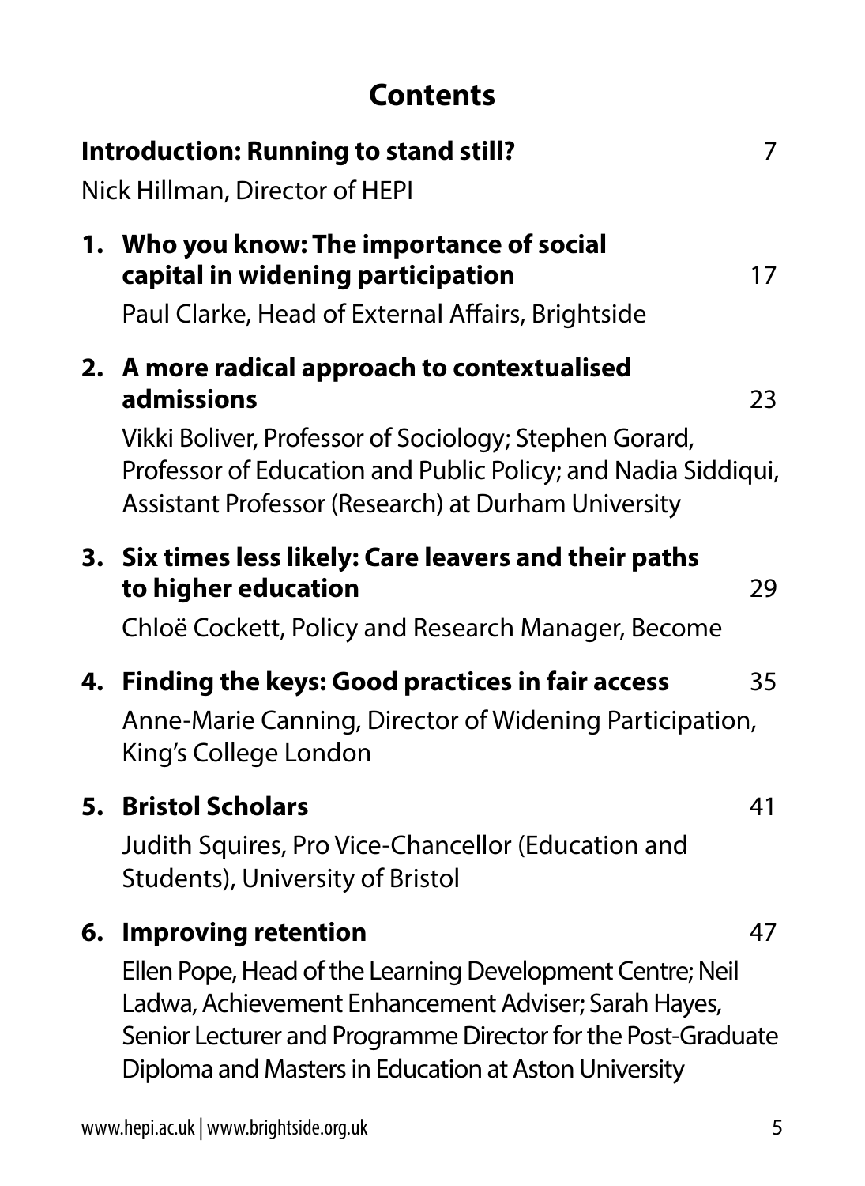# Contents

**Introduction: Running to stand still?** 7

Nick Hillman, Director of HEPI

1. **Who you know: The importance of social capital in widening participation** 17

   Paul Clarke, Head of External Affairs, Brightside

2. **A more radical approach to contextualised admissions** 23

   Vikki Boliver, Professor of Sociology; Stephen Gorard, Professor of Education and Public Policy; and Nadia Siddiqui, Assistant Professor (Research) at Durham University

3. **Six times less likely: Care leavers and their paths to higher education** 29

   Chloë Cockett, Policy and Research Manager, Become

4. **Finding the keys: Good practices in fair access** 35

   Anne-Marie Canning, Director of Widening Participation, King's College London

5. **Bristol Scholars** 41

   Judith Squires, Pro Vice-Chancellor (Education and Students), University of Bristol

6. **Improving retention** 47

   Ellen Pope, Head of the Learning Development Centre; Neil Ladwa, Achievement Enhancement Adviser; Sarah Hayes, Senior Lecturer and Programme Director for the Post-Graduate Diploma and Masters in Education at Aston University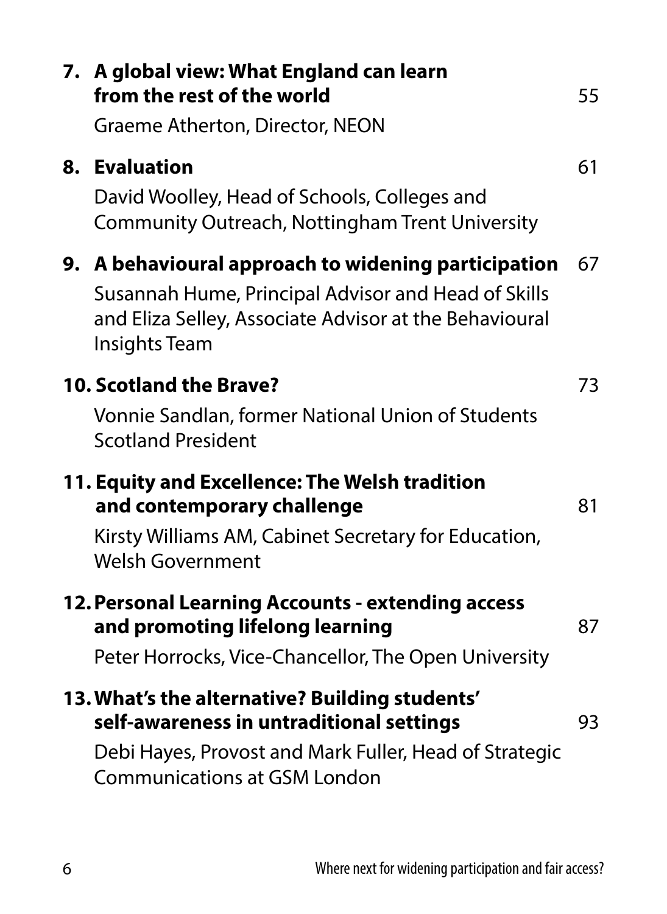**7. A global view: What England can learn from the rest of the world** 55

Graeme Atherton, Director, NEON

**8. Evaluation** 61

David Woolley, Head of Schools, Colleges and Community Outreach, Nottingham Trent University

**9. A behavioural approach to widening participation** 67

Susannah Hume, Principal Advisor and Head of Skills and Eliza Selley, Associate Advisor at the Behavioural Insights Team

**10. Scotland the Brave?** 73

Vonnie Sandlan, former National Union of Students Scotland President

**11. Equity and Excellence: The Welsh tradition and contemporary challenge** 81

Kirsty Williams AM, Cabinet Secretary for Education, Welsh Government

**12. Personal Learning Accounts - extending access and promoting lifelong learning** 87

Peter Horrocks, Vice-Chancellor, The Open University

**13. What's the alternative? Building students' self-awareness in untraditional settings** 93

Debi Hayes, Provost and Mark Fuller, Head of Strategic Communications at GSM London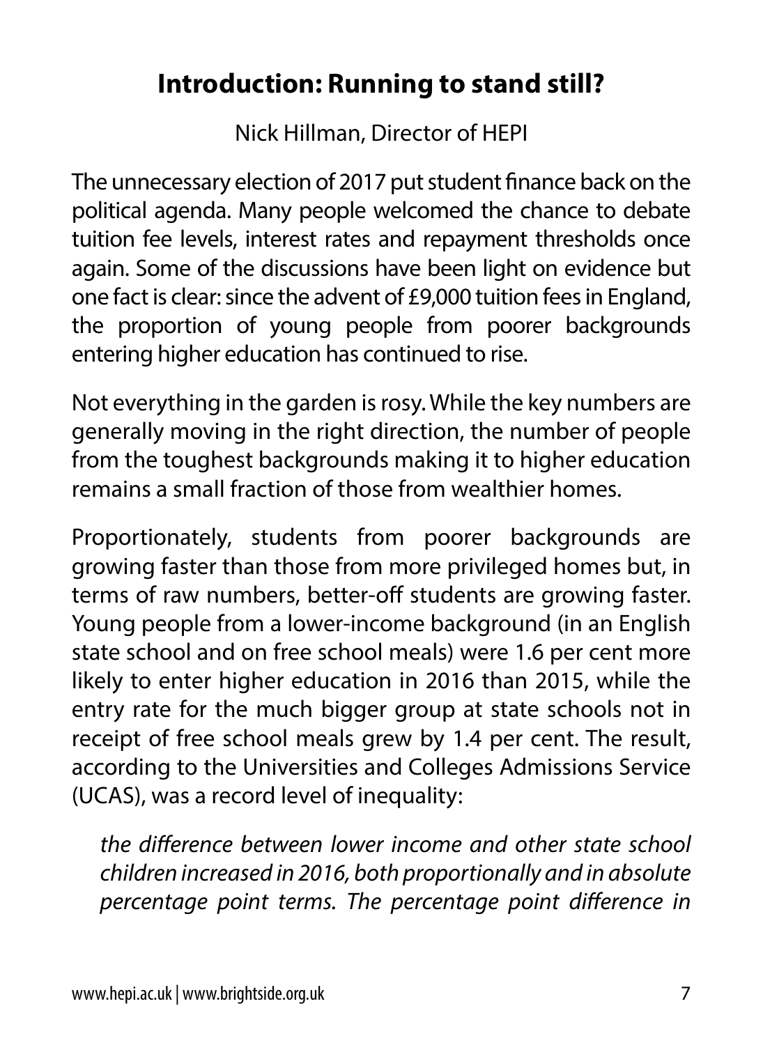## Introduction: Running to stand still?

Nick Hillman, Director of HEPI

The unnecessary election of 2017 put student finance back on the political agenda. Many people welcomed the chance to debate tuition fee levels, interest rates and repayment thresholds once again. Some of the discussions have been light on evidence but one fact is clear: since the advent of £9,000 tuition fees in England, the proportion of young people from poorer backgrounds entering higher education has continued to rise.

Not everything in the garden is rosy. While the key numbers are generally moving in the right direction, the number of people from the toughest backgrounds making it to higher education remains a small fraction of those from wealthier homes.

Proportionately, students from poorer backgrounds are growing faster than those from more privileged homes but, in terms of raw numbers, better-off students are growing faster. Young people from a lower-income background (in an English state school and on free school meals) were 1.6 per cent more likely to enter higher education in 2016 than 2015, while the entry rate for the much bigger group at state schools not in receipt of free school meals grew by 1.4 per cent. The result, according to the Universities and Colleges Admissions Service (UCAS), was a record level of inequality:

> *the difference between lower income and other state school children increased in 2016, both proportionally and in absolute percentage point terms. The percentage point difference in*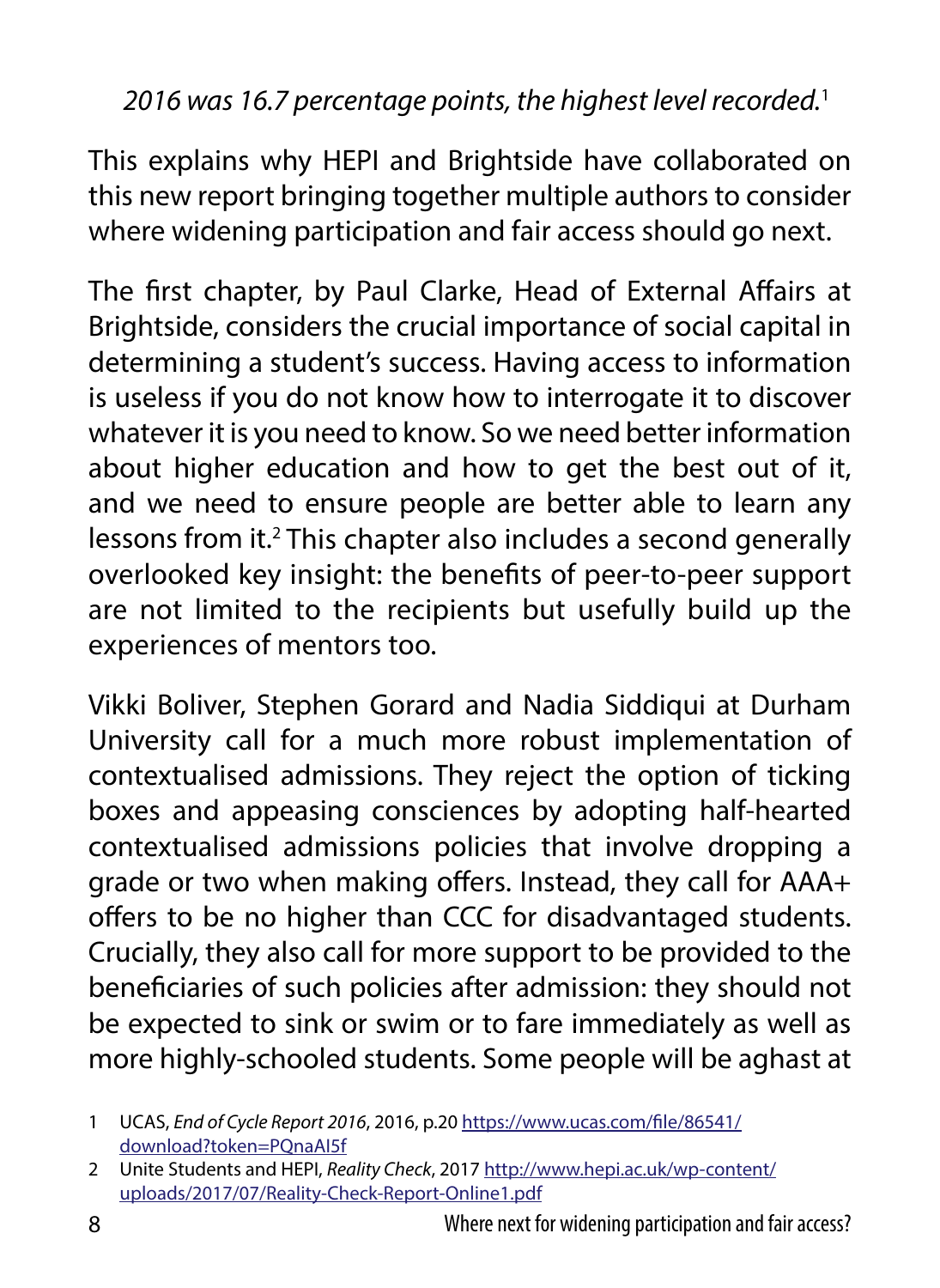*2016 was 16.7 percentage points, the highest level recorded.*[1]

This explains why HEPI and Brightside have collaborated on this new report bringing together multiple authors to consider where widening participation and fair access should go next.

The first chapter, by Paul Clarke, Head of External Affairs at Brightside, considers the crucial importance of social capital in determining a student's success. Having access to information is useless if you do not know how to interrogate it to discover whatever it is you need to know. So we need better information about higher education and how to get the best out of it, and we need to ensure people are better able to learn any lessons from it.[2] This chapter also includes a second generally overlooked key insight: the benefits of peer-to-peer support are not limited to the recipients but usefully build up the experiences of mentors too.

Vikki Boliver, Stephen Gorard and Nadia Siddiqui at Durham University call for a much more robust implementation of contextualised admissions. They reject the option of ticking boxes and appeasing consciences by adopting half-hearted contextualised admissions policies that involve dropping a grade or two when making offers. Instead, they call for AAA+ offers to be no higher than CCC for disadvantaged students. Crucially, they also call for more support to be provided to the beneficiaries of such policies after admission: they should not be expected to sink or swim or to fare immediately as well as more highly-schooled students. Some people will be aghast at

1 UCAS, *End of Cycle Report 2016*, 2016, p.20 https://www.ucas.com/file/86541/download?token=PQnaAI5f

2 Unite Students and HEPI, *Reality Check*, 2017 http://www.hepi.ac.uk/wp-content/uploads/2017/07/Reality-Check-Report-Online1.pdf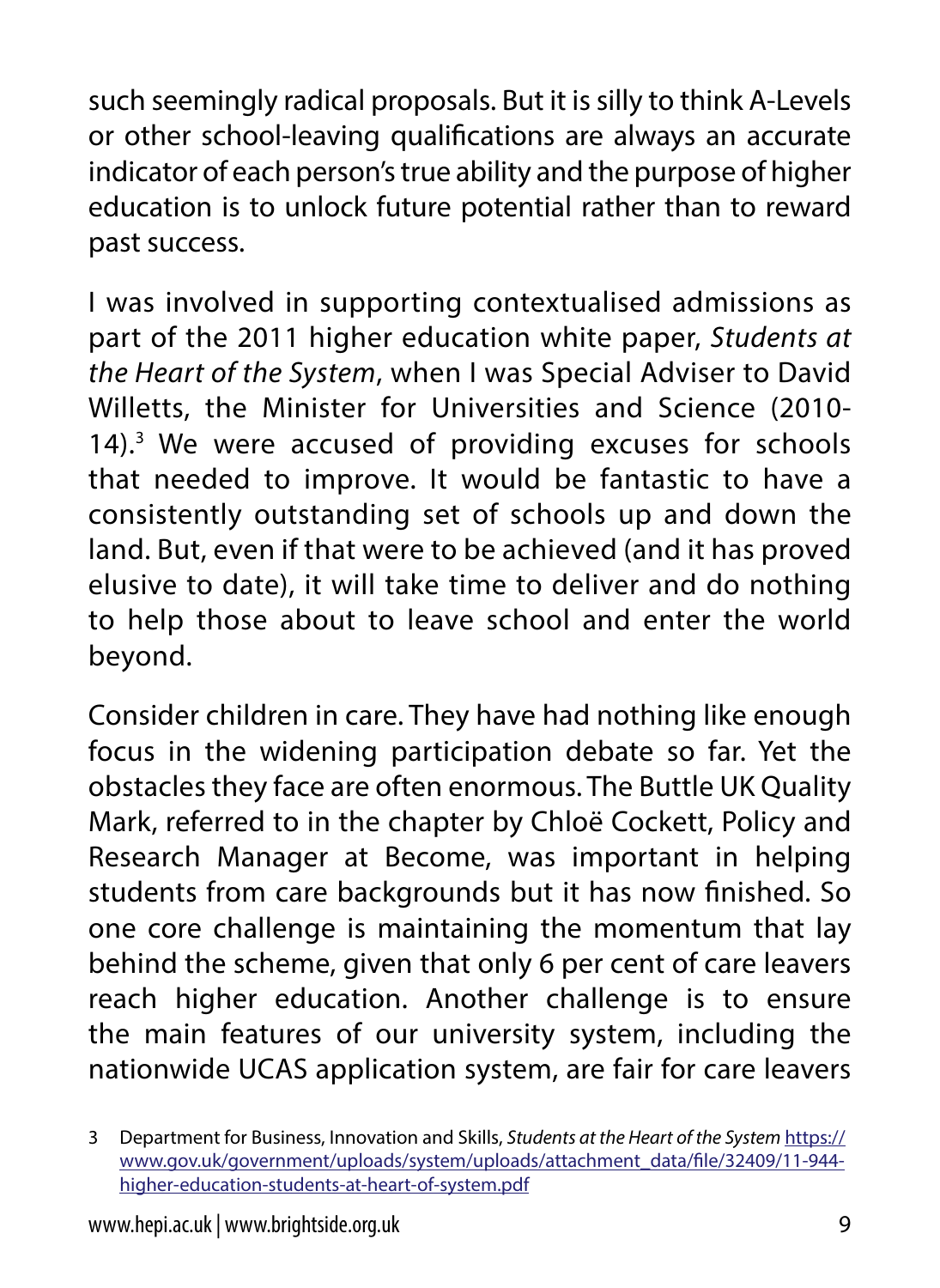such seemingly radical proposals. But it is silly to think A-Levels or other school-leaving qualifications are always an accurate indicator of each person's true ability and the purpose of higher education is to unlock future potential rather than to reward past success.

I was involved in supporting contextualised admissions as part of the 2011 higher education white paper, *Students at the Heart of the System*, when I was Special Adviser to David Willetts, the Minister for Universities and Science (2010-14).[3] We were accused of providing excuses for schools that needed to improve. It would be fantastic to have a consistently outstanding set of schools up and down the land. But, even if that were to be achieved (and it has proved elusive to date), it will take time to deliver and do nothing to help those about to leave school and enter the world beyond.

Consider children in care. They have had nothing like enough focus in the widening participation debate so far. Yet the obstacles they face are often enormous. The Buttle UK Quality Mark, referred to in the chapter by Chloë Cockett, Policy and Research Manager at Become, was important in helping students from care backgrounds but it has now finished. So one core challenge is maintaining the momentum that lay behind the scheme, given that only 6 per cent of care leavers reach higher education. Another challenge is to ensure the main features of our university system, including the nationwide UCAS application system, are fair for care leavers

3 Department for Business, Innovation and Skills, *Students at the Heart of the System* https://www.gov.uk/government/uploads/system/uploads/attachment_data/file/32409/11-944-higher-education-students-at-heart-of-system.pdf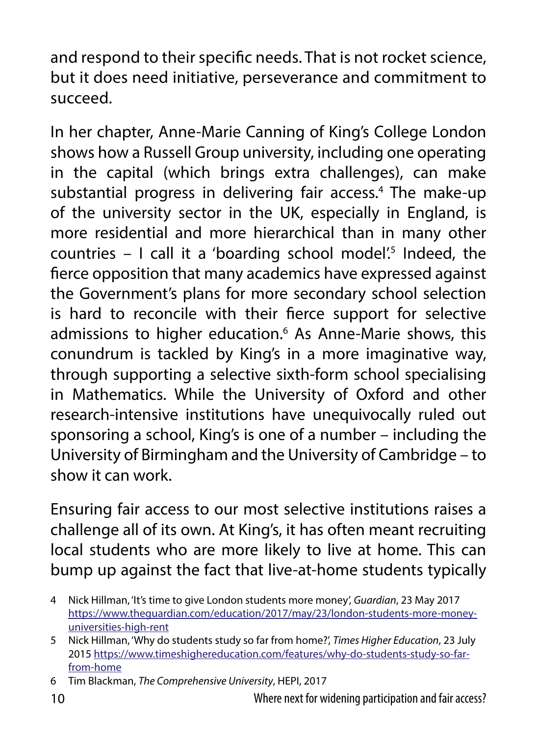and respond to their specific needs. That is not rocket science, but it does need initiative, perseverance and commitment to succeed.

In her chapter, Anne-Marie Canning of King's College London shows how a Russell Group university, including one operating in the capital (which brings extra challenges), can make substantial progress in delivering fair access.[4] The make-up of the university sector in the UK, especially in England, is more residential and more hierarchical than in many other countries – I call it a 'boarding school model'.[5] Indeed, the fierce opposition that many academics have expressed against the Government's plans for more secondary school selection is hard to reconcile with their fierce support for selective admissions to higher education.[6] As Anne-Marie shows, this conundrum is tackled by King's in a more imaginative way, through supporting a selective sixth-form school specialising in Mathematics. While the University of Oxford and other research-intensive institutions have unequivocally ruled out sponsoring a school, King's is one of a number – including the University of Birmingham and the University of Cambridge – to show it can work.

Ensuring fair access to our most selective institutions raises a challenge all of its own. At King's, it has often meant recruiting local students who are more likely to live at home. This can bump up against the fact that live-at-home students typically

4 Nick Hillman, 'It's time to give London students more money', *Guardian*, 23 May 2017 https://www.theguardian.com/education/2017/may/23/london-students-more-money-universities-high-rent

5 Nick Hillman, 'Why do students study so far from home?', *Times Higher Education*, 23 July 2015 https://www.timeshighereducation.com/features/why-do-students-study-so-far-from-home

6 Tim Blackman, *The Comprehensive University*, HEPI, 2017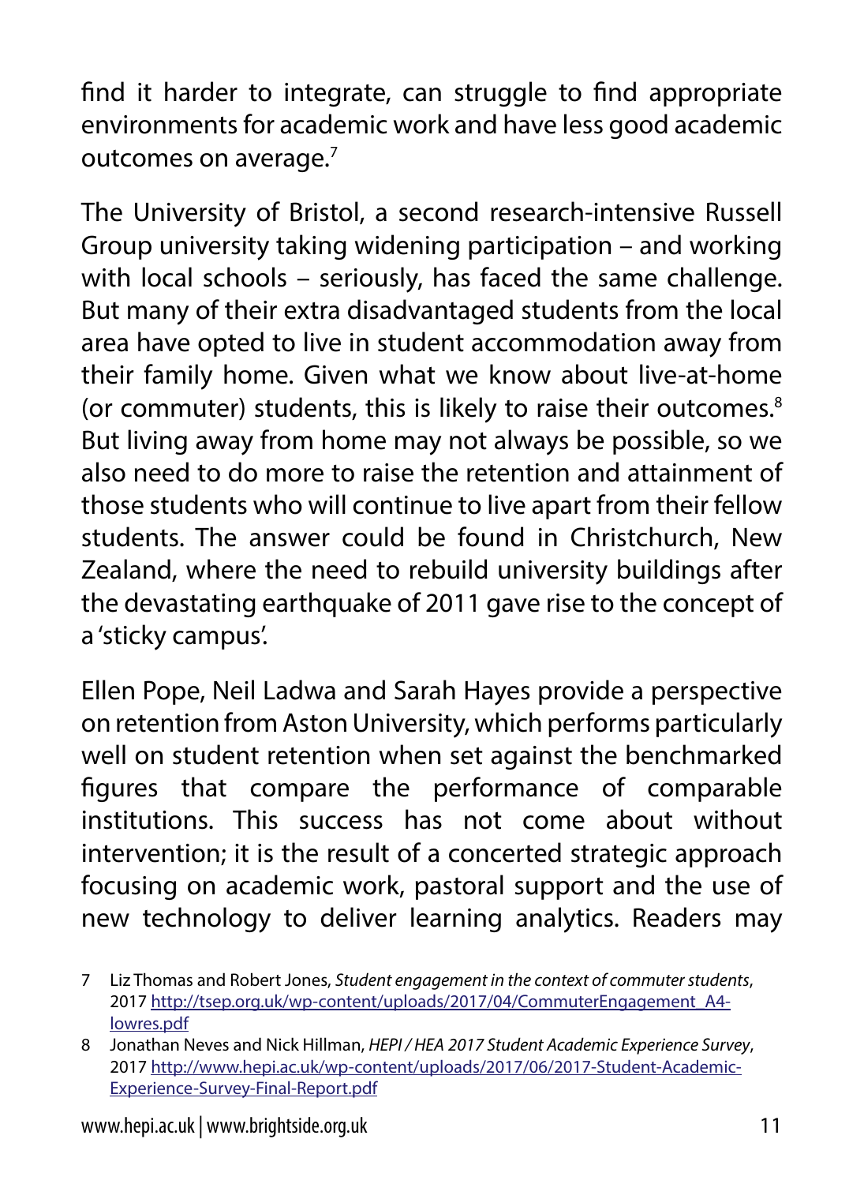find it harder to integrate, can struggle to find appropriate environments for academic work and have less good academic outcomes on average.[7]

The University of Bristol, a second research-intensive Russell Group university taking widening participation – and working with local schools – seriously, has faced the same challenge. But many of their extra disadvantaged students from the local area have opted to live in student accommodation away from their family home. Given what we know about live-at-home (or commuter) students, this is likely to raise their outcomes.[8] But living away from home may not always be possible, so we also need to do more to raise the retention and attainment of those students who will continue to live apart from their fellow students. The answer could be found in Christchurch, New Zealand, where the need to rebuild university buildings after the devastating earthquake of 2011 gave rise to the concept of a 'sticky campus'.

Ellen Pope, Neil Ladwa and Sarah Hayes provide a perspective on retention from Aston University, which performs particularly well on student retention when set against the benchmarked figures that compare the performance of comparable institutions. This success has not come about without intervention; it is the result of a concerted strategic approach focusing on academic work, pastoral support and the use of new technology to deliver learning analytics. Readers may

7 Liz Thomas and Robert Jones, *Student engagement in the context of commuter students*, 2017 http://tsep.org.uk/wp-content/uploads/2017/04/CommuterEngagement_A4-lowres.pdf

8 Jonathan Neves and Nick Hillman, *HEPI / HEA 2017 Student Academic Experience Survey*, 2017 http://www.hepi.ac.uk/wp-content/uploads/2017/06/2017-Student-Academic-Experience-Survey-Final-Report.pdf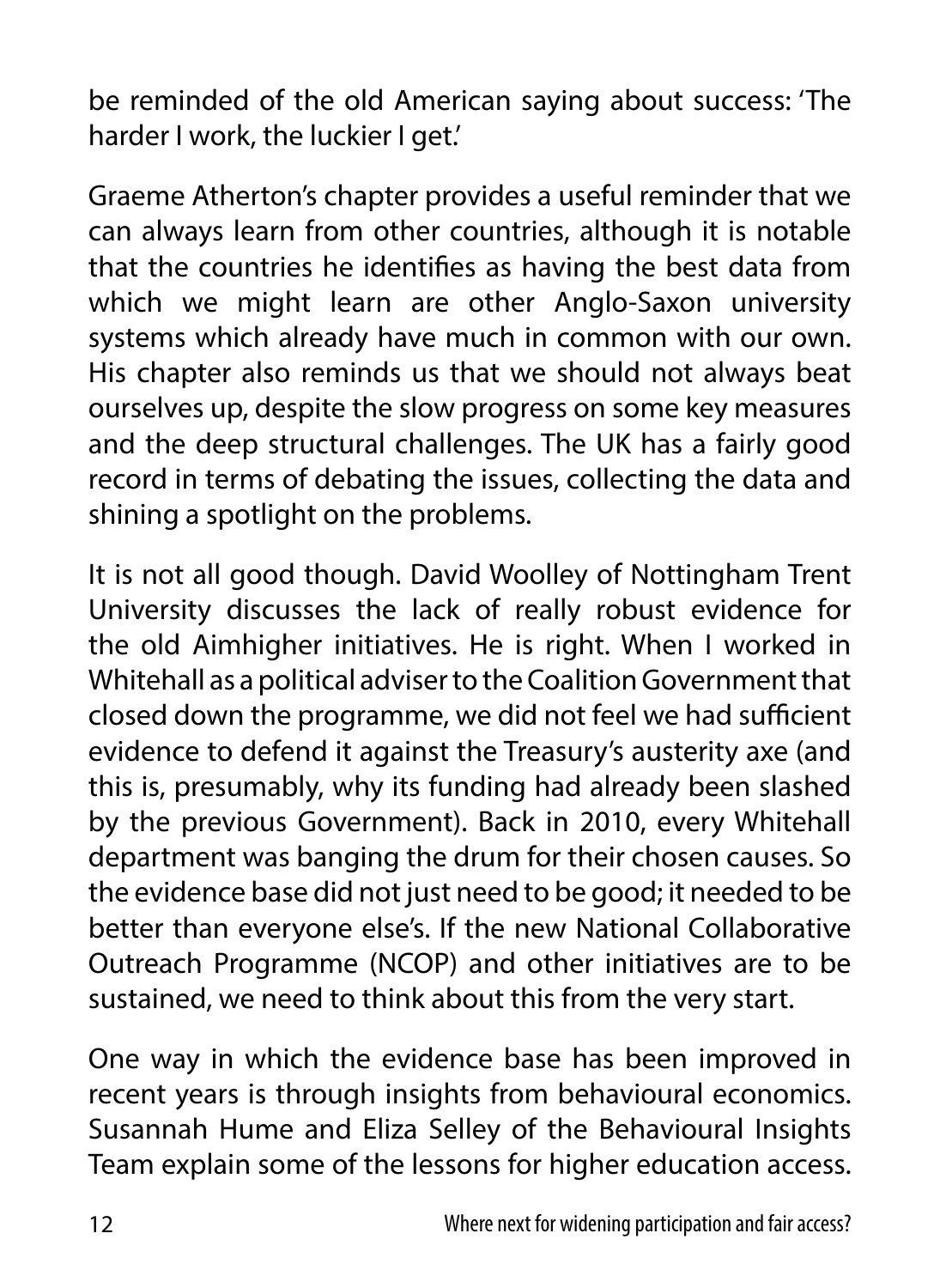be reminded of the old American saying about success: 'The harder I work, the luckier I get.'

Graeme Atherton's chapter provides a useful reminder that we can always learn from other countries, although it is notable that the countries he identifies as having the best data from which we might learn are other Anglo-Saxon university systems which already have much in common with our own. His chapter also reminds us that we should not always beat ourselves up, despite the slow progress on some key measures and the deep structural challenges. The UK has a fairly good record in terms of debating the issues, collecting the data and shining a spotlight on the problems.

It is not all good though. David Woolley of Nottingham Trent University discusses the lack of really robust evidence for the old Aimhigher initiatives. He is right. When I worked in Whitehall as a political adviser to the Coalition Government that closed down the programme, we did not feel we had sufficient evidence to defend it against the Treasury's austerity axe (and this is, presumably, why its funding had already been slashed by the previous Government). Back in 2010, every Whitehall department was banging the drum for their chosen causes. So the evidence base did not just need to be good; it needed to be better than everyone else's. If the new National Collaborative Outreach Programme (NCOP) and other initiatives are to be sustained, we need to think about this from the very start.

One way in which the evidence base has been improved in recent years is through insights from behavioural economics. Susannah Hume and Eliza Selley of the Behavioural Insights Team explain some of the lessons for higher education access.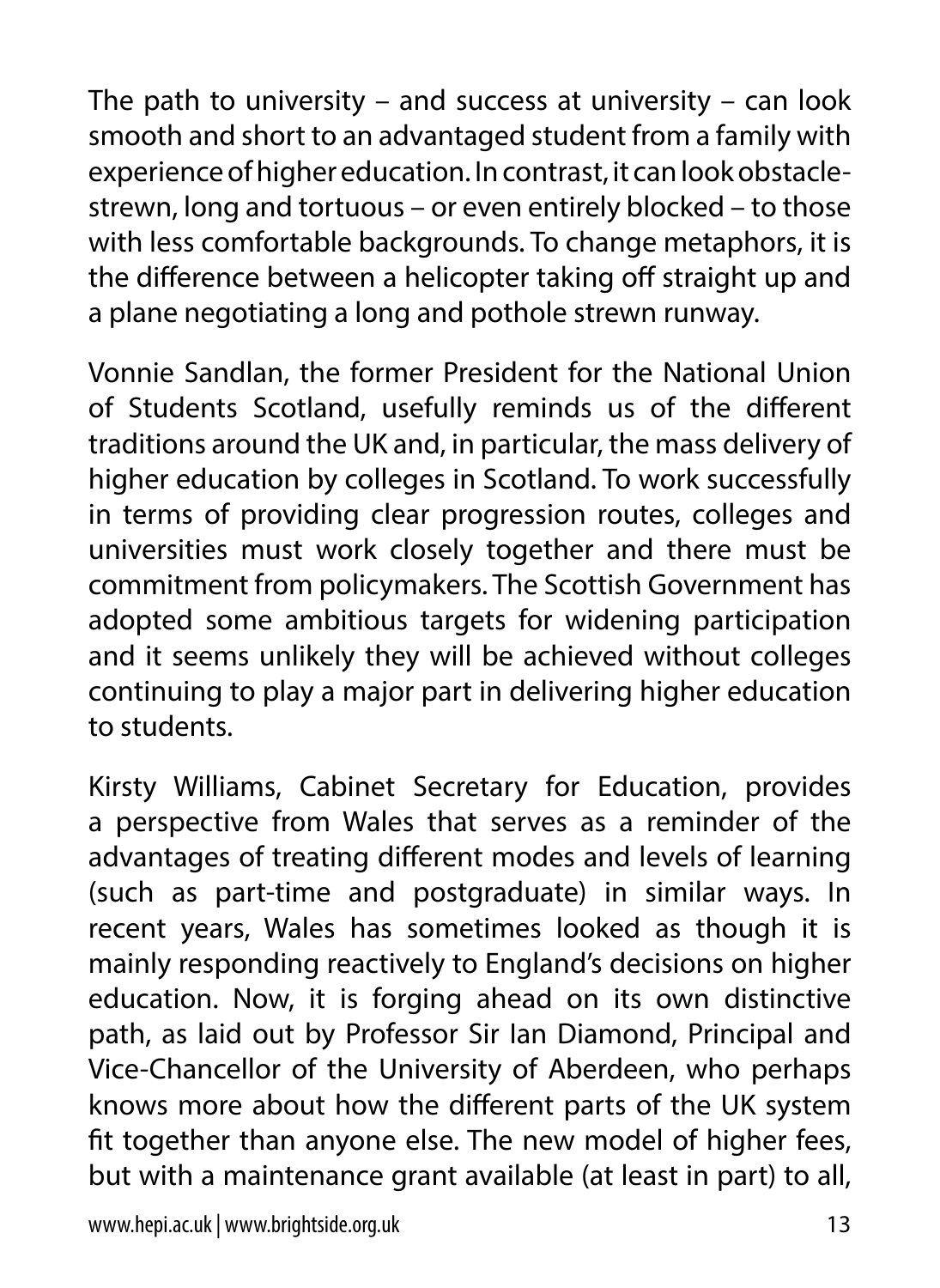The path to university – and success at university – can look smooth and short to an advantaged student from a family with experience of higher education. In contrast, it can look obstacle-strewn, long and tortuous – or even entirely blocked – to those with less comfortable backgrounds. To change metaphors, it is the difference between a helicopter taking off straight up and a plane negotiating a long and pothole strewn runway.

Vonnie Sandlan, the former President for the National Union of Students Scotland, usefully reminds us of the different traditions around the UK and, in particular, the mass delivery of higher education by colleges in Scotland. To work successfully in terms of providing clear progression routes, colleges and universities must work closely together and there must be commitment from policymakers. The Scottish Government has adopted some ambitious targets for widening participation and it seems unlikely they will be achieved without colleges continuing to play a major part in delivering higher education to students.

Kirsty Williams, Cabinet Secretary for Education, provides a perspective from Wales that serves as a reminder of the advantages of treating different modes and levels of learning (such as part-time and postgraduate) in similar ways. In recent years, Wales has sometimes looked as though it is mainly responding reactively to England's decisions on higher education. Now, it is forging ahead on its own distinctive path, as laid out by Professor Sir Ian Diamond, Principal and Vice-Chancellor of the University of Aberdeen, who perhaps knows more about how the different parts of the UK system fit together than anyone else. The new model of higher fees, but with a maintenance grant available (at least in part) to all,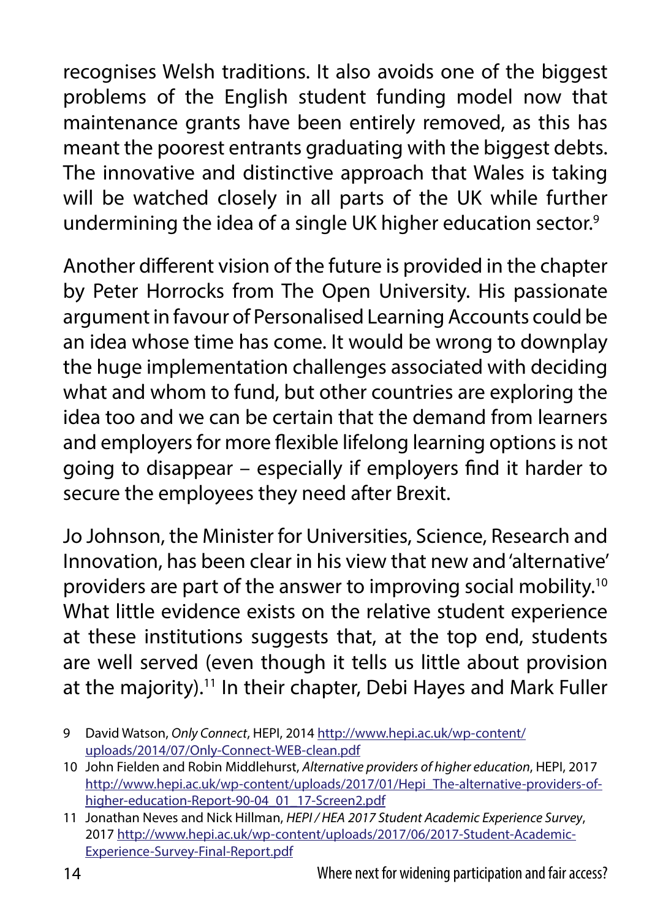recognises Welsh traditions. It also avoids one of the biggest problems of the English student funding model now that maintenance grants have been entirely removed, as this has meant the poorest entrants graduating with the biggest debts. The innovative and distinctive approach that Wales is taking will be watched closely in all parts of the UK while further undermining the idea of a single UK higher education sector.[9]

Another different vision of the future is provided in the chapter by Peter Horrocks from The Open University. His passionate argument in favour of Personalised Learning Accounts could be an idea whose time has come. It would be wrong to downplay the huge implementation challenges associated with deciding what and whom to fund, but other countries are exploring the idea too and we can be certain that the demand from learners and employers for more flexible lifelong learning options is not going to disappear – especially if employers find it harder to secure the employees they need after Brexit.

Jo Johnson, the Minister for Universities, Science, Research and Innovation, has been clear in his view that new and 'alternative' providers are part of the answer to improving social mobility.[10] What little evidence exists on the relative student experience at these institutions suggests that, at the top end, students are well served (even though it tells us little about provision at the majority).[11] In their chapter, Debi Hayes and Mark Fuller

9 David Watson, *Only Connect*, HEPI, 2014 http://www.hepi.ac.uk/wp-content/uploads/2014/07/Only-Connect-WEB-clean.pdf

10 John Fielden and Robin Middlehurst, *Alternative providers of higher education*, HEPI, 2017 http://www.hepi.ac.uk/wp-content/uploads/2017/01/Hepi_The-alternative-providers-of-higher-education-Report-90-04_01_17-Screen2.pdf

11 Jonathan Neves and Nick Hillman, *HEPI / HEA 2017 Student Academic Experience Survey*, 2017 http://www.hepi.ac.uk/wp-content/uploads/2017/06/2017-Student-Academic-Experience-Survey-Final-Report.pdf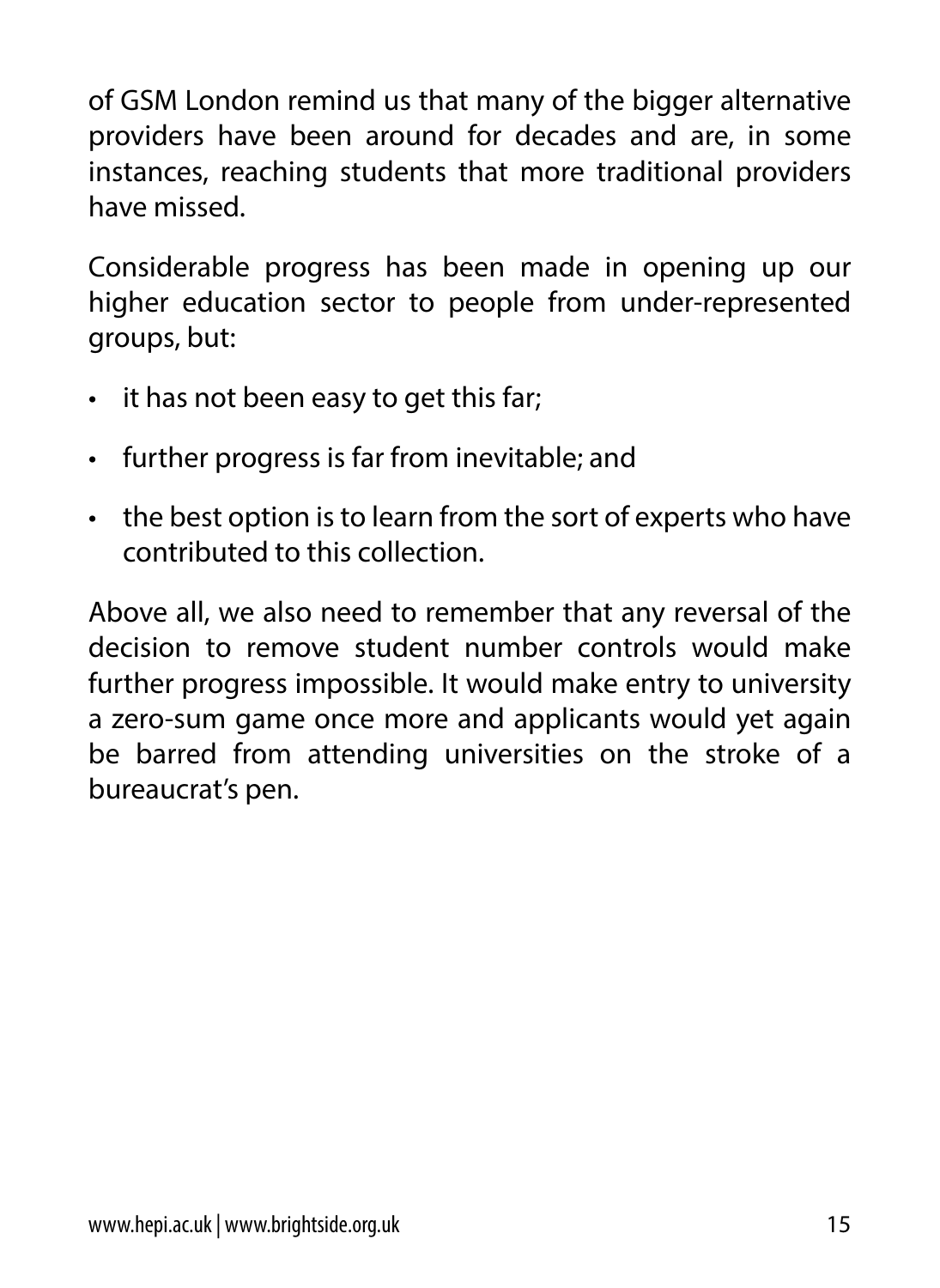of GSM London remind us that many of the bigger alternative providers have been around for decades and are, in some instances, reaching students that more traditional providers have missed.

Considerable progress has been made in opening up our higher education sector to people from under-represented groups, but:

- it has not been easy to get this far;
- further progress is far from inevitable; and
- the best option is to learn from the sort of experts who have contributed to this collection.

Above all, we also need to remember that any reversal of the decision to remove student number controls would make further progress impossible. It would make entry to university a zero-sum game once more and applicants would yet again be barred from attending universities on the stroke of a bureaucrat's pen.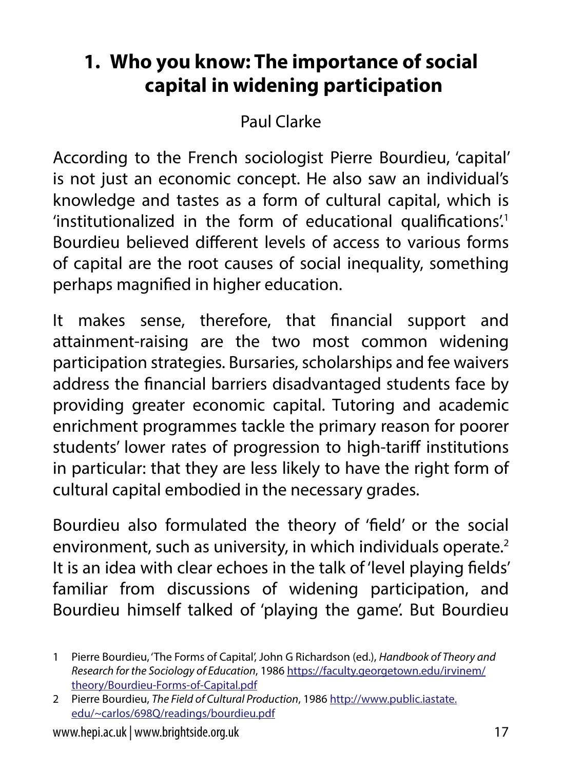# 1. Who you know: The importance of social capital in widening participation

Paul Clarke

According to the French sociologist Pierre Bourdieu, 'capital' is not just an economic concept. He also saw an individual's knowledge and tastes as a form of cultural capital, which is 'institutionalized in the form of educational qualifications'.[1] Bourdieu believed different levels of access to various forms of capital are the root causes of social inequality, something perhaps magnified in higher education.

It makes sense, therefore, that financial support and attainment-raising are the two most common widening participation strategies. Bursaries, scholarships and fee waivers address the financial barriers disadvantaged students face by providing greater economic capital. Tutoring and academic enrichment programmes tackle the primary reason for poorer students' lower rates of progression to high-tariff institutions in particular: that they are less likely to have the right form of cultural capital embodied in the necessary grades.

Bourdieu also formulated the theory of 'field' or the social environment, such as university, in which individuals operate.[2] It is an idea with clear echoes in the talk of 'level playing fields' familiar from discussions of widening participation, and Bourdieu himself talked of 'playing the game'. But Bourdieu

1 Pierre Bourdieu, 'The Forms of Capital', John G Richardson (ed.), *Handbook of Theory and Research for the Sociology of Education*, 1986 https://faculty.georgetown.edu/irvinem/theory/Bourdieu-Forms-of-Capital.pdf

2 Pierre Bourdieu, *The Field of Cultural Production*, 1986 http://www.public.iastate.edu/~carlos/698Q/readings/bourdieu.pdf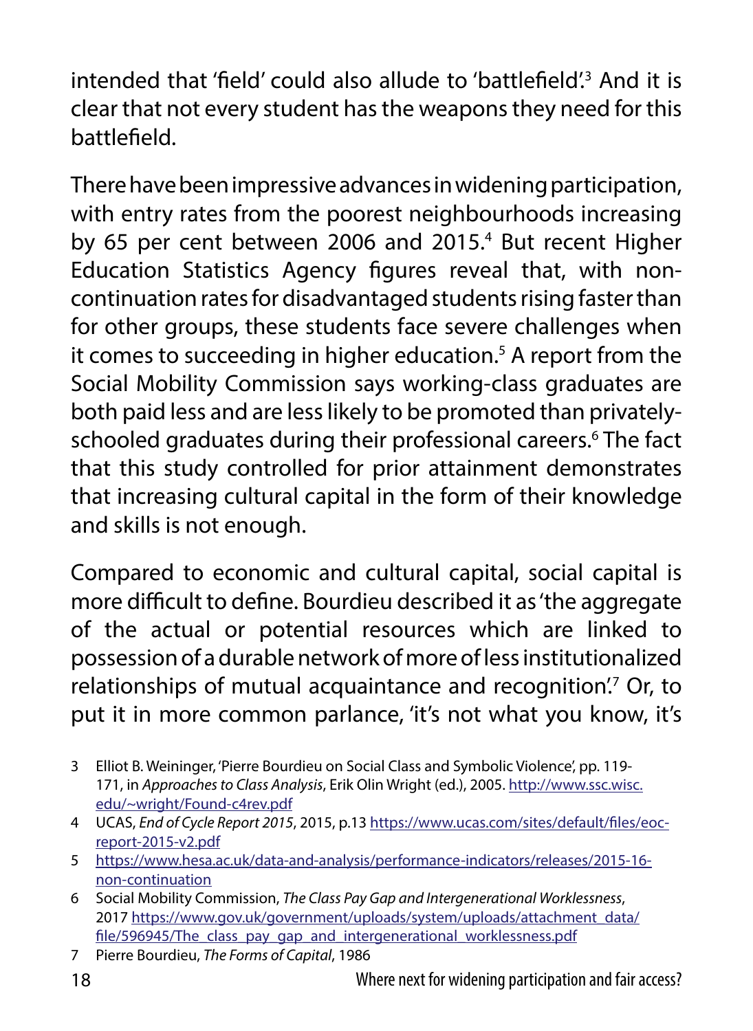intended that 'field' could also allude to 'battlefield'.[3] And it is clear that not every student has the weapons they need for this battlefield.

There have been impressive advances in widening participation, with entry rates from the poorest neighbourhoods increasing by 65 per cent between 2006 and 2015.[4] But recent Higher Education Statistics Agency figures reveal that, with non-continuation rates for disadvantaged students rising faster than for other groups, these students face severe challenges when it comes to succeeding in higher education.[5] A report from the Social Mobility Commission says working-class graduates are both paid less and are less likely to be promoted than privately-schooled graduates during their professional careers.[6] The fact that this study controlled for prior attainment demonstrates that increasing cultural capital in the form of their knowledge and skills is not enough.

Compared to economic and cultural capital, social capital is more difficult to define. Bourdieu described it as 'the aggregate of the actual or potential resources which are linked to possession of a durable network of more of less institutionalized relationships of mutual acquaintance and recognition'.[7] Or, to put it in more common parlance, 'it's not what you know, it's

---

3 Elliot B. Weininger, 'Pierre Bourdieu on Social Class and Symbolic Violence', pp. 119-171, in *Approaches to Class Analysis*, Erik Olin Wright (ed.), 2005. http://www.ssc.wisc.edu/~wright/Found-c4rev.pdf

4 UCAS, *End of Cycle Report 2015*, 2015, p.13 https://www.ucas.com/sites/default/files/eoc-report-2015-v2.pdf

5 https://www.hesa.ac.uk/data-and-analysis/performance-indicators/releases/2015-16-non-continuation

6 Social Mobility Commission, *The Class Pay Gap and Intergenerational Worklessness*, 2017 https://www.gov.uk/government/uploads/system/uploads/attachment_data/file/596945/The_class_pay_gap_and_intergenerational_worklessness.pdf

7 Pierre Bourdieu, *The Forms of Capital*, 1986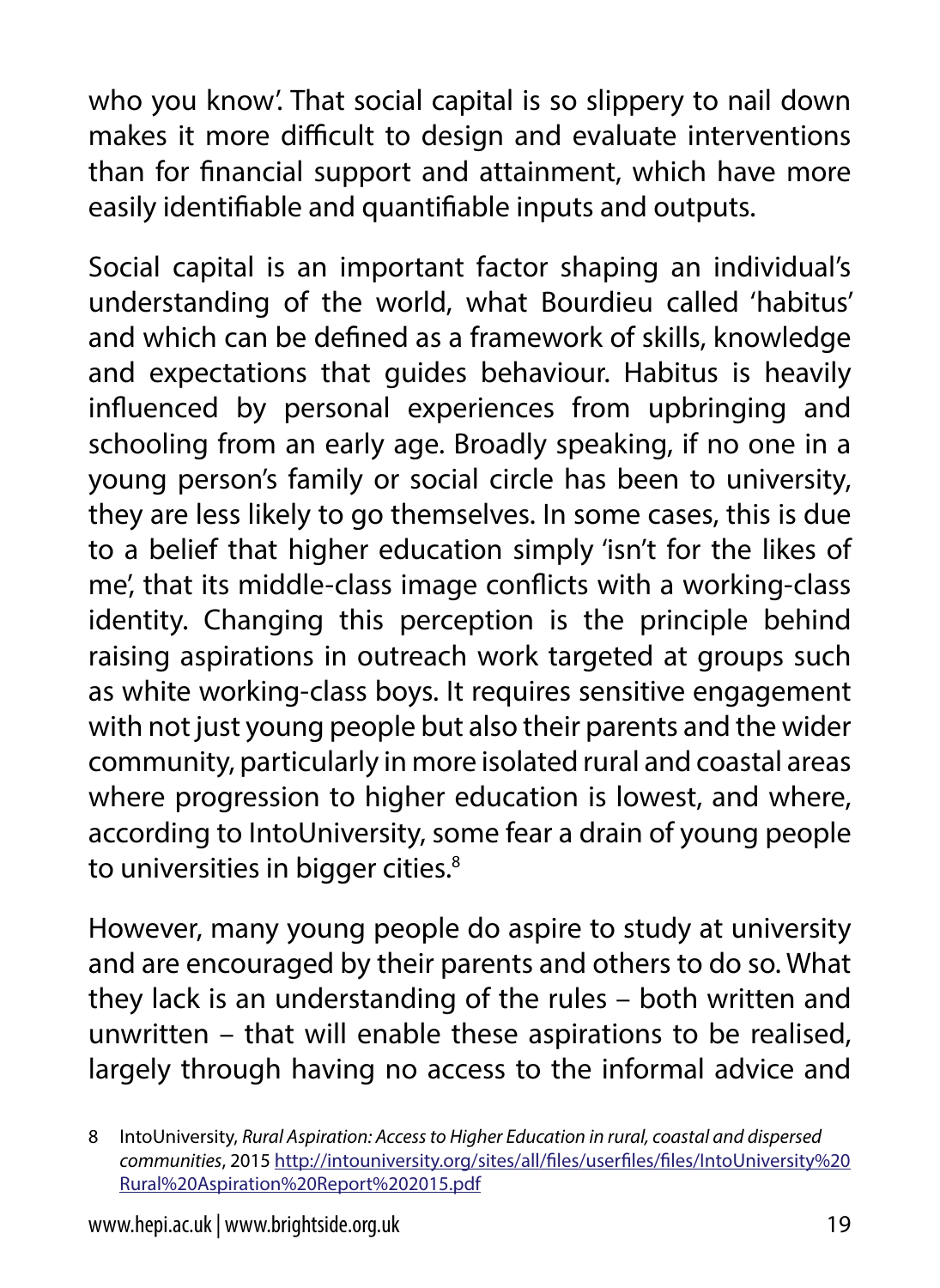who you know'. That social capital is so slippery to nail down makes it more difficult to design and evaluate interventions than for financial support and attainment, which have more easily identifiable and quantifiable inputs and outputs.

Social capital is an important factor shaping an individual's understanding of the world, what Bourdieu called 'habitus' and which can be defined as a framework of skills, knowledge and expectations that guides behaviour. Habitus is heavily influenced by personal experiences from upbringing and schooling from an early age. Broadly speaking, if no one in a young person's family or social circle has been to university, they are less likely to go themselves. In some cases, this is due to a belief that higher education simply 'isn't for the likes of me', that its middle-class image conflicts with a working-class identity. Changing this perception is the principle behind raising aspirations in outreach work targeted at groups such as white working-class boys. It requires sensitive engagement with not just young people but also their parents and the wider community, particularly in more isolated rural and coastal areas where progression to higher education is lowest, and where, according to IntoUniversity, some fear a drain of young people to universities in bigger cities.[8]

However, many young people do aspire to study at university and are encouraged by their parents and others to do so. What they lack is an understanding of the rules – both written and unwritten – that will enable these aspirations to be realised, largely through having no access to the informal advice and

8 IntoUniversity, *Rural Aspiration: Access to Higher Education in rural, coastal and dispersed communities*, 2015 http://intouniversity.org/sites/all/files/userfiles/files/IntoUniversity%20Rural%20Aspiration%20Report%202015.pdf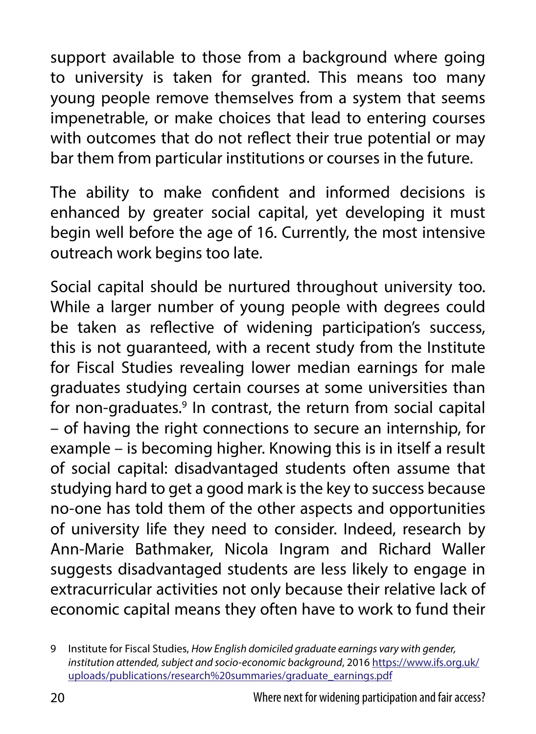support available to those from a background where going to university is taken for granted. This means too many young people remove themselves from a system that seems impenetrable, or make choices that lead to entering courses with outcomes that do not reflect their true potential or may bar them from particular institutions or courses in the future.

The ability to make confident and informed decisions is enhanced by greater social capital, yet developing it must begin well before the age of 16. Currently, the most intensive outreach work begins too late.

Social capital should be nurtured throughout university too. While a larger number of young people with degrees could be taken as reflective of widening participation's success, this is not guaranteed, with a recent study from the Institute for Fiscal Studies revealing lower median earnings for male graduates studying certain courses at some universities than for non-graduates.[9] In contrast, the return from social capital – of having the right connections to secure an internship, for example – is becoming higher. Knowing this is in itself a result of social capital: disadvantaged students often assume that studying hard to get a good mark is the key to success because no-one has told them of the other aspects and opportunities of university life they need to consider. Indeed, research by Ann-Marie Bathmaker, Nicola Ingram and Richard Waller suggests disadvantaged students are less likely to engage in extracurricular activities not only because their relative lack of economic capital means they often have to work to fund their

9 Institute for Fiscal Studies, *How English domiciled graduate earnings vary with gender, institution attended, subject and socio-economic background*, 2016 https://www.ifs.org.uk/uploads/publications/research%20summaries/graduate_earnings.pdf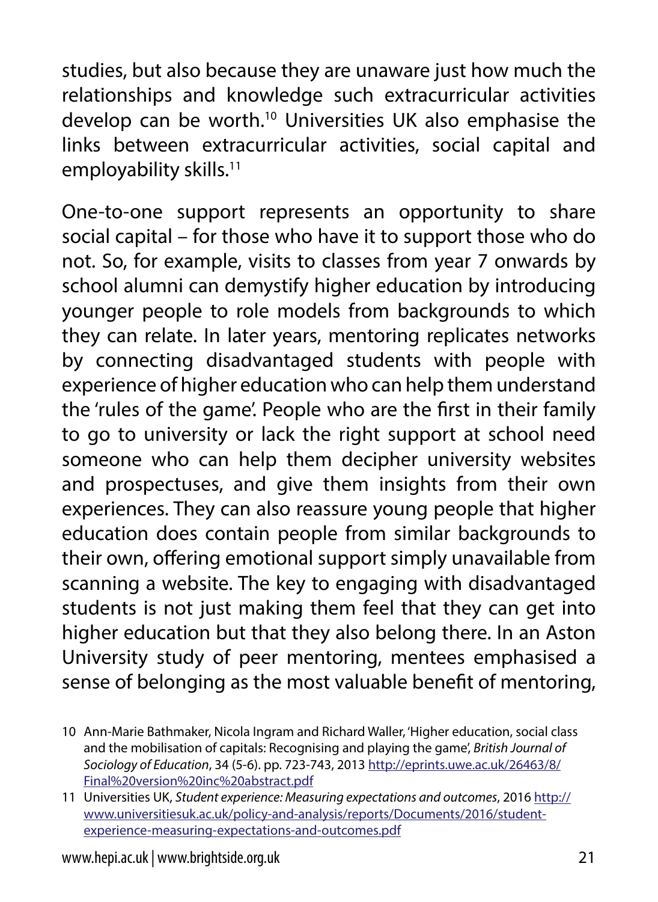studies, but also because they are unaware just how much the relationships and knowledge such extracurricular activities develop can be worth.[10] Universities UK also emphasise the links between extracurricular activities, social capital and employability skills.[11]

One-to-one support represents an opportunity to share social capital – for those who have it to support those who do not. So, for example, visits to classes from year 7 onwards by school alumni can demystify higher education by introducing younger people to role models from backgrounds to which they can relate. In later years, mentoring replicates networks by connecting disadvantaged students with people with experience of higher education who can help them understand the 'rules of the game'. People who are the first in their family to go to university or lack the right support at school need someone who can help them decipher university websites and prospectuses, and give them insights from their own experiences. They can also reassure young people that higher education does contain people from similar backgrounds to their own, offering emotional support simply unavailable from scanning a website. The key to engaging with disadvantaged students is not just making them feel that they can get into higher education but that they also belong there. In an Aston University study of peer mentoring, mentees emphasised a sense of belonging as the most valuable benefit of mentoring,

10 Ann-Marie Bathmaker, Nicola Ingram and Richard Waller, 'Higher education, social class and the mobilisation of capitals: Recognising and playing the game', *British Journal of Sociology of Education*, 34 (5-6). pp. 723-743, 2013 http://eprints.uwe.ac.uk/26463/8/Final%20version%20inc%20abstract.pdf

11 Universities UK, *Student experience: Measuring expectations and outcomes*, 2016 http://www.universitiesuk.ac.uk/policy-and-analysis/reports/Documents/2016/student-experience-measuring-expectations-and-outcomes.pdf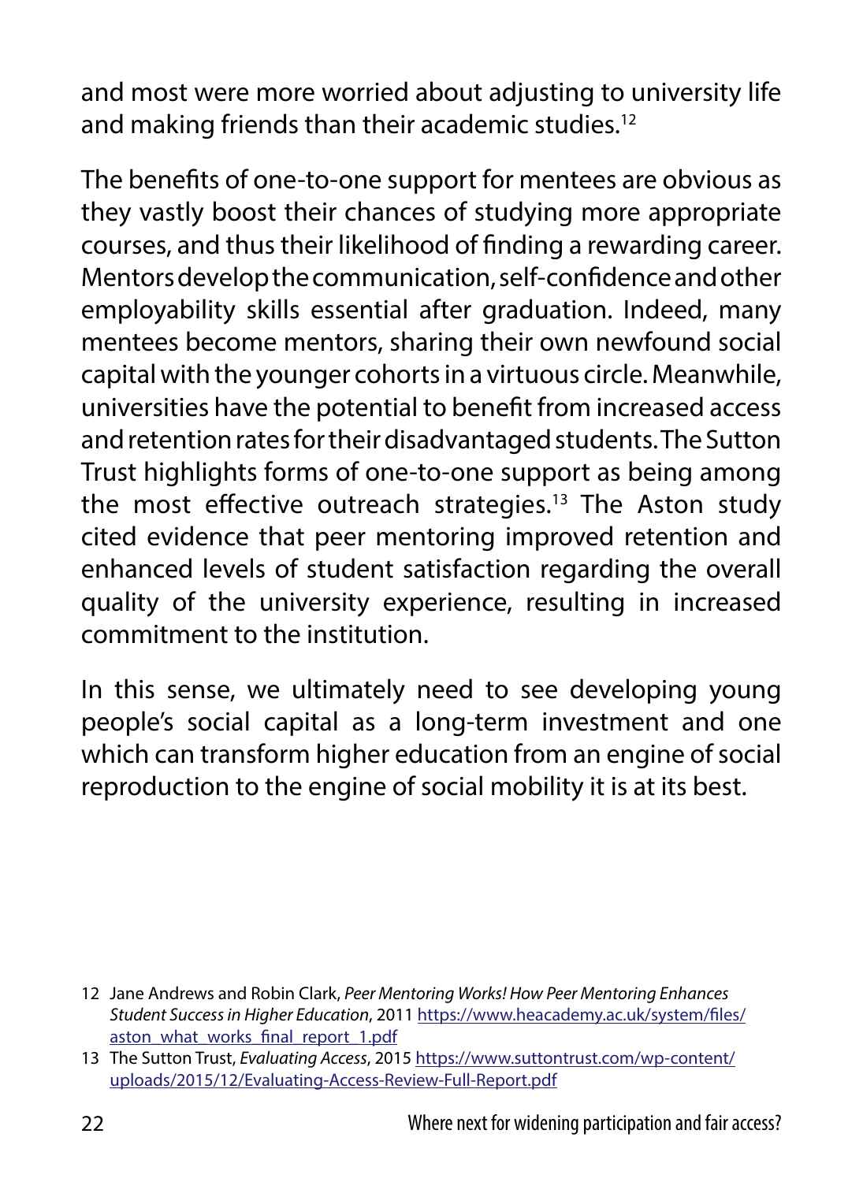and most were more worried about adjusting to university life and making friends than their academic studies.[12]

The benefits of one-to-one support for mentees are obvious as they vastly boost their chances of studying more appropriate courses, and thus their likelihood of finding a rewarding career. Mentors develop the communication, self-confidence and other employability skills essential after graduation. Indeed, many mentees become mentors, sharing their own newfound social capital with the younger cohorts in a virtuous circle. Meanwhile, universities have the potential to benefit from increased access and retention rates for their disadvantaged students. The Sutton Trust highlights forms of one-to-one support as being among the most effective outreach strategies.[13] The Aston study cited evidence that peer mentoring improved retention and enhanced levels of student satisfaction regarding the overall quality of the university experience, resulting in increased commitment to the institution.

In this sense, we ultimately need to see developing young people's social capital as a long-term investment and one which can transform higher education from an engine of social reproduction to the engine of social mobility it is at its best.

12 Jane Andrews and Robin Clark, *Peer Mentoring Works! How Peer Mentoring Enhances Student Success in Higher Education*, 2011 https://www.heacademy.ac.uk/system/files/aston_what_works_final_report_1.pdf

13 The Sutton Trust, *Evaluating Access*, 2015 https://www.suttontrust.com/wp-content/uploads/2015/12/Evaluating-Access-Review-Full-Report.pdf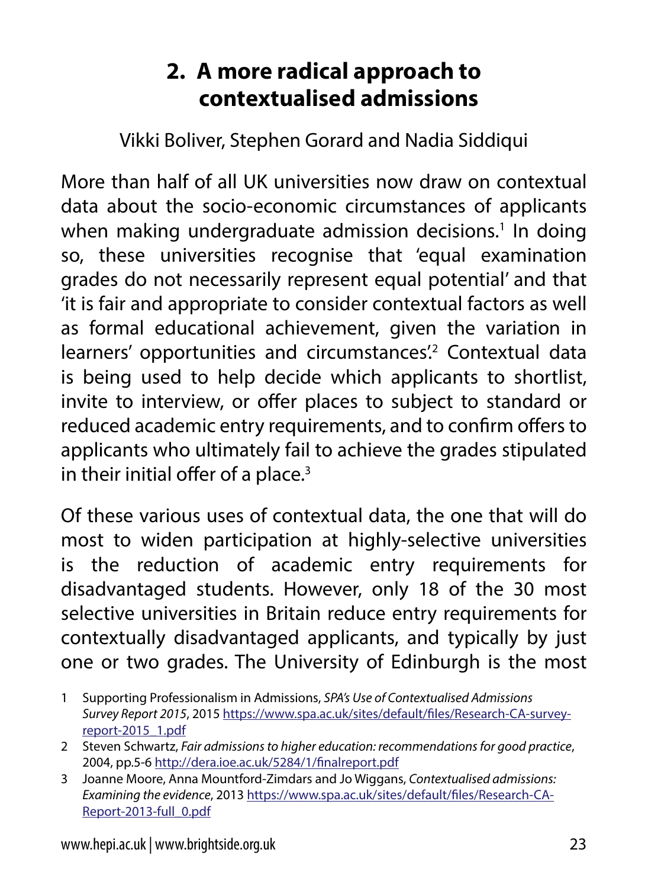## 2. A more radical approach to contextualised admissions

Vikki Boliver, Stephen Gorard and Nadia Siddiqui

More than half of all UK universities now draw on contextual data about the socio-economic circumstances of applicants when making undergraduate admission decisions.[1] In doing so, these universities recognise that 'equal examination grades do not necessarily represent equal potential' and that 'it is fair and appropriate to consider contextual factors as well as formal educational achievement, given the variation in learners' opportunities and circumstances'.[2] Contextual data is being used to help decide which applicants to shortlist, invite to interview, or offer places to subject to standard or reduced academic entry requirements, and to confirm offers to applicants who ultimately fail to achieve the grades stipulated in their initial offer of a place.[3]

Of these various uses of contextual data, the one that will do most to widen participation at highly-selective universities is the reduction of academic entry requirements for disadvantaged students. However, only 18 of the 30 most selective universities in Britain reduce entry requirements for contextually disadvantaged applicants, and typically by just one or two grades. The University of Edinburgh is the most

1 Supporting Professionalism in Admissions, *SPA's Use of Contextualised Admissions Survey Report 2015*, 2015 https://www.spa.ac.uk/sites/default/files/Research-CA-survey-report-2015_1.pdf

2 Steven Schwartz, *Fair admissions to higher education: recommendations for good practice*, 2004, pp.5-6 http://dera.ioe.ac.uk/5284/1/finalreport.pdf

3 Joanne Moore, Anna Mountford-Zimdars and Jo Wiggans, *Contextualised admissions: Examining the evidence*, 2013 https://www.spa.ac.uk/sites/default/files/Research-CA-Report-2013-full_0.pdf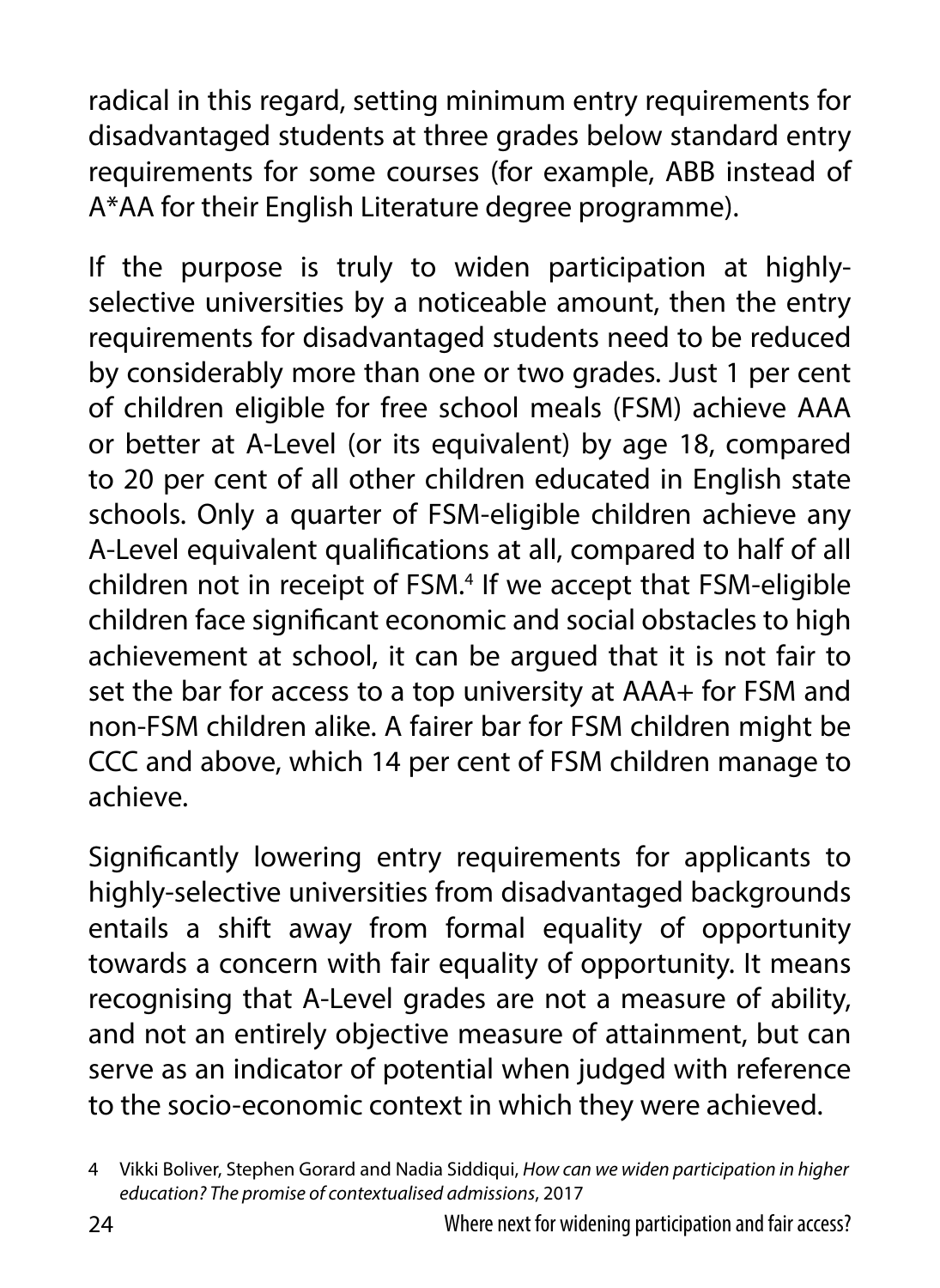radical in this regard, setting minimum entry requirements for disadvantaged students at three grades below standard entry requirements for some courses (for example, ABB instead of A*AA for their English Literature degree programme).

If the purpose is truly to widen participation at highly-selective universities by a noticeable amount, then the entry requirements for disadvantaged students need to be reduced by considerably more than one or two grades. Just 1 per cent of children eligible for free school meals (FSM) achieve AAA or better at A-Level (or its equivalent) by age 18, compared to 20 per cent of all other children educated in English state schools. Only a quarter of FSM-eligible children achieve any A-Level equivalent qualifications at all, compared to half of all children not in receipt of FSM.[4] If we accept that FSM-eligible children face significant economic and social obstacles to high achievement at school, it can be argued that it is not fair to set the bar for access to a top university at AAA+ for FSM and non-FSM children alike. A fairer bar for FSM children might be CCC and above, which 14 per cent of FSM children manage to achieve.

Significantly lowering entry requirements for applicants to highly-selective universities from disadvantaged backgrounds entails a shift away from formal equality of opportunity towards a concern with fair equality of opportunity. It means recognising that A-Level grades are not a measure of ability, and not an entirely objective measure of attainment, but can serve as an indicator of potential when judged with reference to the socio-economic context in which they were achieved.

4 Vikki Boliver, Stephen Gorard and Nadia Siddiqui, *How can we widen participation in higher education? The promise of contextualised admissions*, 2017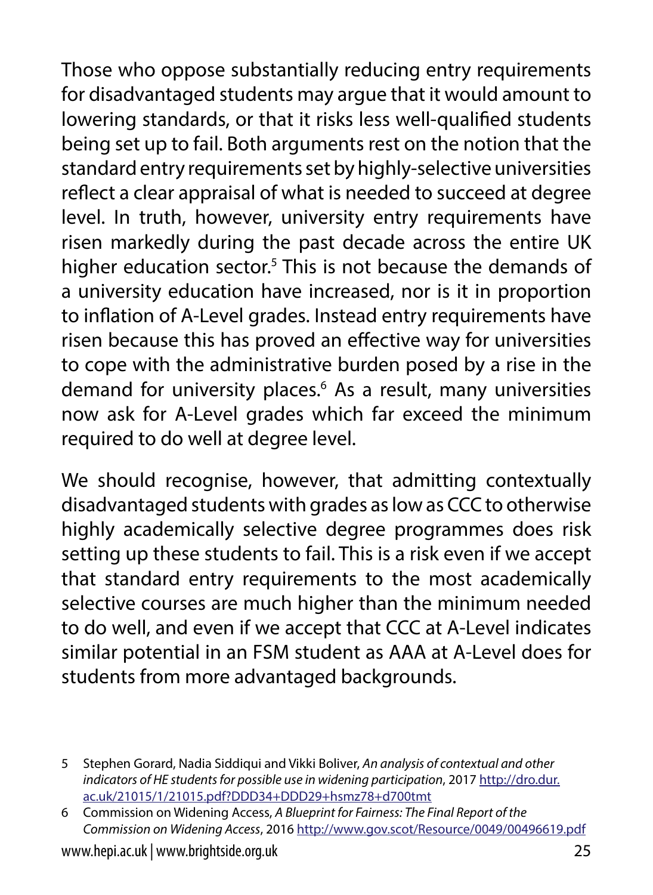Those who oppose substantially reducing entry requirements for disadvantaged students may argue that it would amount to lowering standards, or that it risks less well-qualified students being set up to fail. Both arguments rest on the notion that the standard entry requirements set by highly-selective universities reflect a clear appraisal of what is needed to succeed at degree level. In truth, however, university entry requirements have risen markedly during the past decade across the entire UK higher education sector.[5] This is not because the demands of a university education have increased, nor is it in proportion to inflation of A-Level grades. Instead entry requirements have risen because this has proved an effective way for universities to cope with the administrative burden posed by a rise in the demand for university places.[6] As a result, many universities now ask for A-Level grades which far exceed the minimum required to do well at degree level.

We should recognise, however, that admitting contextually disadvantaged students with grades as low as CCC to otherwise highly academically selective degree programmes does risk setting up these students to fail. This is a risk even if we accept that standard entry requirements to the most academically selective courses are much higher than the minimum needed to do well, and even if we accept that CCC at A-Level indicates similar potential in an FSM student as AAA at A-Level does for students from more advantaged backgrounds.

5 Stephen Gorard, Nadia Siddiqui and Vikki Boliver, *An analysis of contextual and other indicators of HE students for possible use in widening participation*, 2017 http://dro.dur.ac.uk/21015/1/21015.pdf?DDD34+DDD29+hsmz78+d700tmt

6 Commission on Widening Access, *A Blueprint for Fairness: The Final Report of the Commission on Widening Access*, 2016 http://www.gov.scot/Resource/0049/00496619.pdf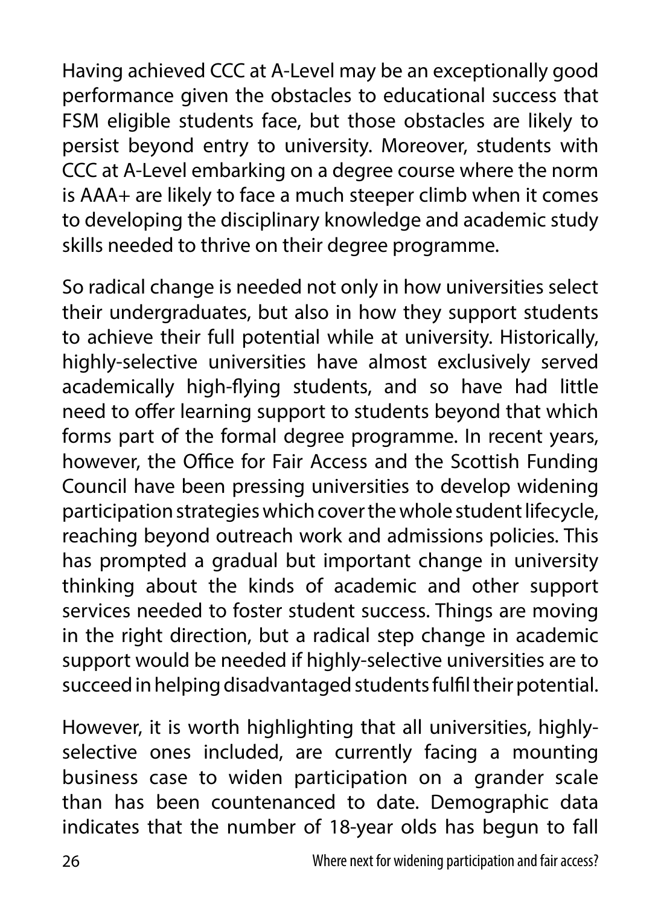Having achieved CCC at A-Level may be an exceptionally good performance given the obstacles to educational success that FSM eligible students face, but those obstacles are likely to persist beyond entry to university. Moreover, students with CCC at A-Level embarking on a degree course where the norm is AAA+ are likely to face a much steeper climb when it comes to developing the disciplinary knowledge and academic study skills needed to thrive on their degree programme.

So radical change is needed not only in how universities select their undergraduates, but also in how they support students to achieve their full potential while at university. Historically, highly-selective universities have almost exclusively served academically high-flying students, and so have had little need to offer learning support to students beyond that which forms part of the formal degree programme. In recent years, however, the Office for Fair Access and the Scottish Funding Council have been pressing universities to develop widening participation strategies which cover the whole student lifecycle, reaching beyond outreach work and admissions policies. This has prompted a gradual but important change in university thinking about the kinds of academic and other support services needed to foster student success. Things are moving in the right direction, but a radical step change in academic support would be needed if highly-selective universities are to succeed in helping disadvantaged students fulfil their potential.

However, it is worth highlighting that all universities, highly-selective ones included, are currently facing a mounting business case to widen participation on a grander scale than has been countenanced to date. Demographic data indicates that the number of 18-year olds has begun to fall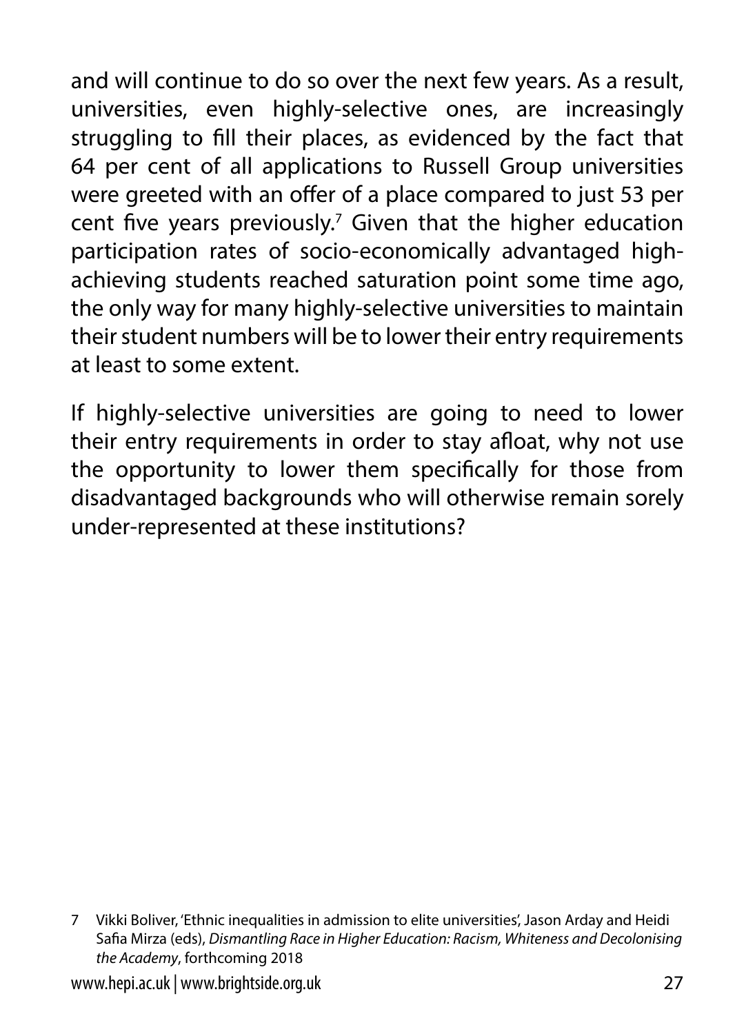and will continue to do so over the next few years. As a result, universities, even highly-selective ones, are increasingly struggling to fill their places, as evidenced by the fact that 64 per cent of all applications to Russell Group universities were greeted with an offer of a place compared to just 53 per cent five years previously.[7] Given that the higher education participation rates of socio-economically advantaged high-achieving students reached saturation point some time ago, the only way for many highly-selective universities to maintain their student numbers will be to lower their entry requirements at least to some extent.

If highly-selective universities are going to need to lower their entry requirements in order to stay afloat, why not use the opportunity to lower them specifically for those from disadvantaged backgrounds who will otherwise remain sorely under-represented at these institutions?

7 Vikki Boliver, 'Ethnic inequalities in admission to elite universities', Jason Arday and Heidi Safia Mirza (eds), *Dismantling Race in Higher Education: Racism, Whiteness and Decolonising the Academy*, forthcoming 2018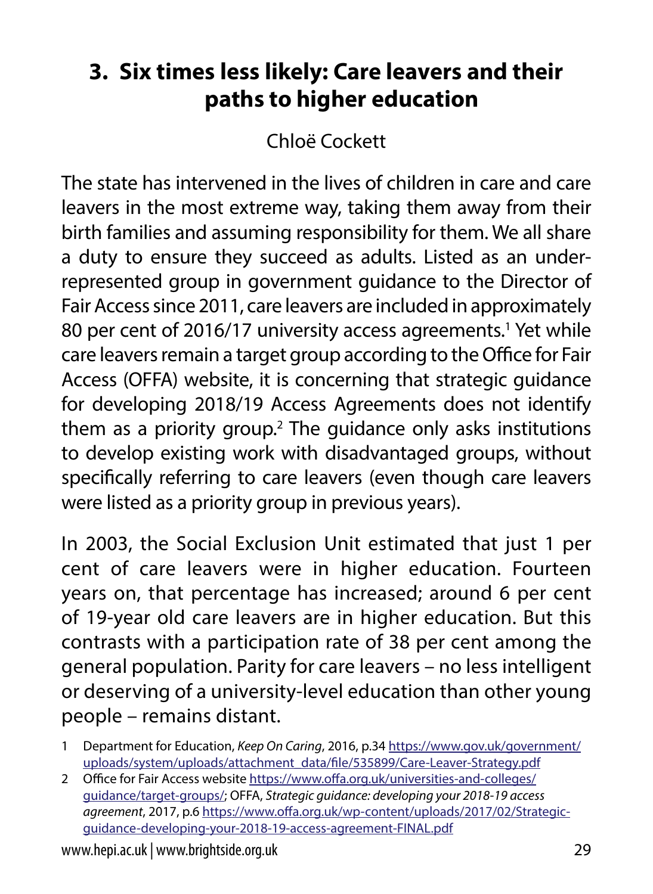## 3. Six times less likely: Care leavers and their paths to higher education

Chloë Cockett

The state has intervened in the lives of children in care and care leavers in the most extreme way, taking them away from their birth families and assuming responsibility for them. We all share a duty to ensure they succeed as adults. Listed as an under-represented group in government guidance to the Director of Fair Access since 2011, care leavers are included in approximately 80 per cent of 2016/17 university access agreements.[1] Yet while care leavers remain a target group according to the Office for Fair Access (OFFA) website, it is concerning that strategic guidance for developing 2018/19 Access Agreements does not identify them as a priority group.[2] The guidance only asks institutions to develop existing work with disadvantaged groups, without specifically referring to care leavers (even though care leavers were listed as a priority group in previous years).

In 2003, the Social Exclusion Unit estimated that just 1 per cent of care leavers were in higher education. Fourteen years on, that percentage has increased; around 6 per cent of 19-year old care leavers are in higher education. But this contrasts with a participation rate of 38 per cent among the general population. Parity for care leavers – no less intelligent or deserving of a university-level education than other young people – remains distant.

1 Department for Education, *Keep On Caring*, 2016, p.34 https://www.gov.uk/government/uploads/system/uploads/attachment_data/file/535899/Care-Leaver-Strategy.pdf

2 Office for Fair Access website https://www.offa.org.uk/universities-and-colleges/guidance/target-groups/; OFFA, *Strategic guidance: developing your 2018-19 access agreement*, 2017, p.6 https://www.offa.org.uk/wp-content/uploads/2017/02/Strategic-guidance-developing-your-2018-19-access-agreement-FINAL.pdf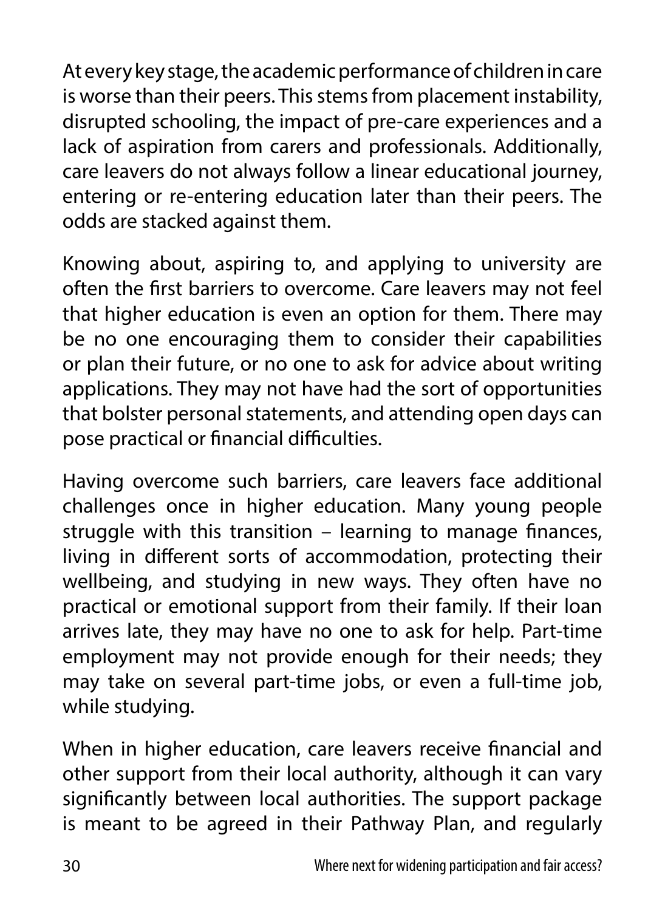At every key stage, the academic performance of children in care is worse than their peers. This stems from placement instability, disrupted schooling, the impact of pre-care experiences and a lack of aspiration from carers and professionals. Additionally, care leavers do not always follow a linear educational journey, entering or re-entering education later than their peers. The odds are stacked against them.

Knowing about, aspiring to, and applying to university are often the first barriers to overcome. Care leavers may not feel that higher education is even an option for them. There may be no one encouraging them to consider their capabilities or plan their future, or no one to ask for advice about writing applications. They may not have had the sort of opportunities that bolster personal statements, and attending open days can pose practical or financial difficulties.

Having overcome such barriers, care leavers face additional challenges once in higher education. Many young people struggle with this transition – learning to manage finances, living in different sorts of accommodation, protecting their wellbeing, and studying in new ways. They often have no practical or emotional support from their family. If their loan arrives late, they may have no one to ask for help. Part-time employment may not provide enough for their needs; they may take on several part-time jobs, or even a full-time job, while studying.

When in higher education, care leavers receive financial and other support from their local authority, although it can vary significantly between local authorities. The support package is meant to be agreed in their Pathway Plan, and regularly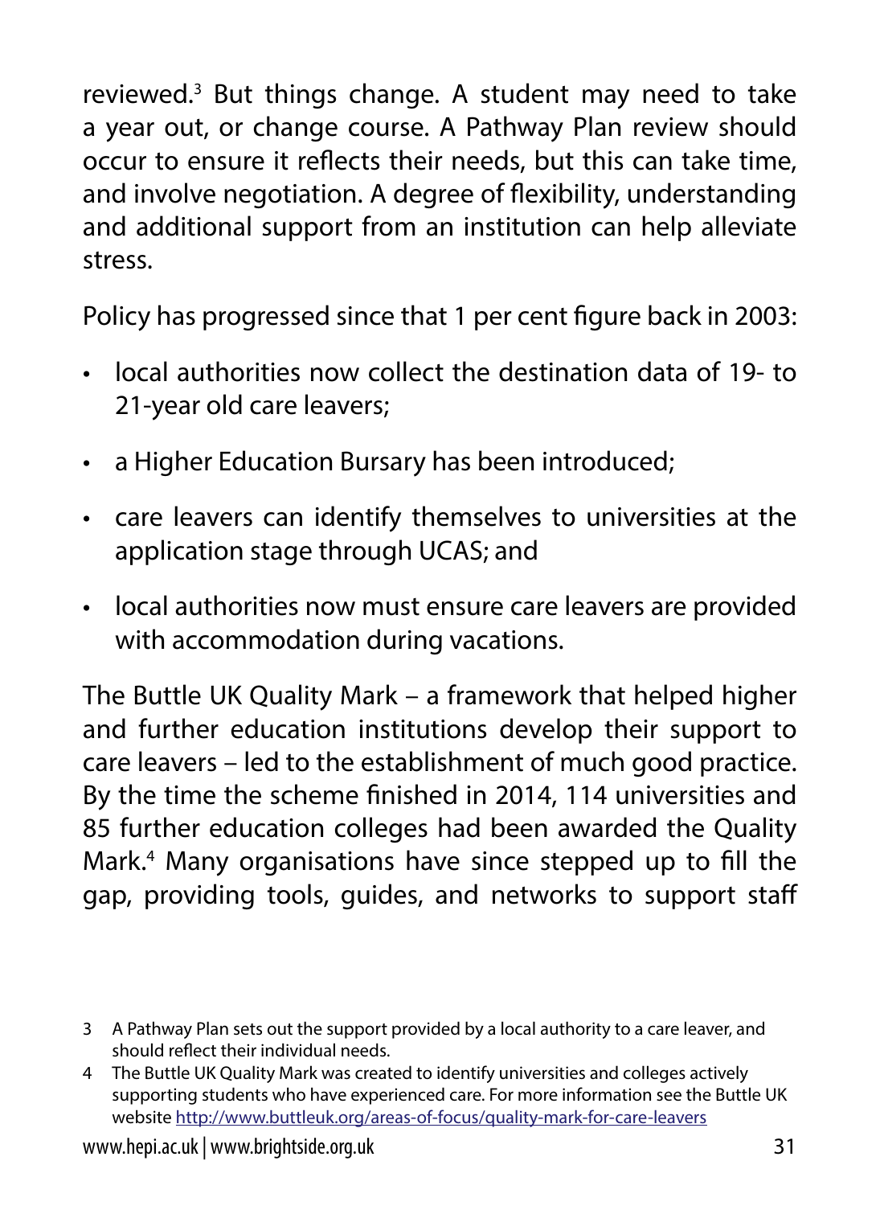reviewed.[3] But things change. A student may need to take a year out, or change course. A Pathway Plan review should occur to ensure it reflects their needs, but this can take time, and involve negotiation. A degree of flexibility, understanding and additional support from an institution can help alleviate stress.

Policy has progressed since that 1 per cent figure back in 2003:

- local authorities now collect the destination data of 19- to 21-year old care leavers;
- a Higher Education Bursary has been introduced;
- care leavers can identify themselves to universities at the application stage through UCAS; and
- local authorities now must ensure care leavers are provided with accommodation during vacations.

The Buttle UK Quality Mark – a framework that helped higher and further education institutions develop their support to care leavers – led to the establishment of much good practice. By the time the scheme finished in 2014, 114 universities and 85 further education colleges had been awarded the Quality Mark.[4] Many organisations have since stepped up to fill the gap, providing tools, guides, and networks to support staff

3 A Pathway Plan sets out the support provided by a local authority to a care leaver, and should reflect their individual needs.

4 The Buttle UK Quality Mark was created to identify universities and colleges actively supporting students who have experienced care. For more information see the Buttle UK website http://www.buttleuk.org/areas-of-focus/quality-mark-for-care-leavers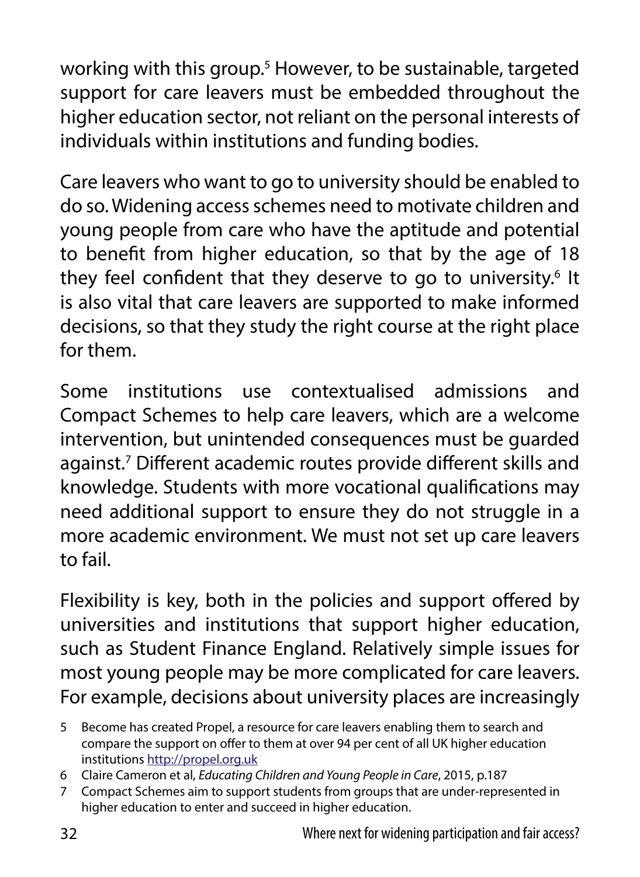working with this group.[5] However, to be sustainable, targeted support for care leavers must be embedded throughout the higher education sector, not reliant on the personal interests of individuals within institutions and funding bodies.

Care leavers who want to go to university should be enabled to do so. Widening access schemes need to motivate children and young people from care who have the aptitude and potential to benefit from higher education, so that by the age of 18 they feel confident that they deserve to go to university.[6] It is also vital that care leavers are supported to make informed decisions, so that they study the right course at the right place for them.

Some institutions use contextualised admissions and Compact Schemes to help care leavers, which are a welcome intervention, but unintended consequences must be guarded against.[7] Different academic routes provide different skills and knowledge. Students with more vocational qualifications may need additional support to ensure they do not struggle in a more academic environment. We must not set up care leavers to fail.

Flexibility is key, both in the policies and support offered by universities and institutions that support higher education, such as Student Finance England. Relatively simple issues for most young people may be more complicated for care leavers. For example, decisions about university places are increasingly

5 Become has created Propel, a resource for care leavers enabling them to search and compare the support on offer to them at over 94 per cent of all UK higher education institutions http://propel.org.uk

6 Claire Cameron et al, *Educating Children and Young People in Care*, 2015, p.187

7 Compact Schemes aim to support students from groups that are under-represented in higher education to enter and succeed in higher education.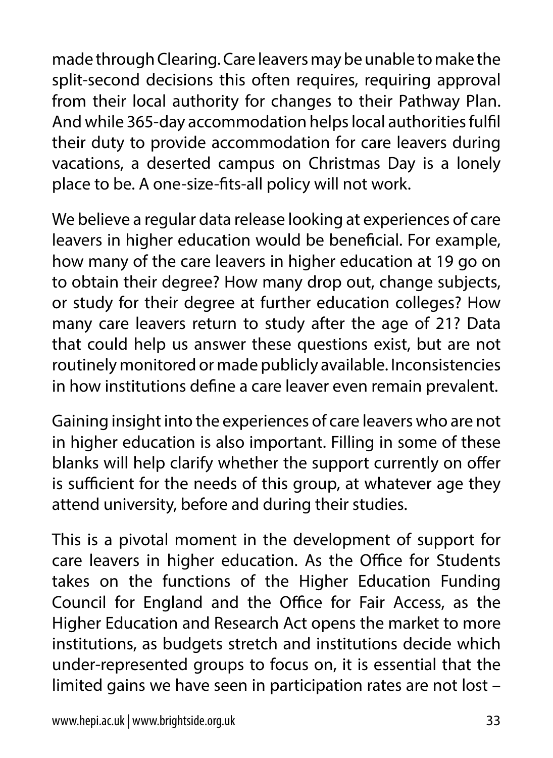made through Clearing. Care leavers may be unable to make the split-second decisions this often requires, requiring approval from their local authority for changes to their Pathway Plan. And while 365-day accommodation helps local authorities fulfil their duty to provide accommodation for care leavers during vacations, a deserted campus on Christmas Day is a lonely place to be. A one-size-fits-all policy will not work.

We believe a regular data release looking at experiences of care leavers in higher education would be beneficial. For example, how many of the care leavers in higher education at 19 go on to obtain their degree? How many drop out, change subjects, or study for their degree at further education colleges? How many care leavers return to study after the age of 21? Data that could help us answer these questions exist, but are not routinely monitored or made publicly available. Inconsistencies in how institutions define a care leaver even remain prevalent.

Gaining insight into the experiences of care leavers who are not in higher education is also important. Filling in some of these blanks will help clarify whether the support currently on offer is sufficient for the needs of this group, at whatever age they attend university, before and during their studies.

This is a pivotal moment in the development of support for care leavers in higher education. As the Office for Students takes on the functions of the Higher Education Funding Council for England and the Office for Fair Access, as the Higher Education and Research Act opens the market to more institutions, as budgets stretch and institutions decide which under-represented groups to focus on, it is essential that the limited gains we have seen in participation rates are not lost –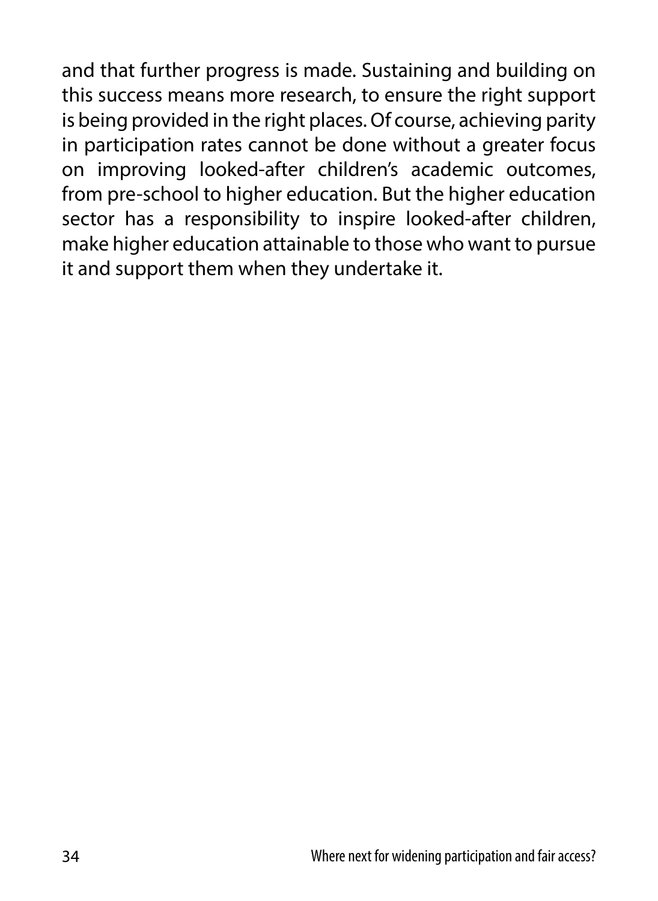and that further progress is made. Sustaining and building on this success means more research, to ensure the right support is being provided in the right places. Of course, achieving parity in participation rates cannot be done without a greater focus on improving looked-after children's academic outcomes, from pre-school to higher education. But the higher education sector has a responsibility to inspire looked-after children, make higher education attainable to those who want to pursue it and support them when they undertake it.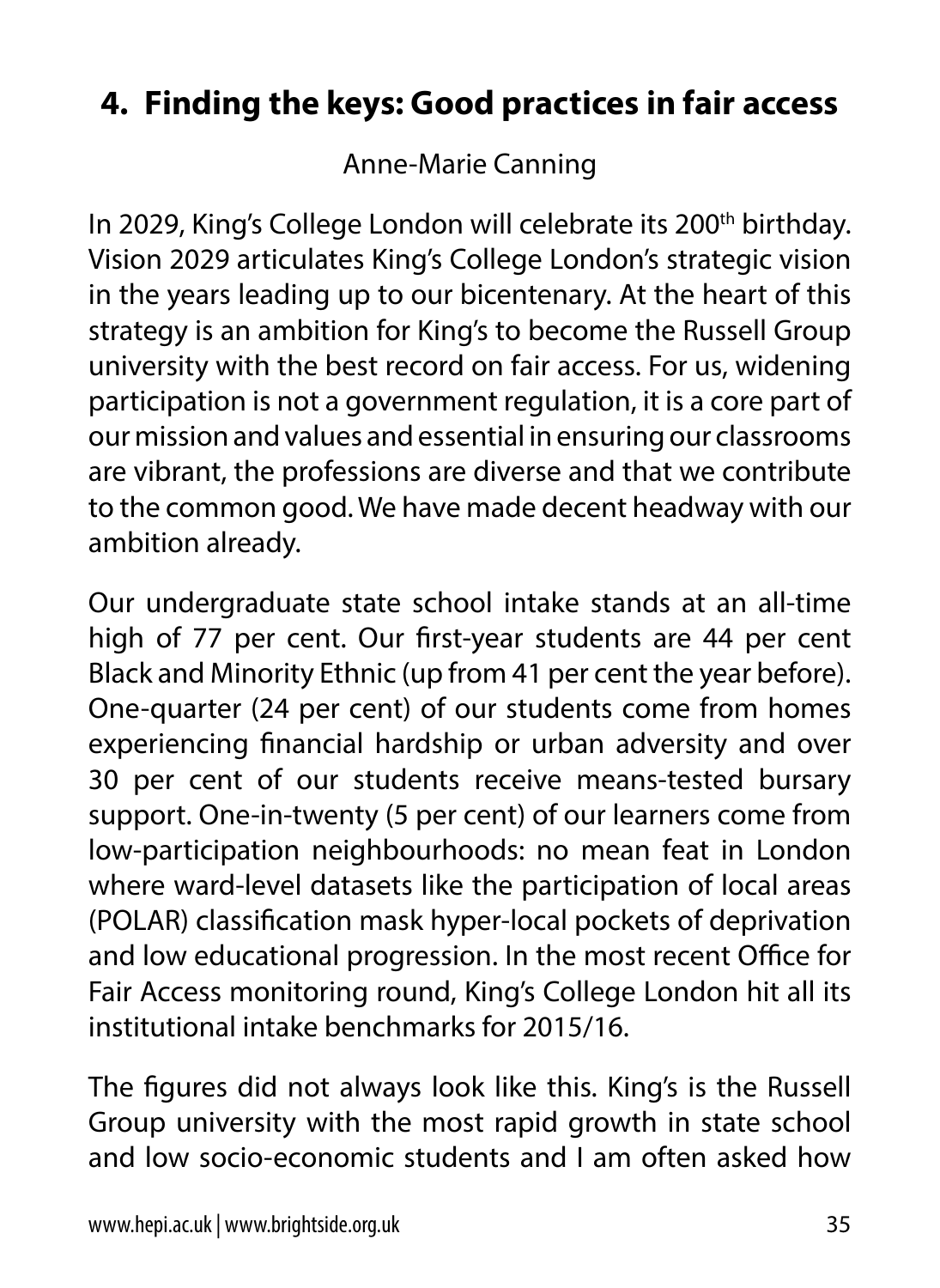## 4. Finding the keys: Good practices in fair access

Anne-Marie Canning

In 2029, King's College London will celebrate its 200th birthday. Vision 2029 articulates King's College London's strategic vision in the years leading up to our bicentenary. At the heart of this strategy is an ambition for King's to become the Russell Group university with the best record on fair access. For us, widening participation is not a government regulation, it is a core part of our mission and values and essential in ensuring our classrooms are vibrant, the professions are diverse and that we contribute to the common good. We have made decent headway with our ambition already.

Our undergraduate state school intake stands at an all-time high of 77 per cent. Our first-year students are 44 per cent Black and Minority Ethnic (up from 41 per cent the year before). One-quarter (24 per cent) of our students come from homes experiencing financial hardship or urban adversity and over 30 per cent of our students receive means-tested bursary support. One-in-twenty (5 per cent) of our learners come from low-participation neighbourhoods: no mean feat in London where ward-level datasets like the participation of local areas (POLAR) classification mask hyper-local pockets of deprivation and low educational progression. In the most recent Office for Fair Access monitoring round, King's College London hit all its institutional intake benchmarks for 2015/16.

The figures did not always look like this. King's is the Russell Group university with the most rapid growth in state school and low socio-economic students and I am often asked how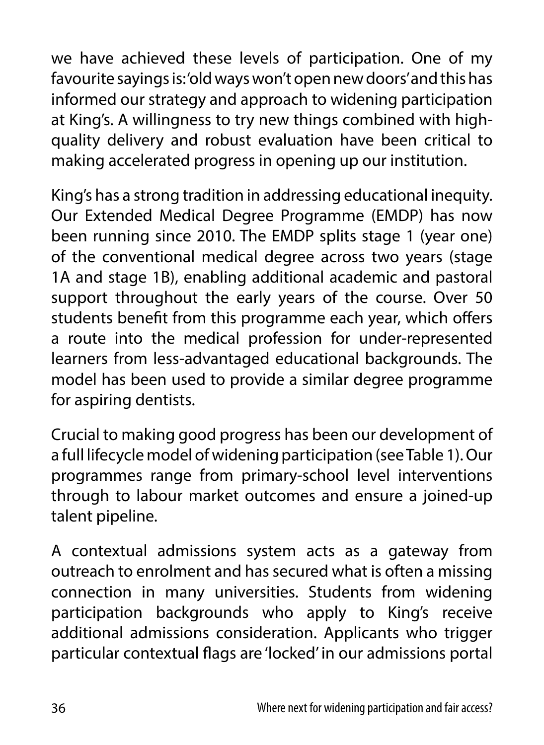we have achieved these levels of participation. One of my favourite sayings is: 'old ways won't open new doors' and this has informed our strategy and approach to widening participation at King's. A willingness to try new things combined with high-quality delivery and robust evaluation have been critical to making accelerated progress in opening up our institution.

King's has a strong tradition in addressing educational inequity. Our Extended Medical Degree Programme (EMDP) has now been running since 2010. The EMDP splits stage 1 (year one) of the conventional medical degree across two years (stage 1A and stage 1B), enabling additional academic and pastoral support throughout the early years of the course. Over 50 students benefit from this programme each year, which offers a route into the medical profession for under-represented learners from less-advantaged educational backgrounds. The model has been used to provide a similar degree programme for aspiring dentists.

Crucial to making good progress has been our development of a full lifecycle model of widening participation (see Table 1). Our programmes range from primary-school level interventions through to labour market outcomes and ensure a joined-up talent pipeline.

A contextual admissions system acts as a gateway from outreach to enrolment and has secured what is often a missing connection in many universities. Students from widening participation backgrounds who apply to King's receive additional admissions consideration. Applicants who trigger particular contextual flags are 'locked' in our admissions portal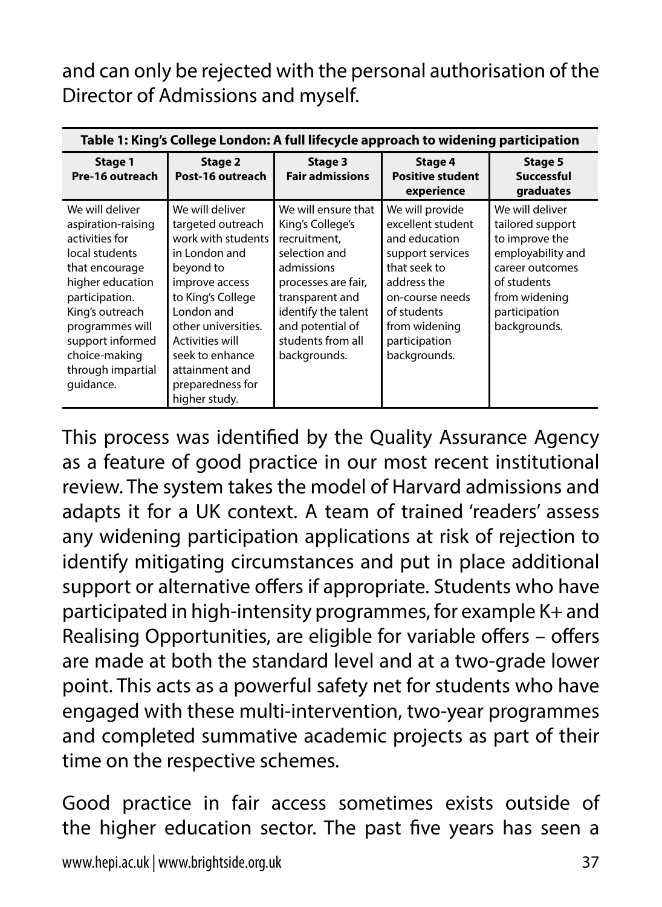and can only be rejected with the personal authorisation of the Director of Admissions and myself.

**Table 1: King's College London: A full lifecycle approach to widening participation**

| Stage 1 Pre-16 outreach | Stage 2 Post-16 outreach | Stage 3 Fair admissions | Stage 4 Positive student experience | Stage 5 Successful graduates |
|---|---|---|---|---|
| We will deliver aspiration-raising activities for local students that encourage higher education participation. King's outreach programmes will support informed choice-making through impartial guidance. | We will deliver targeted outreach work with students in London and beyond to improve access to King's College London and other universities. Activities will seek to enhance attainment and preparedness for higher study. | We will ensure that King's College's recruitment, selection and admissions processes are fair, transparent and identify the talent and potential of students from all backgrounds. | We will provide excellent student and education support services that seek to address the on-course needs of students from widening participation backgrounds. | We will deliver tailored support to improve the employability and career outcomes of students from widening participation backgrounds. |

This process was identified by the Quality Assurance Agency as a feature of good practice in our most recent institutional review. The system takes the model of Harvard admissions and adapts it for a UK context. A team of trained 'readers' assess any widening participation applications at risk of rejection to identify mitigating circumstances and put in place additional support or alternative offers if appropriate. Students who have participated in high-intensity programmes, for example K+ and Realising Opportunities, are eligible for variable offers – offers are made at both the standard level and at a two-grade lower point. This acts as a powerful safety net for students who have engaged with these multi-intervention, two-year programmes and completed summative academic projects as part of their time on the respective schemes.

Good practice in fair access sometimes exists outside of the higher education sector. The past five years has seen a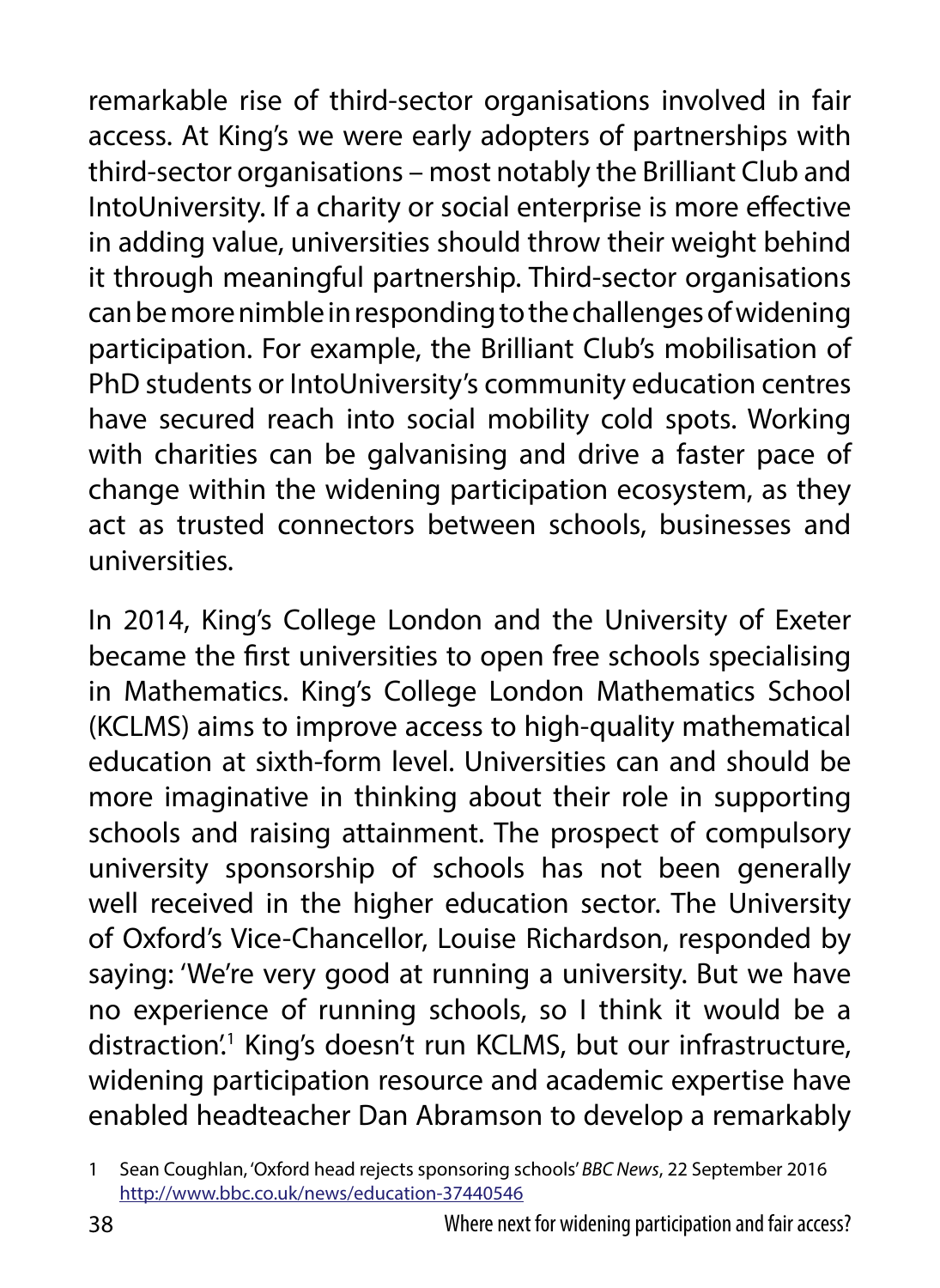remarkable rise of third-sector organisations involved in fair access. At King's we were early adopters of partnerships with third-sector organisations – most notably the Brilliant Club and IntoUniversity. If a charity or social enterprise is more effective in adding value, universities should throw their weight behind it through meaningful partnership. Third-sector organisations can be more nimble in responding to the challenges of widening participation. For example, the Brilliant Club's mobilisation of PhD students or IntoUniversity's community education centres have secured reach into social mobility cold spots. Working with charities can be galvanising and drive a faster pace of change within the widening participation ecosystem, as they act as trusted connectors between schools, businesses and universities.

In 2014, King's College London and the University of Exeter became the first universities to open free schools specialising in Mathematics. King's College London Mathematics School (KCLMS) aims to improve access to high-quality mathematical education at sixth-form level. Universities can and should be more imaginative in thinking about their role in supporting schools and raising attainment. The prospect of compulsory university sponsorship of schools has not been generally well received in the higher education sector. The University of Oxford's Vice-Chancellor, Louise Richardson, responded by saying: 'We're very good at running a university. But we have no experience of running schools, so I think it would be a distraction'.[1] King's doesn't run KCLMS, but our infrastructure, widening participation resource and academic expertise have enabled headteacher Dan Abramson to develop a remarkably

1 Sean Coughlan, 'Oxford head rejects sponsoring schools' *BBC News*, 22 September 2016 http://www.bbc.co.uk/news/education-37440546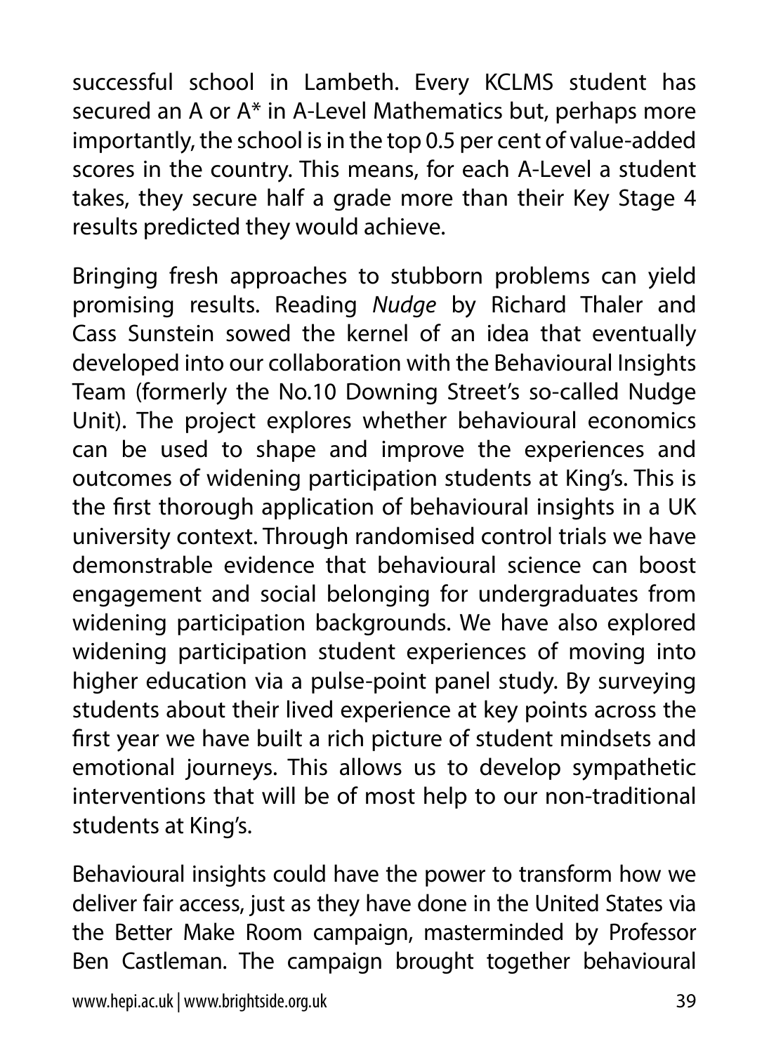successful school in Lambeth. Every KCLMS student has secured an A or A* in A-Level Mathematics but, perhaps more importantly, the school is in the top 0.5 per cent of value-added scores in the country. This means, for each A-Level a student takes, they secure half a grade more than their Key Stage 4 results predicted they would achieve.

Bringing fresh approaches to stubborn problems can yield promising results. Reading *Nudge* by Richard Thaler and Cass Sunstein sowed the kernel of an idea that eventually developed into our collaboration with the Behavioural Insights Team (formerly the No.10 Downing Street's so-called Nudge Unit). The project explores whether behavioural economics can be used to shape and improve the experiences and outcomes of widening participation students at King's. This is the first thorough application of behavioural insights in a UK university context. Through randomised control trials we have demonstrable evidence that behavioural science can boost engagement and social belonging for undergraduates from widening participation backgrounds. We have also explored widening participation student experiences of moving into higher education via a pulse-point panel study. By surveying students about their lived experience at key points across the first year we have built a rich picture of student mindsets and emotional journeys. This allows us to develop sympathetic interventions that will be of most help to our non-traditional students at King's.

Behavioural insights could have the power to transform how we deliver fair access, just as they have done in the United States via the Better Make Room campaign, masterminded by Professor Ben Castleman. The campaign brought together behavioural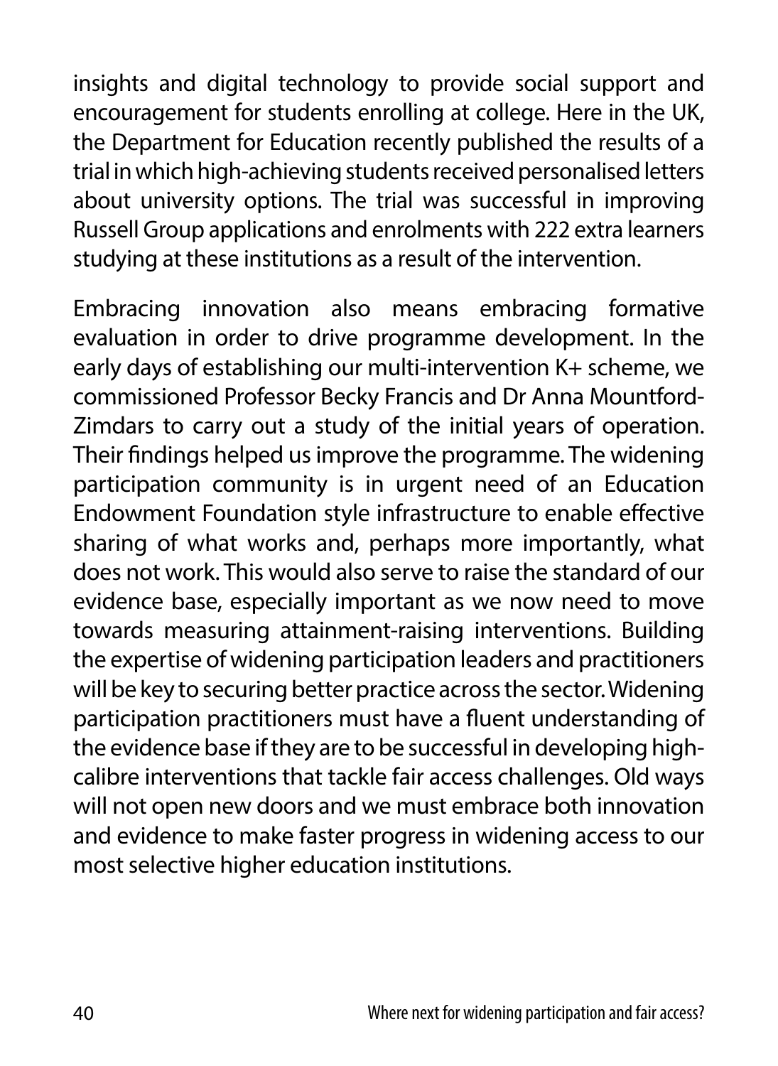insights and digital technology to provide social support and encouragement for students enrolling at college. Here in the UK, the Department for Education recently published the results of a trial in which high-achieving students received personalised letters about university options. The trial was successful in improving Russell Group applications and enrolments with 222 extra learners studying at these institutions as a result of the intervention.

Embracing innovation also means embracing formative evaluation in order to drive programme development. In the early days of establishing our multi-intervention K+ scheme, we commissioned Professor Becky Francis and Dr Anna Mountford-Zimdars to carry out a study of the initial years of operation. Their findings helped us improve the programme. The widening participation community is in urgent need of an Education Endowment Foundation style infrastructure to enable effective sharing of what works and, perhaps more importantly, what does not work. This would also serve to raise the standard of our evidence base, especially important as we now need to move towards measuring attainment-raising interventions. Building the expertise of widening participation leaders and practitioners will be key to securing better practice across the sector. Widening participation practitioners must have a fluent understanding of the evidence base if they are to be successful in developing high-calibre interventions that tackle fair access challenges. Old ways will not open new doors and we must embrace both innovation and evidence to make faster progress in widening access to our most selective higher education institutions.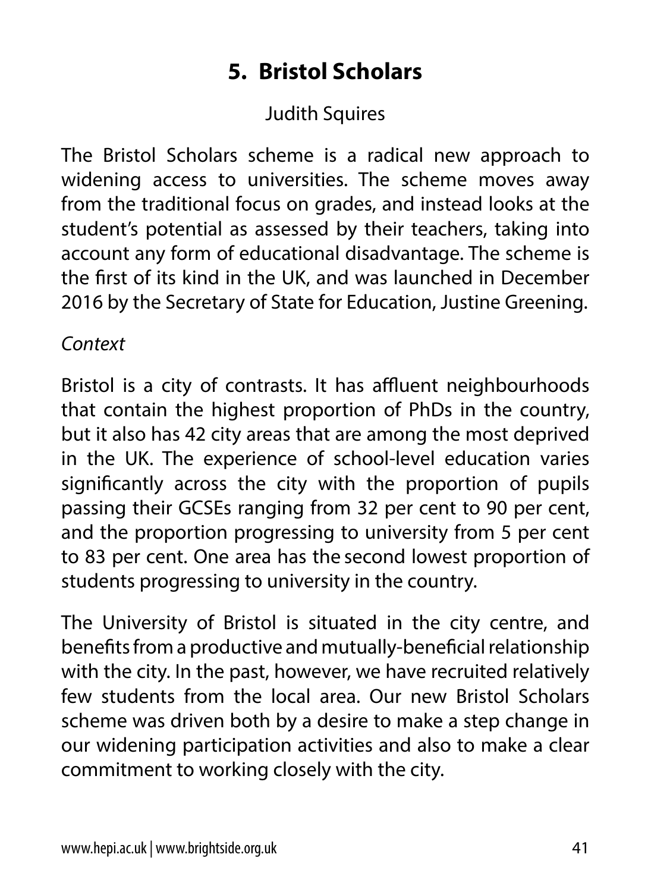# 5. Bristol Scholars

Judith Squires

The Bristol Scholars scheme is a radical new approach to widening access to universities. The scheme moves away from the traditional focus on grades, and instead looks at the student's potential as assessed by their teachers, taking into account any form of educational disadvantage. The scheme is the first of its kind in the UK, and was launched in December 2016 by the Secretary of State for Education, Justine Greening.

*Context*

Bristol is a city of contrasts. It has affluent neighbourhoods that contain the highest proportion of PhDs in the country, but it also has 42 city areas that are among the most deprived in the UK. The experience of school-level education varies significantly across the city with the proportion of pupils passing their GCSEs ranging from 32 per cent to 90 per cent, and the proportion progressing to university from 5 per cent to 83 per cent. One area has the second lowest proportion of students progressing to university in the country.

The University of Bristol is situated in the city centre, and benefits from a productive and mutually-beneficial relationship with the city. In the past, however, we have recruited relatively few students from the local area. Our new Bristol Scholars scheme was driven both by a desire to make a step change in our widening participation activities and also to make a clear commitment to working closely with the city.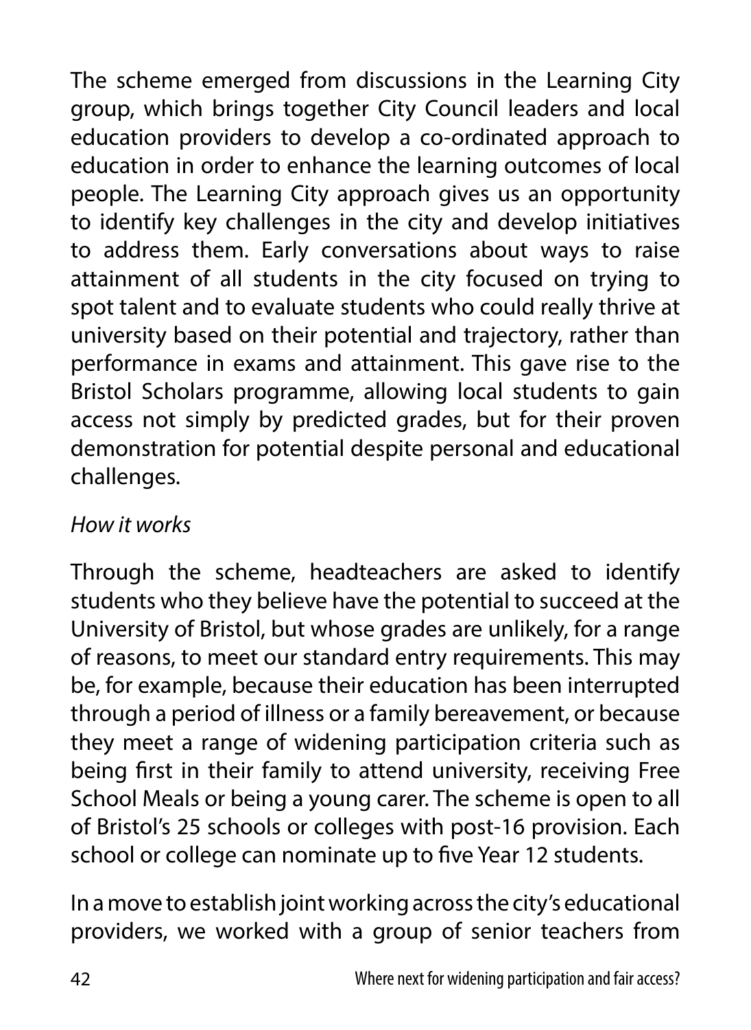The scheme emerged from discussions in the Learning City group, which brings together City Council leaders and local education providers to develop a co-ordinated approach to education in order to enhance the learning outcomes of local people. The Learning City approach gives us an opportunity to identify key challenges in the city and develop initiatives to address them. Early conversations about ways to raise attainment of all students in the city focused on trying to spot talent and to evaluate students who could really thrive at university based on their potential and trajectory, rather than performance in exams and attainment. This gave rise to the Bristol Scholars programme, allowing local students to gain access not simply by predicted grades, but for their proven demonstration for potential despite personal and educational challenges.

*How it works*

Through the scheme, headteachers are asked to identify students who they believe have the potential to succeed at the University of Bristol, but whose grades are unlikely, for a range of reasons, to meet our standard entry requirements. This may be, for example, because their education has been interrupted through a period of illness or a family bereavement, or because they meet a range of widening participation criteria such as being first in their family to attend university, receiving Free School Meals or being a young carer. The scheme is open to all of Bristol's 25 schools or colleges with post-16 provision. Each school or college can nominate up to five Year 12 students.

In a move to establish joint working across the city's educational providers, we worked with a group of senior teachers from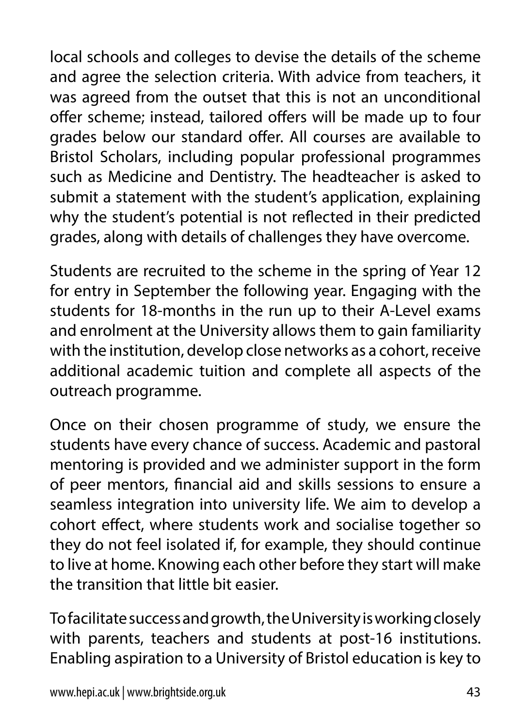local schools and colleges to devise the details of the scheme and agree the selection criteria. With advice from teachers, it was agreed from the outset that this is not an unconditional offer scheme; instead, tailored offers will be made up to four grades below our standard offer. All courses are available to Bristol Scholars, including popular professional programmes such as Medicine and Dentistry. The headteacher is asked to submit a statement with the student's application, explaining why the student's potential is not reflected in their predicted grades, along with details of challenges they have overcome.

Students are recruited to the scheme in the spring of Year 12 for entry in September the following year. Engaging with the students for 18-months in the run up to their A-Level exams and enrolment at the University allows them to gain familiarity with the institution, develop close networks as a cohort, receive additional academic tuition and complete all aspects of the outreach programme.

Once on their chosen programme of study, we ensure the students have every chance of success. Academic and pastoral mentoring is provided and we administer support in the form of peer mentors, financial aid and skills sessions to ensure a seamless integration into university life. We aim to develop a cohort effect, where students work and socialise together so they do not feel isolated if, for example, they should continue to live at home. Knowing each other before they start will make the transition that little bit easier.

To facilitate success and growth, the University is working closely with parents, teachers and students at post-16 institutions. Enabling aspiration to a University of Bristol education is key to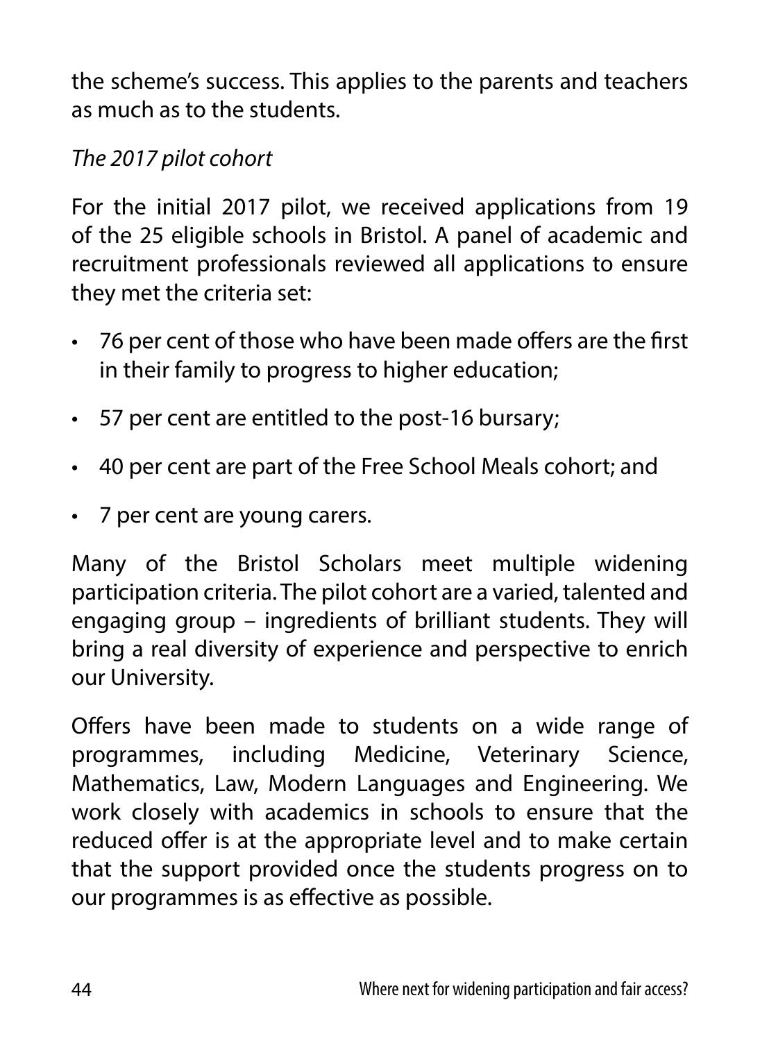the scheme's success. This applies to the parents and teachers as much as to the students.

*The 2017 pilot cohort*

For the initial 2017 pilot, we received applications from 19 of the 25 eligible schools in Bristol. A panel of academic and recruitment professionals reviewed all applications to ensure they met the criteria set:

- 76 per cent of those who have been made offers are the first in their family to progress to higher education;
- 57 per cent are entitled to the post-16 bursary;
- 40 per cent are part of the Free School Meals cohort; and
- 7 per cent are young carers.

Many of the Bristol Scholars meet multiple widening participation criteria. The pilot cohort are a varied, talented and engaging group – ingredients of brilliant students. They will bring a real diversity of experience and perspective to enrich our University.

Offers have been made to students on a wide range of programmes, including Medicine, Veterinary Science, Mathematics, Law, Modern Languages and Engineering. We work closely with academics in schools to ensure that the reduced offer is at the appropriate level and to make certain that the support provided once the students progress on to our programmes is as effective as possible.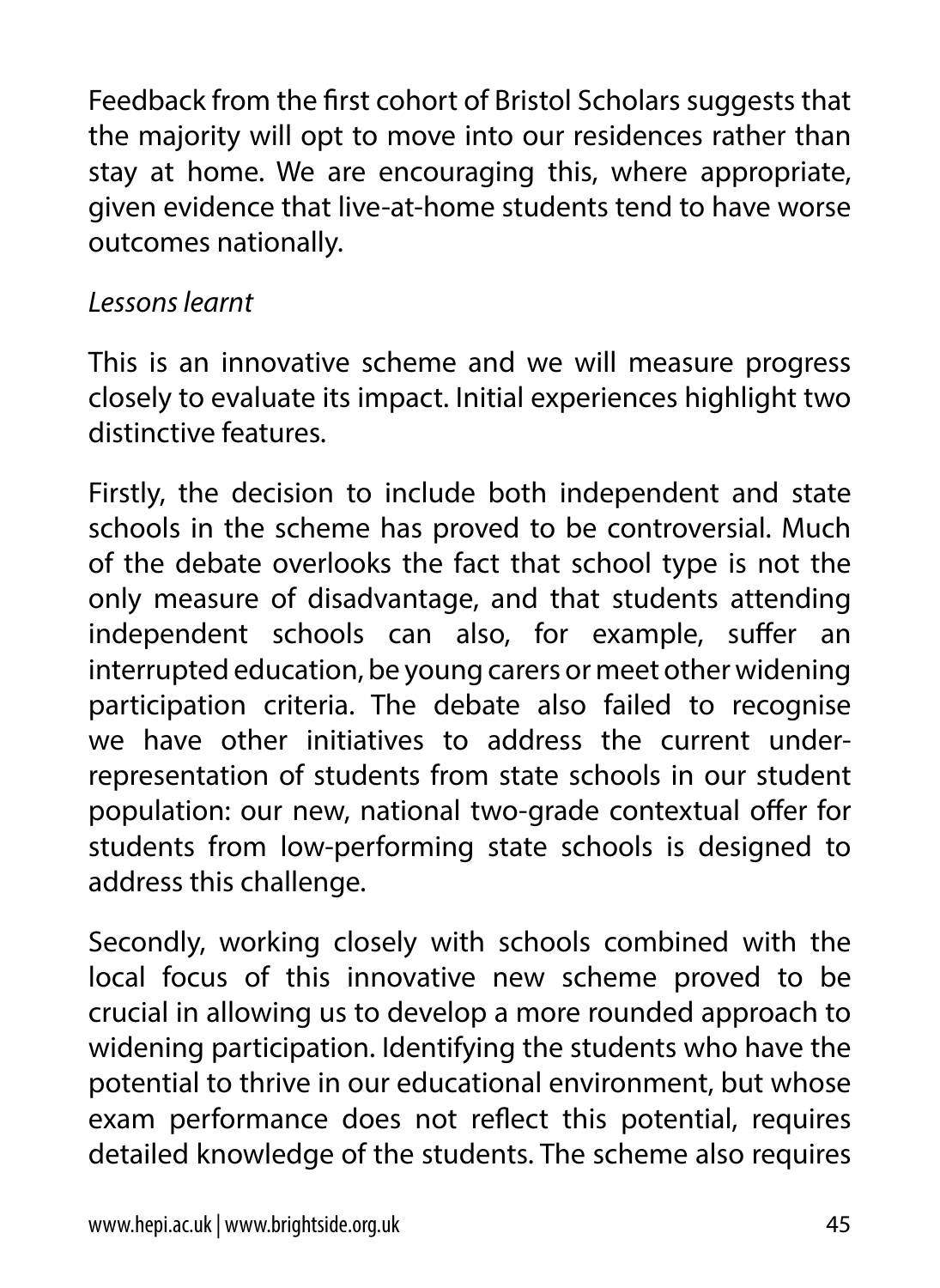Feedback from the first cohort of Bristol Scholars suggests that the majority will opt to move into our residences rather than stay at home. We are encouraging this, where appropriate, given evidence that live-at-home students tend to have worse outcomes nationally.

*Lessons learnt*

This is an innovative scheme and we will measure progress closely to evaluate its impact. Initial experiences highlight two distinctive features.

Firstly, the decision to include both independent and state schools in the scheme has proved to be controversial. Much of the debate overlooks the fact that school type is not the only measure of disadvantage, and that students attending independent schools can also, for example, suffer an interrupted education, be young carers or meet other widening participation criteria. The debate also failed to recognise we have other initiatives to address the current under-representation of students from state schools in our student population: our new, national two-grade contextual offer for students from low-performing state schools is designed to address this challenge.

Secondly, working closely with schools combined with the local focus of this innovative new scheme proved to be crucial in allowing us to develop a more rounded approach to widening participation. Identifying the students who have the potential to thrive in our educational environment, but whose exam performance does not reflect this potential, requires detailed knowledge of the students. The scheme also requires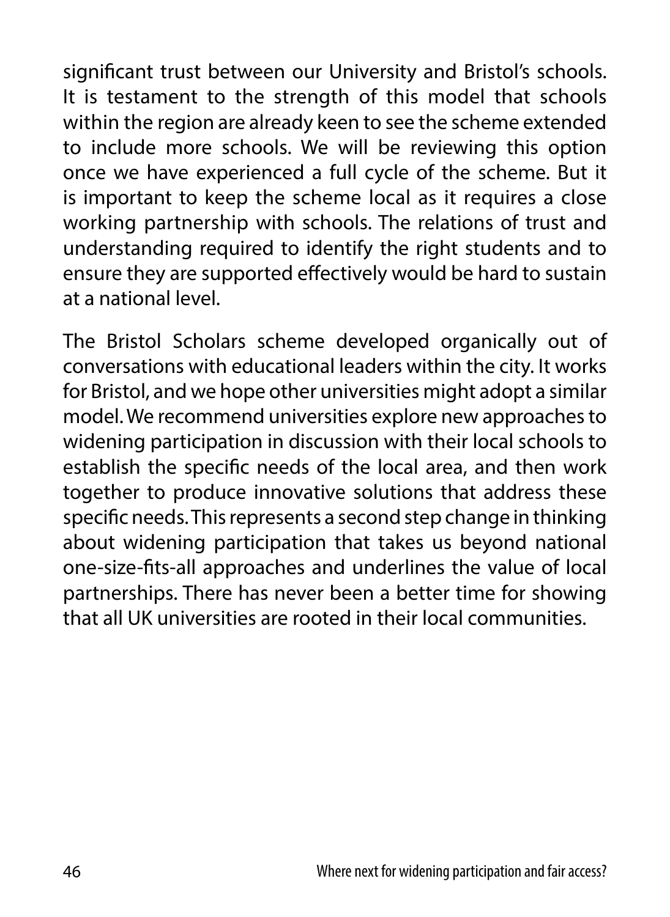significant trust between our University and Bristol's schools. It is testament to the strength of this model that schools within the region are already keen to see the scheme extended to include more schools. We will be reviewing this option once we have experienced a full cycle of the scheme. But it is important to keep the scheme local as it requires a close working partnership with schools. The relations of trust and understanding required to identify the right students and to ensure they are supported effectively would be hard to sustain at a national level.

The Bristol Scholars scheme developed organically out of conversations with educational leaders within the city. It works for Bristol, and we hope other universities might adopt a similar model. We recommend universities explore new approaches to widening participation in discussion with their local schools to establish the specific needs of the local area, and then work together to produce innovative solutions that address these specific needs. This represents a second step change in thinking about widening participation that takes us beyond national one-size-fits-all approaches and underlines the value of local partnerships. There has never been a better time for showing that all UK universities are rooted in their local communities.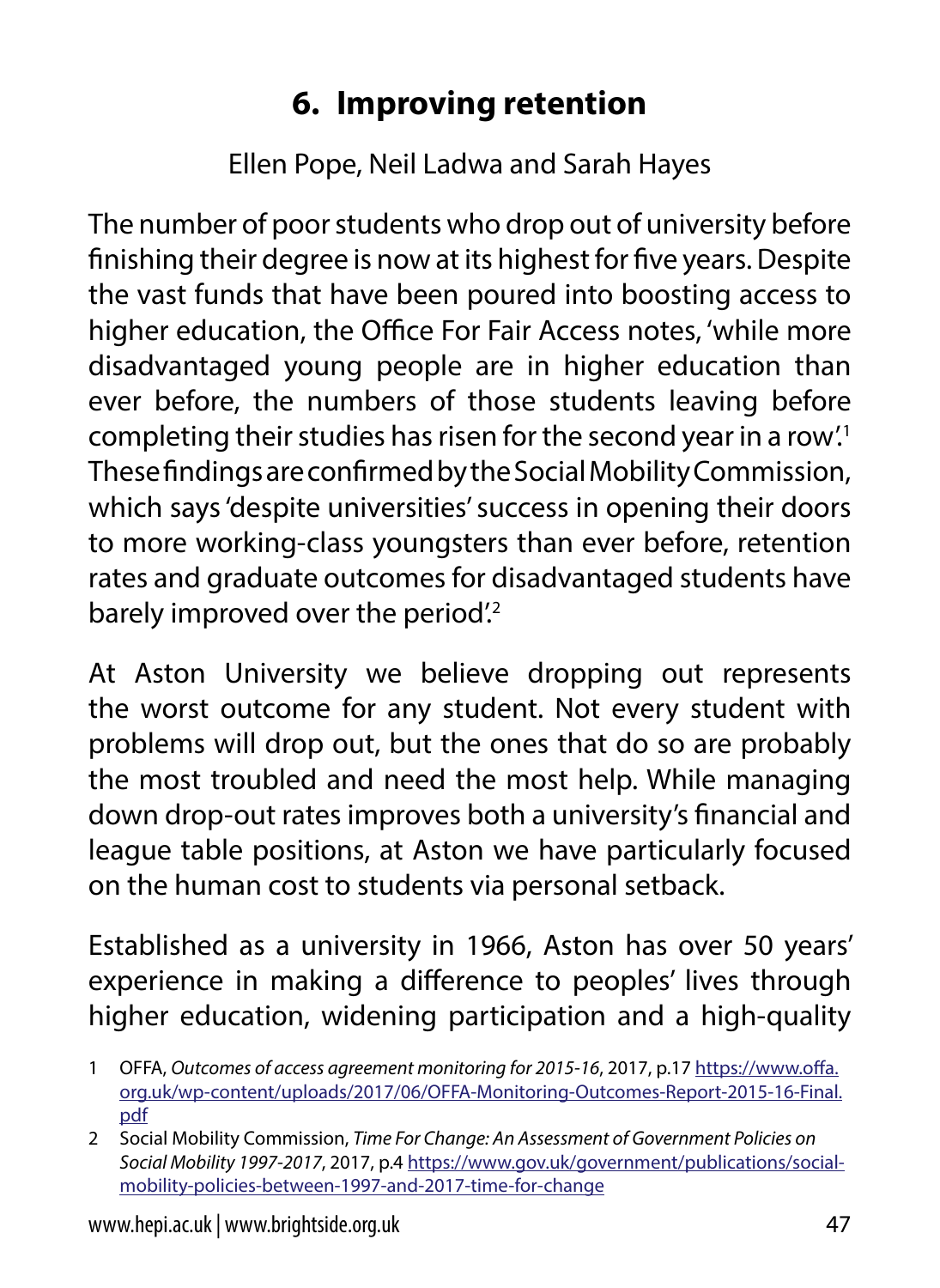# 6. Improving retention

Ellen Pope, Neil Ladwa and Sarah Hayes

The number of poor students who drop out of university before finishing their degree is now at its highest for five years. Despite the vast funds that have been poured into boosting access to higher education, the Office For Fair Access notes, 'while more disadvantaged young people are in higher education than ever before, the numbers of those students leaving before completing their studies has risen for the second year in a row'.[1] These findings are confirmed by the Social Mobility Commission, which says 'despite universities' success in opening their doors to more working-class youngsters than ever before, retention rates and graduate outcomes for disadvantaged students have barely improved over the period'.[2]

At Aston University we believe dropping out represents the worst outcome for any student. Not every student with problems will drop out, but the ones that do so are probably the most troubled and need the most help. While managing down drop-out rates improves both a university's financial and league table positions, at Aston we have particularly focused on the human cost to students via personal setback.

Established as a university in 1966, Aston has over 50 years' experience in making a difference to peoples' lives through higher education, widening participation and a high-quality

1 OFFA, *Outcomes of access agreement monitoring for 2015-16*, 2017, p.17 https://www.offa.org.uk/wp-content/uploads/2017/06/OFFA-Monitoring-Outcomes-Report-2015-16-Final.pdf

2 Social Mobility Commission, *Time For Change: An Assessment of Government Policies on Social Mobility 1997-2017*, 2017, p.4 https://www.gov.uk/government/publications/social-mobility-policies-between-1997-and-2017-time-for-change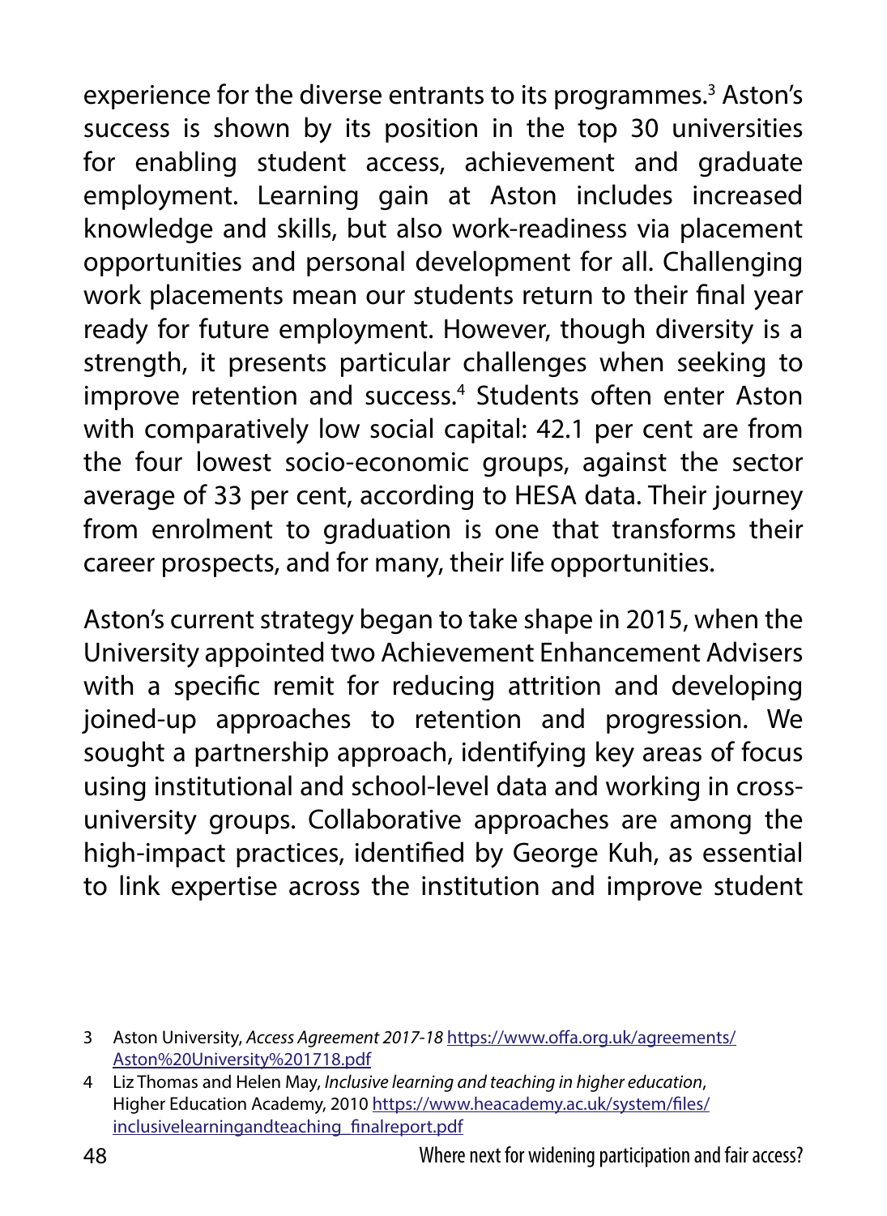experience for the diverse entrants to its programmes.[3] Aston's success is shown by its position in the top 30 universities for enabling student access, achievement and graduate employment. Learning gain at Aston includes increased knowledge and skills, but also work-readiness via placement opportunities and personal development for all. Challenging work placements mean our students return to their final year ready for future employment. However, though diversity is a strength, it presents particular challenges when seeking to improve retention and success.[4] Students often enter Aston with comparatively low social capital: 42.1 per cent are from the four lowest socio-economic groups, against the sector average of 33 per cent, according to HESA data. Their journey from enrolment to graduation is one that transforms their career prospects, and for many, their life opportunities.

Aston's current strategy began to take shape in 2015, when the University appointed two Achievement Enhancement Advisers with a specific remit for reducing attrition and developing joined-up approaches to retention and progression. We sought a partnership approach, identifying key areas of focus using institutional and school-level data and working in cross-university groups. Collaborative approaches are among the high-impact practices, identified by George Kuh, as essential to link expertise across the institution and improve student

3 Aston University, *Access Agreement 2017-18* https://www.offa.org.uk/agreements/Aston%20University%201718.pdf

4 Liz Thomas and Helen May, *Inclusive learning and teaching in higher education*, Higher Education Academy, 2010 https://www.heacademy.ac.uk/system/files/inclusivelearningandteaching_finalreport.pdf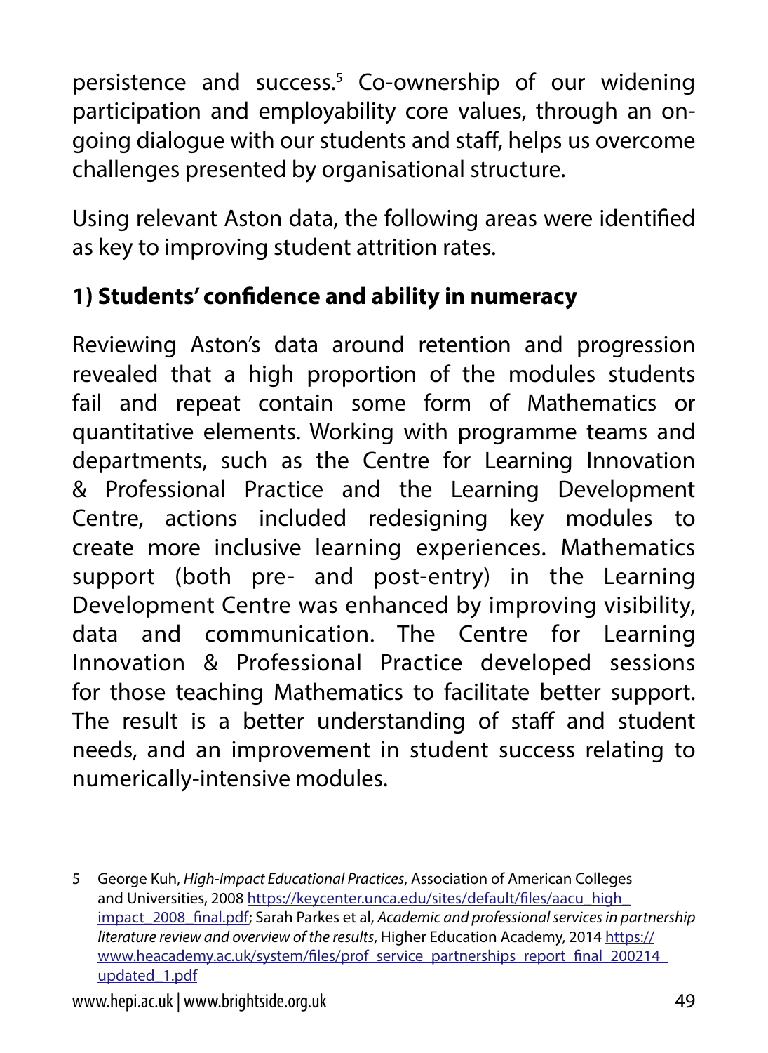persistence and success.[5] Co-ownership of our widening participation and employability core values, through an on-going dialogue with our students and staff, helps us overcome challenges presented by organisational structure.

Using relevant Aston data, the following areas were identified as key to improving student attrition rates.

**1) Students' confidence and ability in numeracy**

Reviewing Aston's data around retention and progression revealed that a high proportion of the modules students fail and repeat contain some form of Mathematics or quantitative elements. Working with programme teams and departments, such as the Centre for Learning Innovation & Professional Practice and the Learning Development Centre, actions included redesigning key modules to create more inclusive learning experiences. Mathematics support (both pre- and post-entry) in the Learning Development Centre was enhanced by improving visibility, data and communication. The Centre for Learning Innovation & Professional Practice developed sessions for those teaching Mathematics to facilitate better support. The result is a better understanding of staff and student needs, and an improvement in student success relating to numerically-intensive modules.

5 George Kuh, *High-Impact Educational Practices*, Association of American Colleges and Universities, 2008 https://keycenter.unca.edu/sites/default/files/aacu_high_impact_2008_final.pdf; Sarah Parkes et al, *Academic and professional services in partnership literature review and overview of the results*, Higher Education Academy, 2014 https://www.heacademy.ac.uk/system/files/prof_service_partnerships_report_final_200214_updated_1.pdf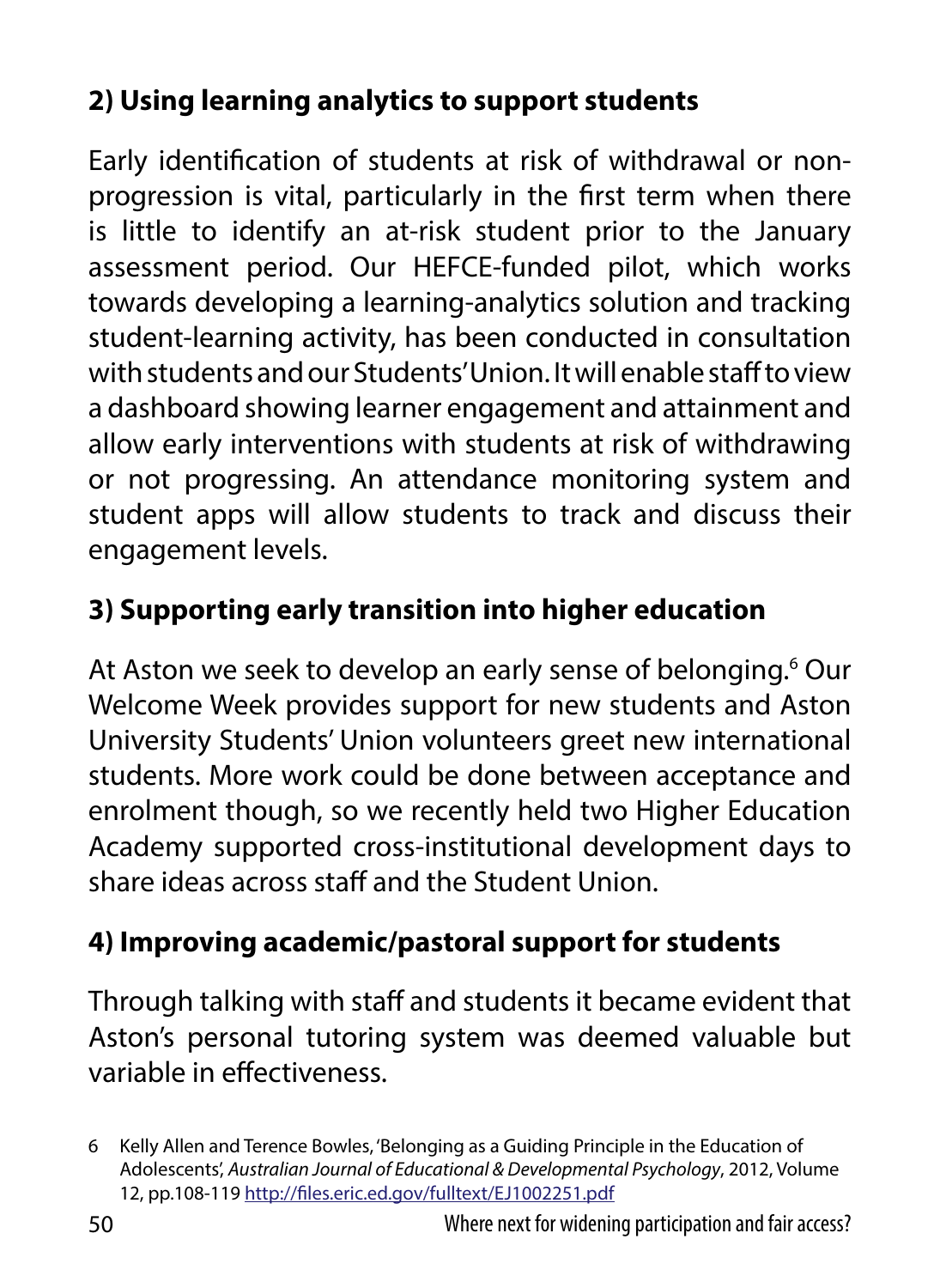**2) Using learning analytics to support students**

Early identification of students at risk of withdrawal or non-progression is vital, particularly in the first term when there is little to identify an at-risk student prior to the January assessment period. Our HEFCE-funded pilot, which works towards developing a learning-analytics solution and tracking student-learning activity, has been conducted in consultation with students and our Students' Union. It will enable staff to view a dashboard showing learner engagement and attainment and allow early interventions with students at risk of withdrawing or not progressing. An attendance monitoring system and student apps will allow students to track and discuss their engagement levels.

**3) Supporting early transition into higher education**

At Aston we seek to develop an early sense of belonging.[6] Our Welcome Week provides support for new students and Aston University Students' Union volunteers greet new international students. More work could be done between acceptance and enrolment though, so we recently held two Higher Education Academy supported cross-institutional development days to share ideas across staff and the Student Union.

**4) Improving academic/pastoral support for students**

Through talking with staff and students it became evident that Aston's personal tutoring system was deemed valuable but variable in effectiveness.

6 Kelly Allen and Terence Bowles, 'Belonging as a Guiding Principle in the Education of Adolescents', *Australian Journal of Educational & Developmental Psychology*, 2012, Volume 12, pp.108-119 http://files.eric.ed.gov/fulltext/EJ1002251.pdf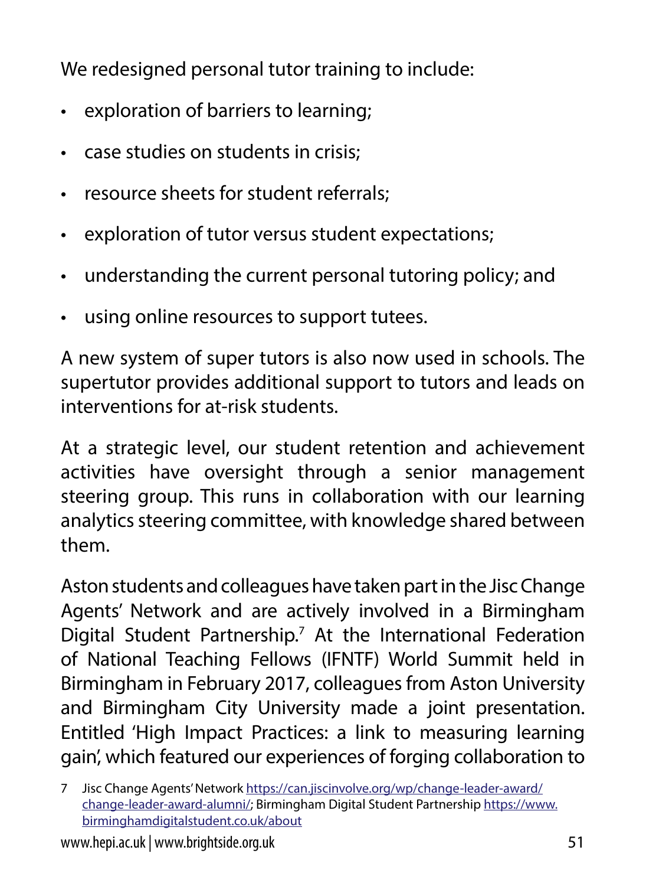We redesigned personal tutor training to include:

- exploration of barriers to learning;
- case studies on students in crisis;
- resource sheets for student referrals;
- exploration of tutor versus student expectations;
- understanding the current personal tutoring policy; and
- using online resources to support tutees.

A new system of super tutors is also now used in schools. The supertutor provides additional support to tutors and leads on interventions for at-risk students.

At a strategic level, our student retention and achievement activities have oversight through a senior management steering group. This runs in collaboration with our learning analytics steering committee, with knowledge shared between them.

Aston students and colleagues have taken part in the Jisc Change Agents' Network and are actively involved in a Birmingham Digital Student Partnership.[7] At the International Federation of National Teaching Fellows (IFNTF) World Summit held in Birmingham in February 2017, colleagues from Aston University and Birmingham City University made a joint presentation. Entitled 'High Impact Practices: a link to measuring learning gain', which featured our experiences of forging collaboration to

7 Jisc Change Agents' Network https://can.jiscinvolve.org/wp/change-leader-award/change-leader-award-alumni/; Birmingham Digital Student Partnership https://www.birminghamdigitalstudent.co.uk/about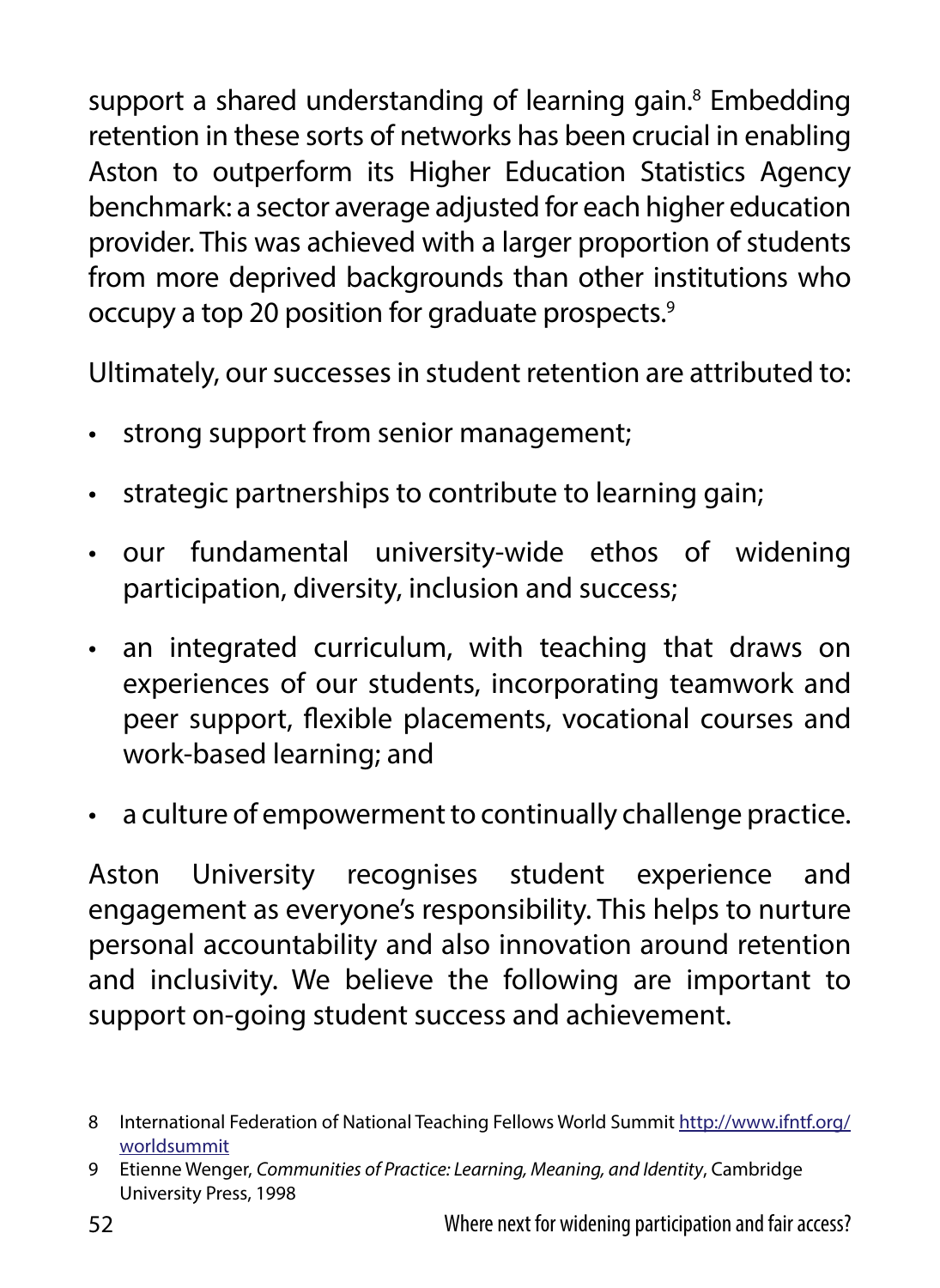support a shared understanding of learning gain.[8] Embedding retention in these sorts of networks has been crucial in enabling Aston to outperform its Higher Education Statistics Agency benchmark: a sector average adjusted for each higher education provider. This was achieved with a larger proportion of students from more deprived backgrounds than other institutions who occupy a top 20 position for graduate prospects.[9]

Ultimately, our successes in student retention are attributed to:

- strong support from senior management;
- strategic partnerships to contribute to learning gain;
- our fundamental university-wide ethos of widening participation, diversity, inclusion and success;
- an integrated curriculum, with teaching that draws on experiences of our students, incorporating teamwork and peer support, flexible placements, vocational courses and work-based learning; and
- a culture of empowerment to continually challenge practice.

Aston University recognises student experience and engagement as everyone's responsibility. This helps to nurture personal accountability and also innovation around retention and inclusivity. We believe the following are important to support on-going student success and achievement.

---

8 International Federation of National Teaching Fellows World Summit http://www.ifntf.org/worldsummit

9 Etienne Wenger, *Communities of Practice: Learning, Meaning, and Identity*, Cambridge University Press, 1998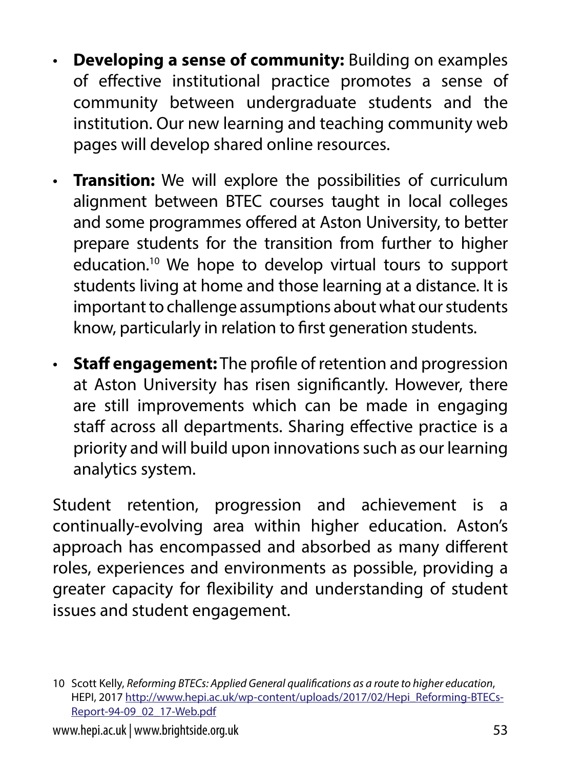- **Developing a sense of community:** Building on examples of effective institutional practice promotes a sense of community between undergraduate students and the institution. Our new learning and teaching community web pages will develop shared online resources.

- **Transition:** We will explore the possibilities of curriculum alignment between BTEC courses taught in local colleges and some programmes offered at Aston University, to better prepare students for the transition from further to higher education.[10] We hope to develop virtual tours to support students living at home and those learning at a distance. It is important to challenge assumptions about what our students know, particularly in relation to first generation students.

- **Staff engagement:** The profile of retention and progression at Aston University has risen significantly. However, there are still improvements which can be made in engaging staff across all departments. Sharing effective practice is a priority and will build upon innovations such as our learning analytics system.

Student retention, progression and achievement is a continually-evolving area within higher education. Aston's approach has encompassed and absorbed as many different roles, experiences and environments as possible, providing a greater capacity for flexibility and understanding of student issues and student engagement.

10 Scott Kelly, *Reforming BTECs: Applied General qualifications as a route to higher education*, HEPI, 2017 http://www.hepi.ac.uk/wp-content/uploads/2017/02/Hepi_Reforming-BTECs-Report-94-09_02_17-Web.pdf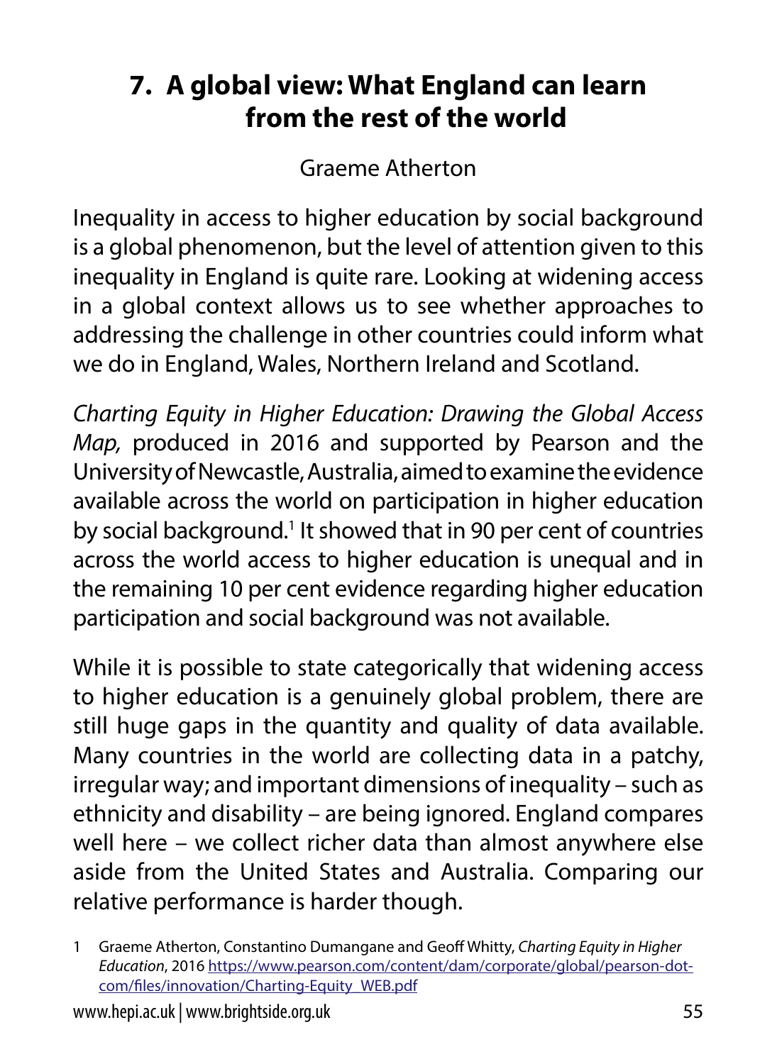# 7. A global view: What England can learn from the rest of the world

Graeme Atherton

Inequality in access to higher education by social background is a global phenomenon, but the level of attention given to this inequality in England is quite rare. Looking at widening access in a global context allows us to see whether approaches to addressing the challenge in other countries could inform what we do in England, Wales, Northern Ireland and Scotland.

*Charting Equity in Higher Education: Drawing the Global Access Map,* produced in 2016 and supported by Pearson and the University of Newcastle, Australia, aimed to examine the evidence available across the world on participation in higher education by social background.[1] It showed that in 90 per cent of countries across the world access to higher education is unequal and in the remaining 10 per cent evidence regarding higher education participation and social background was not available.

While it is possible to state categorically that widening access to higher education is a genuinely global problem, there are still huge gaps in the quantity and quality of data available. Many countries in the world are collecting data in a patchy, irregular way; and important dimensions of inequality – such as ethnicity and disability – are being ignored. England compares well here – we collect richer data than almost anywhere else aside from the United States and Australia. Comparing our relative performance is harder though.

1 Graeme Atherton, Constantino Dumangane and Geoff Whitty, *Charting Equity in Higher Education*, 2016 https://www.pearson.com/content/dam/corporate/global/pearson-dot-com/files/innovation/Charting-Equity_WEB.pdf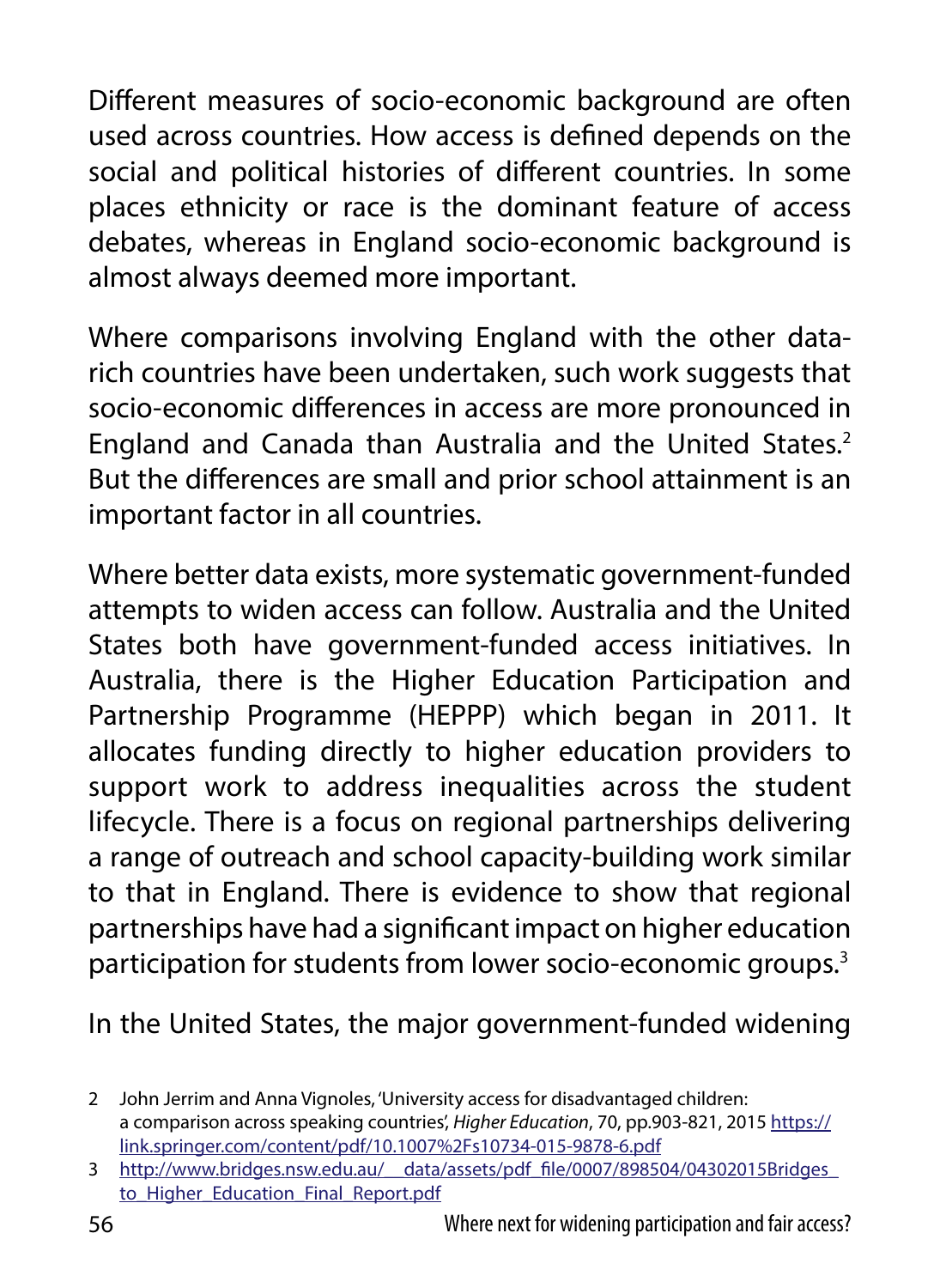Different measures of socio-economic background are often used across countries. How access is defined depends on the social and political histories of different countries. In some places ethnicity or race is the dominant feature of access debates, whereas in England socio-economic background is almost always deemed more important.

Where comparisons involving England with the other data-rich countries have been undertaken, such work suggests that socio-economic differences in access are more pronounced in England and Canada than Australia and the United States.[2] But the differences are small and prior school attainment is an important factor in all countries.

Where better data exists, more systematic government-funded attempts to widen access can follow. Australia and the United States both have government-funded access initiatives. In Australia, there is the Higher Education Participation and Partnership Programme (HEPPP) which began in 2011. It allocates funding directly to higher education providers to support work to address inequalities across the student lifecycle. There is a focus on regional partnerships delivering a range of outreach and school capacity-building work similar to that in England. There is evidence to show that regional partnerships have had a significant impact on higher education participation for students from lower socio-economic groups.[3]

In the United States, the major government-funded widening

2 John Jerrim and Anna Vignoles, 'University access for disadvantaged children: a comparison across speaking countries', *Higher Education*, 70, pp.903-821, 2015 https://link.springer.com/content/pdf/10.1007%2Fs10734-015-9878-6.pdf

3 http://www.bridges.nsw.edu.au/__data/assets/pdf_file/0007/898504/04302015Bridges_to_Higher_Education_Final_Report.pdf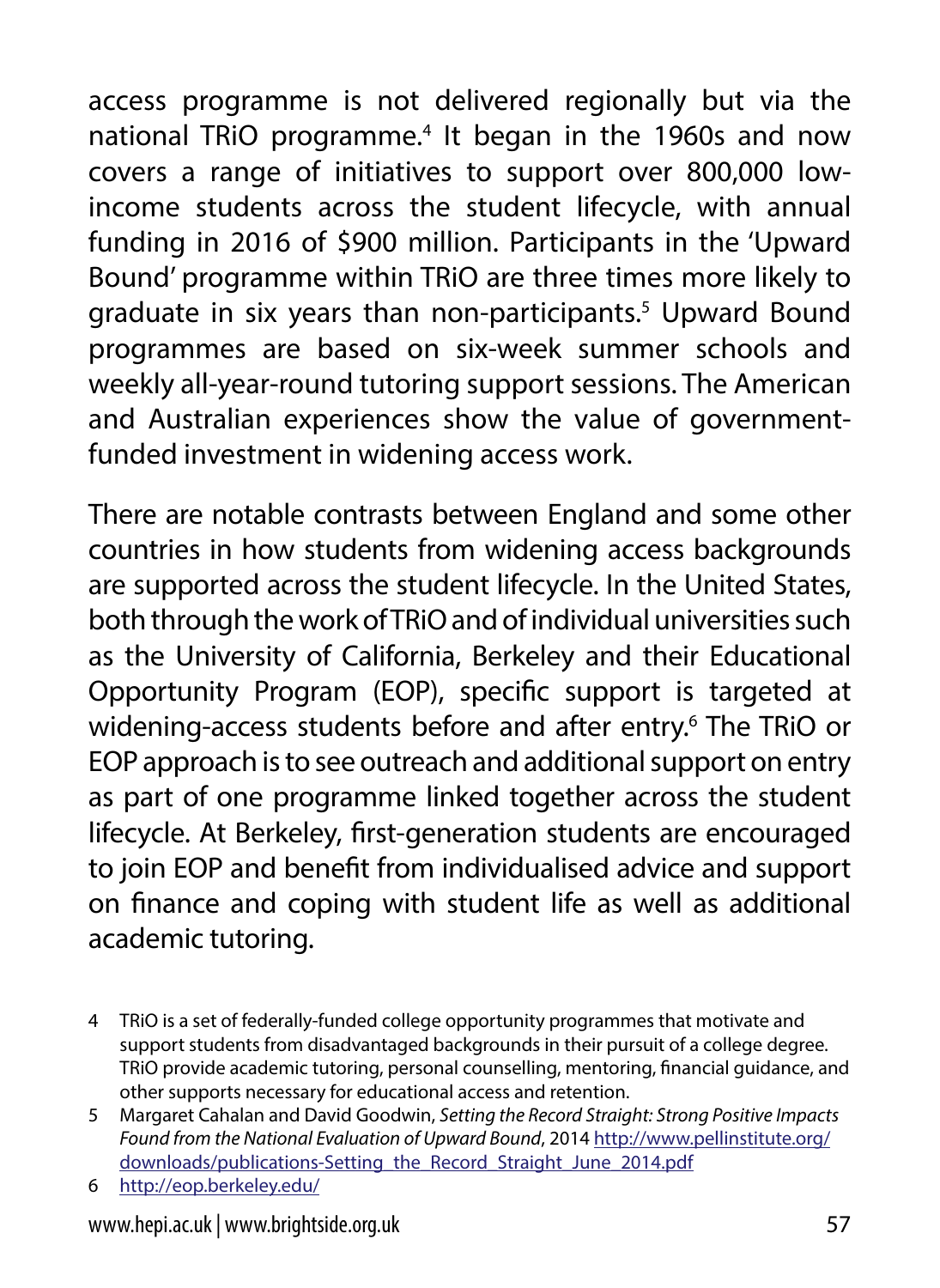access programme is not delivered regionally but via the national TRiO programme.[4] It began in the 1960s and now covers a range of initiatives to support over 800,000 low-income students across the student lifecycle, with annual funding in 2016 of $900 million. Participants in the 'Upward Bound' programme within TRiO are three times more likely to graduate in six years than non-participants.[5] Upward Bound programmes are based on six-week summer schools and weekly all-year-round tutoring support sessions. The American and Australian experiences show the value of government-funded investment in widening access work.

There are notable contrasts between England and some other countries in how students from widening access backgrounds are supported across the student lifecycle. In the United States, both through the work of TRiO and of individual universities such as the University of California, Berkeley and their Educational Opportunity Program (EOP), specific support is targeted at widening-access students before and after entry.[6] The TRiO or EOP approach is to see outreach and additional support on entry as part of one programme linked together across the student lifecycle. At Berkeley, first-generation students are encouraged to join EOP and benefit from individualised advice and support on finance and coping with student life as well as additional academic tutoring.

4 TRiO is a set of federally-funded college opportunity programmes that motivate and support students from disadvantaged backgrounds in their pursuit of a college degree. TRiO provide academic tutoring, personal counselling, mentoring, financial guidance, and other supports necessary for educational access and retention.

5 Margaret Cahalan and David Goodwin, *Setting the Record Straight: Strong Positive Impacts Found from the National Evaluation of Upward Bound*, 2014 http://www.pellinstitute.org/downloads/publications-Setting_the_Record_Straight_June_2014.pdf

6 http://eop.berkeley.edu/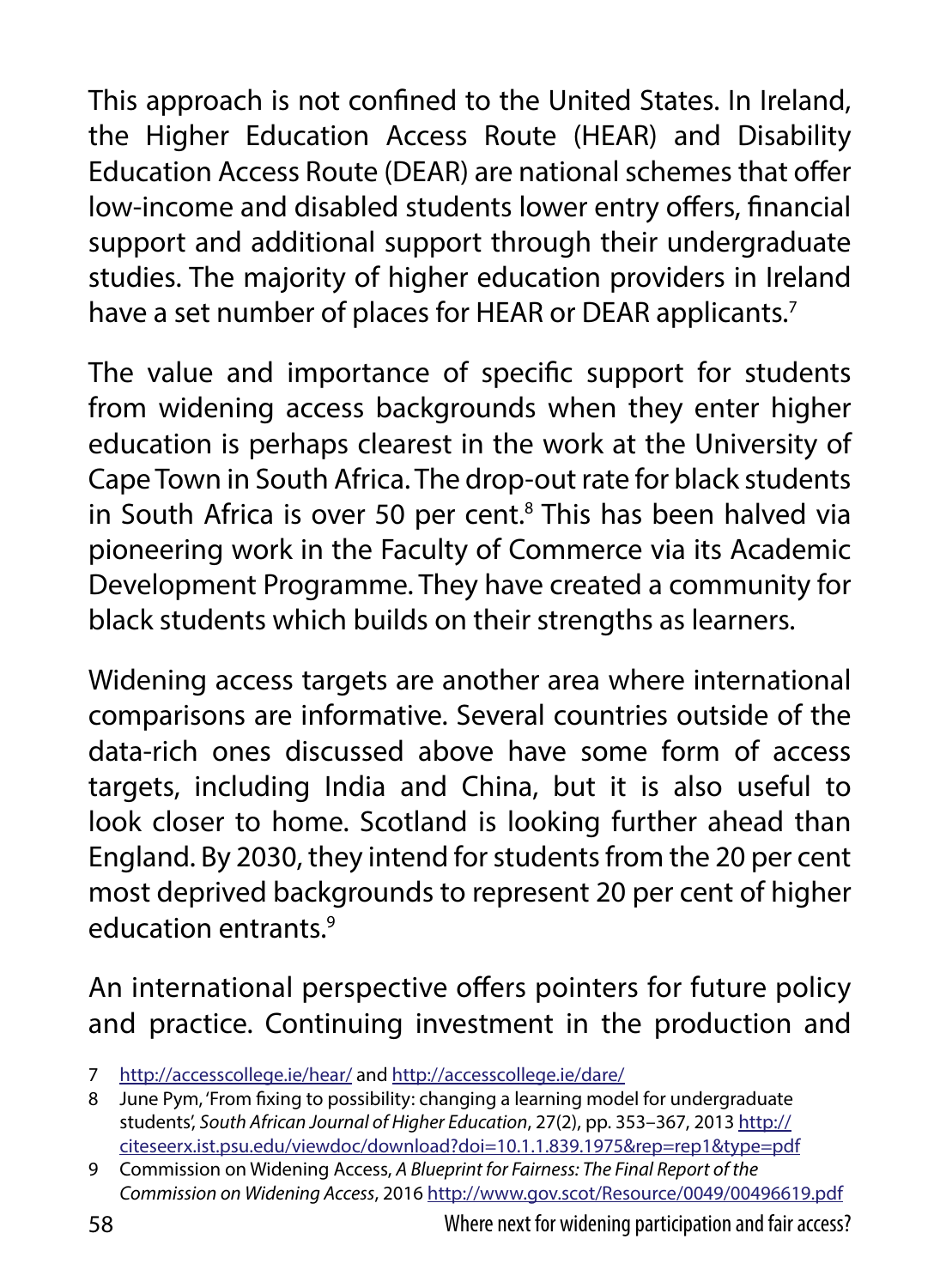This approach is not confined to the United States. In Ireland, the Higher Education Access Route (HEAR) and Disability Education Access Route (DEAR) are national schemes that offer low-income and disabled students lower entry offers, financial support and additional support through their undergraduate studies. The majority of higher education providers in Ireland have a set number of places for HEAR or DEAR applicants.[7]

The value and importance of specific support for students from widening access backgrounds when they enter higher education is perhaps clearest in the work at the University of Cape Town in South Africa. The drop-out rate for black students in South Africa is over 50 per cent.[8] This has been halved via pioneering work in the Faculty of Commerce via its Academic Development Programme. They have created a community for black students which builds on their strengths as learners.

Widening access targets are another area where international comparisons are informative. Several countries outside of the data-rich ones discussed above have some form of access targets, including India and China, but it is also useful to look closer to home. Scotland is looking further ahead than England. By 2030, they intend for students from the 20 per cent most deprived backgrounds to represent 20 per cent of higher education entrants.[9]

An international perspective offers pointers for future policy and practice. Continuing investment in the production and

---

7 http://accesscollege.ie/hear/ and http://accesscollege.ie/dare/

8 June Pym, 'From fixing to possibility: changing a learning model for undergraduate students', *South African Journal of Higher Education*, 27(2), pp. 353–367, 2013 http://citeseerx.ist.psu.edu/viewdoc/download?doi=10.1.1.839.1975&rep=rep1&type=pdf

9 Commission on Widening Access, *A Blueprint for Fairness: The Final Report of the Commission on Widening Access*, 2016 http://www.gov.scot/Resource/0049/00496619.pdf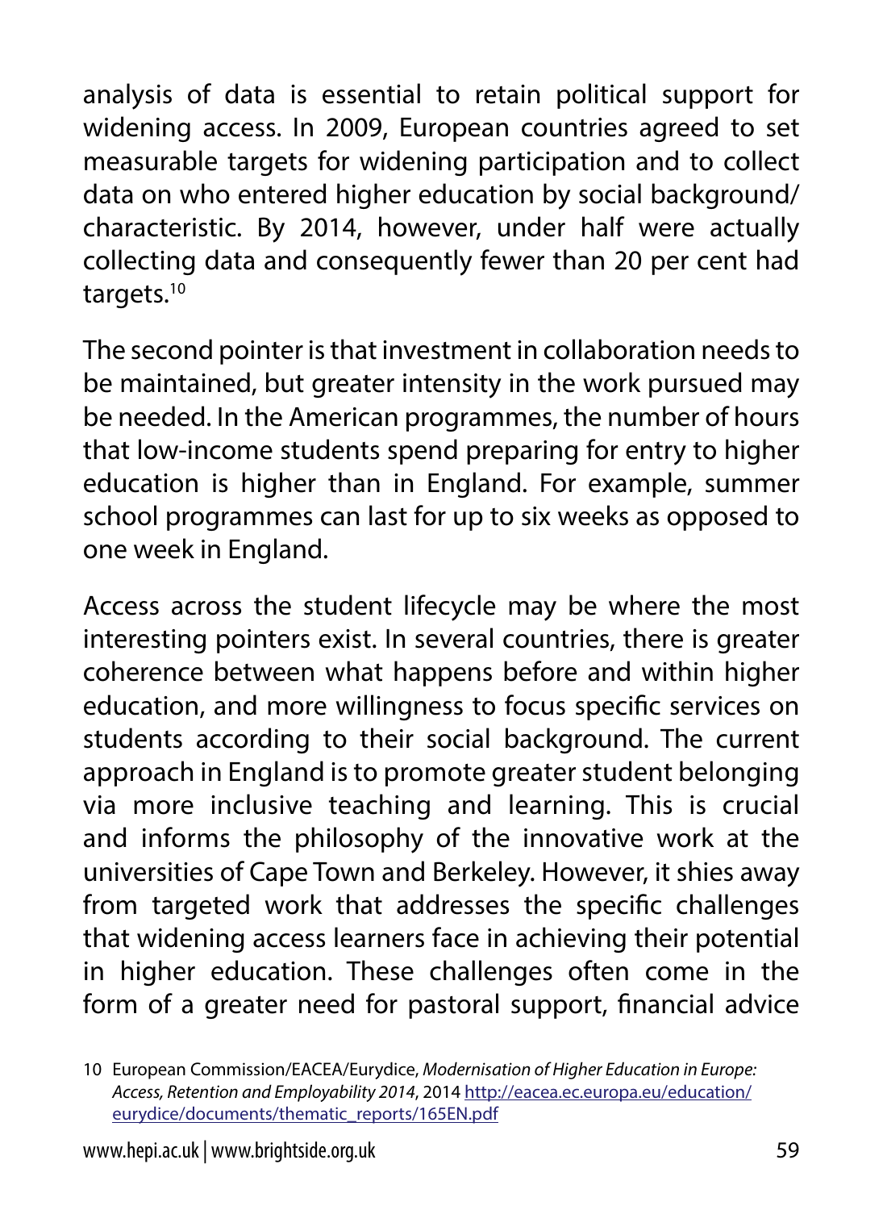analysis of data is essential to retain political support for widening access. In 2009, European countries agreed to set measurable targets for widening participation and to collect data on who entered higher education by social background/ characteristic. By 2014, however, under half were actually collecting data and consequently fewer than 20 per cent had targets.[10]

The second pointer is that investment in collaboration needs to be maintained, but greater intensity in the work pursued may be needed. In the American programmes, the number of hours that low-income students spend preparing for entry to higher education is higher than in England. For example, summer school programmes can last for up to six weeks as opposed to one week in England.

Access across the student lifecycle may be where the most interesting pointers exist. In several countries, there is greater coherence between what happens before and within higher education, and more willingness to focus specific services on students according to their social background. The current approach in England is to promote greater student belonging via more inclusive teaching and learning. This is crucial and informs the philosophy of the innovative work at the universities of Cape Town and Berkeley. However, it shies away from targeted work that addresses the specific challenges that widening access learners face in achieving their potential in higher education. These challenges often come in the form of a greater need for pastoral support, financial advice

10 European Commission/EACEA/Eurydice, *Modernisation of Higher Education in Europe: Access, Retention and Employability 2014*, 2014 http://eacea.ec.europa.eu/education/eurydice/documents/thematic_reports/165EN.pdf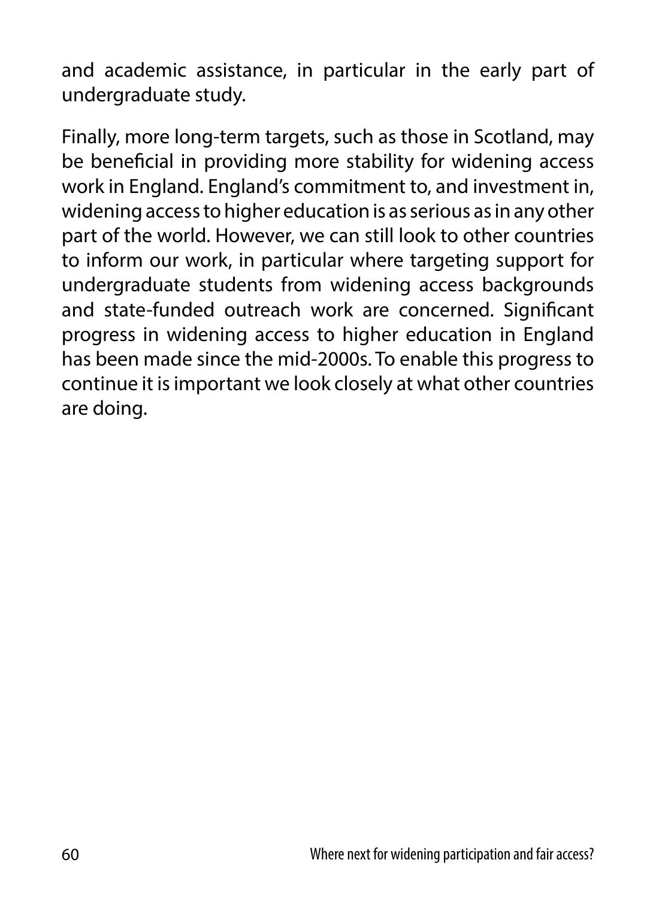and academic assistance, in particular in the early part of undergraduate study.

Finally, more long-term targets, such as those in Scotland, may be beneficial in providing more stability for widening access work in England. England's commitment to, and investment in, widening access to higher education is as serious as in any other part of the world. However, we can still look to other countries to inform our work, in particular where targeting support for undergraduate students from widening access backgrounds and state-funded outreach work are concerned. Significant progress in widening access to higher education in England has been made since the mid-2000s. To enable this progress to continue it is important we look closely at what other countries are doing.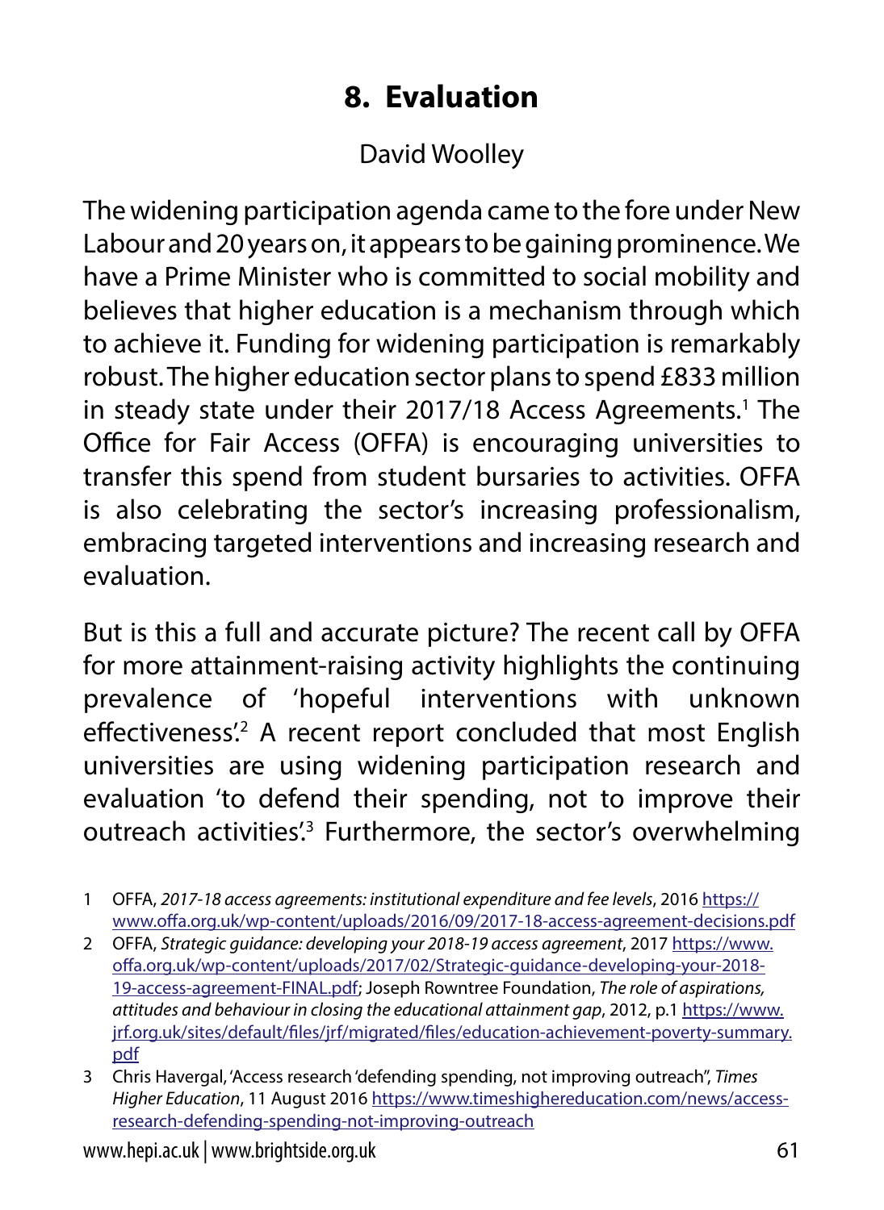# 8. Evaluation

David Woolley

The widening participation agenda came to the fore under New Labour and 20 years on, it appears to be gaining prominence. We have a Prime Minister who is committed to social mobility and believes that higher education is a mechanism through which to achieve it. Funding for widening participation is remarkably robust. The higher education sector plans to spend £833 million in steady state under their 2017/18 Access Agreements.[1] The Office for Fair Access (OFFA) is encouraging universities to transfer this spend from student bursaries to activities. OFFA is also celebrating the sector's increasing professionalism, embracing targeted interventions and increasing research and evaluation.

But is this a full and accurate picture? The recent call by OFFA for more attainment-raising activity highlights the continuing prevalence of 'hopeful interventions with unknown effectiveness'.[2] A recent report concluded that most English universities are using widening participation research and evaluation 'to defend their spending, not to improve their outreach activities'.[3] Furthermore, the sector's overwhelming

1 OFFA, *2017-18 access agreements: institutional expenditure and fee levels*, 2016 https://www.offa.org.uk/wp-content/uploads/2016/09/2017-18-access-agreement-decisions.pdf

2 OFFA, *Strategic guidance: developing your 2018-19 access agreement*, 2017 https://www.offa.org.uk/wp-content/uploads/2017/02/Strategic-guidance-developing-your-2018-19-access-agreement-FINAL.pdf; Joseph Rowntree Foundation, *The role of aspirations, attitudes and behaviour in closing the educational attainment gap*, 2012, p.1 https://www.jrf.org.uk/sites/default/files/jrf/migrated/files/education-achievement-poverty-summary.pdf

3 Chris Havergal, 'Access research 'defending spending, not improving outreach'', *Times Higher Education*, 11 August 2016 https://www.timeshighereducation.com/news/access-research-defending-spending-not-improving-outreach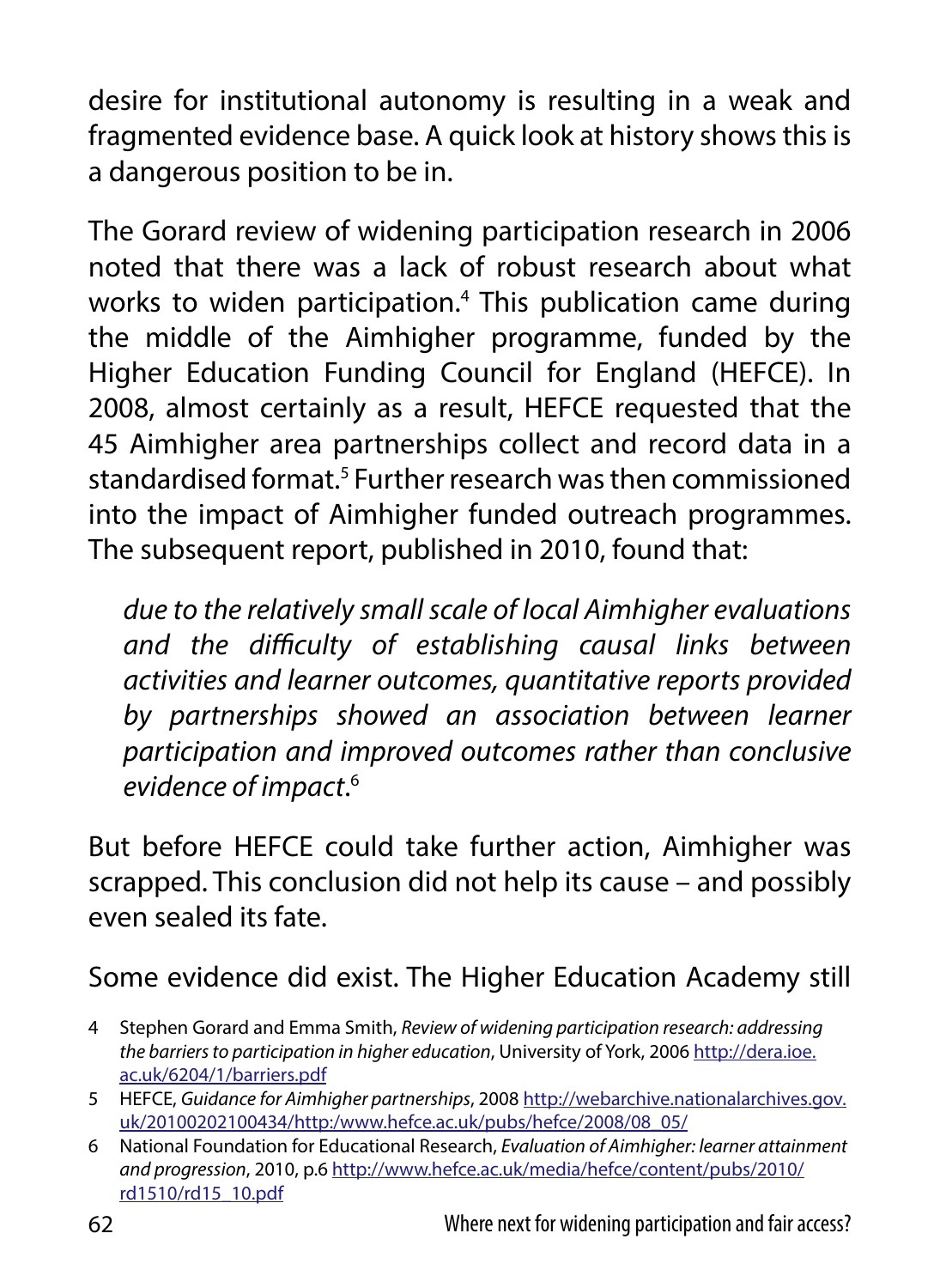desire for institutional autonomy is resulting in a weak and fragmented evidence base. A quick look at history shows this is a dangerous position to be in.

The Gorard review of widening participation research in 2006 noted that there was a lack of robust research about what works to widen participation.[4] This publication came during the middle of the Aimhigher programme, funded by the Higher Education Funding Council for England (HEFCE). In 2008, almost certainly as a result, HEFCE requested that the 45 Aimhigher area partnerships collect and record data in a standardised format.[5] Further research was then commissioned into the impact of Aimhigher funded outreach programmes. The subsequent report, published in 2010, found that:

> *due to the relatively small scale of local Aimhigher evaluations and the difficulty of establishing causal links between activities and learner outcomes, quantitative reports provided by partnerships showed an association between learner participation and improved outcomes rather than conclusive evidence of impact*.[6]

But before HEFCE could take further action, Aimhigher was scrapped. This conclusion did not help its cause – and possibly even sealed its fate.

Some evidence did exist. The Higher Education Academy still

4 Stephen Gorard and Emma Smith, *Review of widening participation research: addressing the barriers to participation in higher education*, University of York, 2006 http://dera.ioe.ac.uk/6204/1/barriers.pdf

5 HEFCE, *Guidance for Aimhigher partnerships*, 2008 http://webarchive.nationalarchives.gov.uk/20100202100434/http:/www.hefce.ac.uk/pubs/hefce/2008/08_05/

6 National Foundation for Educational Research, *Evaluation of Aimhigher: learner attainment and progression*, 2010, p.6 http://www.hefce.ac.uk/media/hefce/content/pubs/2010/rd1510/rd15_10.pdf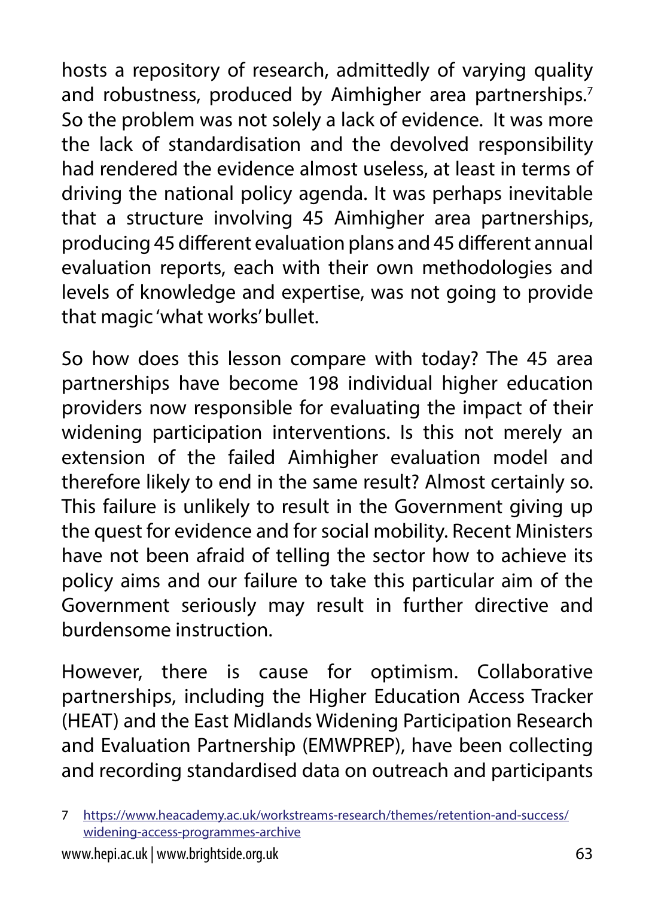hosts a repository of research, admittedly of varying quality and robustness, produced by Aimhigher area partnerships.[7] So the problem was not solely a lack of evidence. It was more the lack of standardisation and the devolved responsibility had rendered the evidence almost useless, at least in terms of driving the national policy agenda. It was perhaps inevitable that a structure involving 45 Aimhigher area partnerships, producing 45 different evaluation plans and 45 different annual evaluation reports, each with their own methodologies and levels of knowledge and expertise, was not going to provide that magic 'what works' bullet.

So how does this lesson compare with today? The 45 area partnerships have become 198 individual higher education providers now responsible for evaluating the impact of their widening participation interventions. Is this not merely an extension of the failed Aimhigher evaluation model and therefore likely to end in the same result? Almost certainly so. This failure is unlikely to result in the Government giving up the quest for evidence and for social mobility. Recent Ministers have not been afraid of telling the sector how to achieve its policy aims and our failure to take this particular aim of the Government seriously may result in further directive and burdensome instruction.

However, there is cause for optimism. Collaborative partnerships, including the Higher Education Access Tracker (HEAT) and the East Midlands Widening Participation Research and Evaluation Partnership (EMWPREP), have been collecting and recording standardised data on outreach and participants

7 https://www.heacademy.ac.uk/workstreams-research/themes/retention-and-success/widening-access-programmes-archive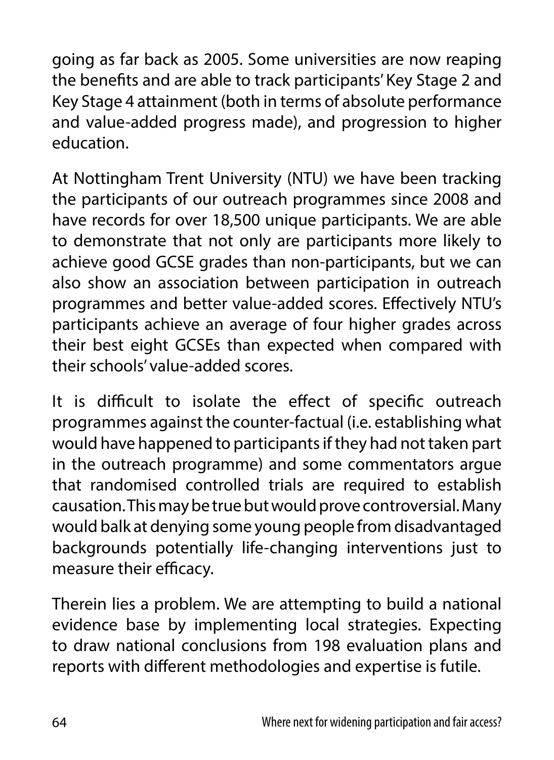going as far back as 2005. Some universities are now reaping the benefits and are able to track participants' Key Stage 2 and Key Stage 4 attainment (both in terms of absolute performance and value-added progress made), and progression to higher education.

At Nottingham Trent University (NTU) we have been tracking the participants of our outreach programmes since 2008 and have records for over 18,500 unique participants. We are able to demonstrate that not only are participants more likely to achieve good GCSE grades than non-participants, but we can also show an association between participation in outreach programmes and better value-added scores. Effectively NTU's participants achieve an average of four higher grades across their best eight GCSEs than expected when compared with their schools' value-added scores.

It is difficult to isolate the effect of specific outreach programmes against the counter-factual (i.e. establishing what would have happened to participants if they had not taken part in the outreach programme) and some commentators argue that randomised controlled trials are required to establish causation. This may be true but would prove controversial. Many would balk at denying some young people from disadvantaged backgrounds potentially life-changing interventions just to measure their efficacy.

Therein lies a problem. We are attempting to build a national evidence base by implementing local strategies. Expecting to draw national conclusions from 198 evaluation plans and reports with different methodologies and expertise is futile.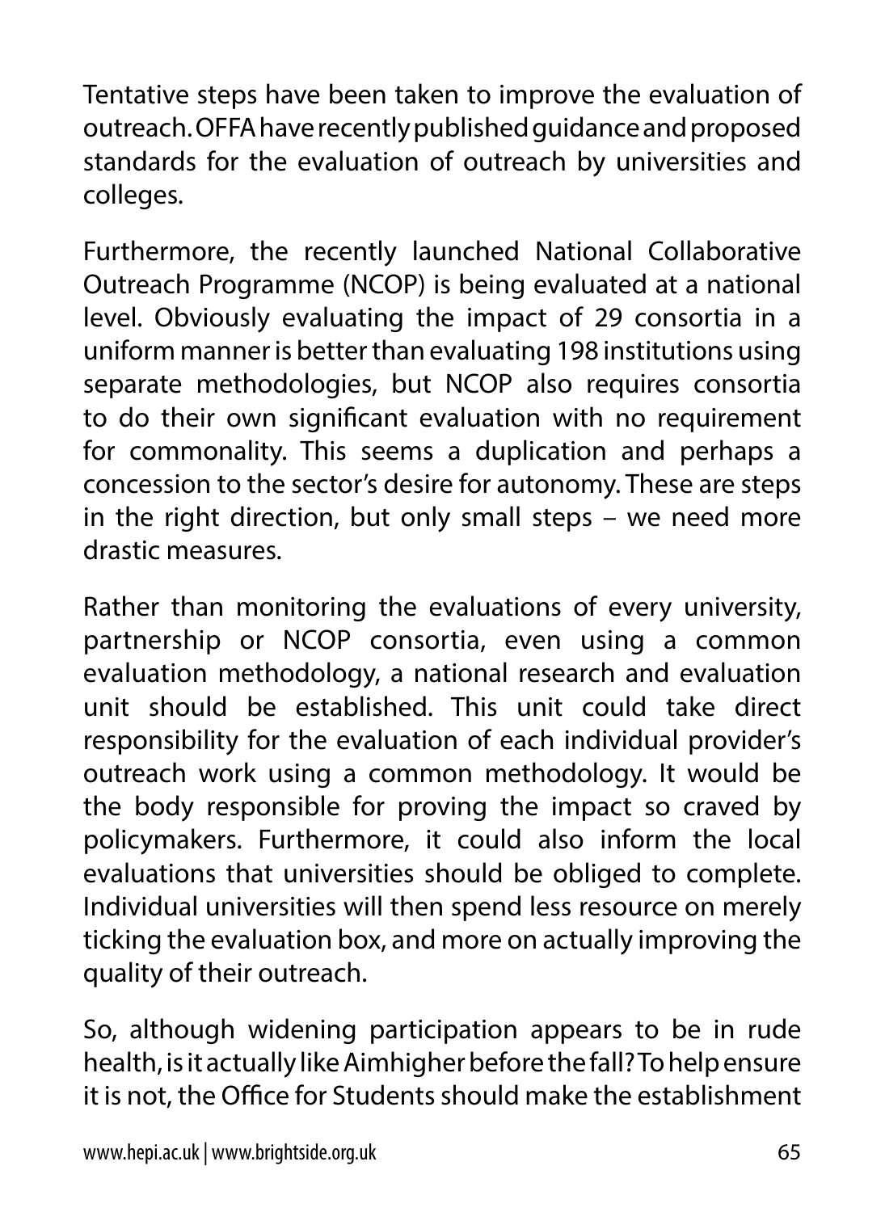Tentative steps have been taken to improve the evaluation of outreach. OFFA have recently published guidance and proposed standards for the evaluation of outreach by universities and colleges.

Furthermore, the recently launched National Collaborative Outreach Programme (NCOP) is being evaluated at a national level. Obviously evaluating the impact of 29 consortia in a uniform manner is better than evaluating 198 institutions using separate methodologies, but NCOP also requires consortia to do their own significant evaluation with no requirement for commonality. This seems a duplication and perhaps a concession to the sector's desire for autonomy. These are steps in the right direction, but only small steps – we need more drastic measures.

Rather than monitoring the evaluations of every university, partnership or NCOP consortia, even using a common evaluation methodology, a national research and evaluation unit should be established. This unit could take direct responsibility for the evaluation of each individual provider's outreach work using a common methodology. It would be the body responsible for proving the impact so craved by policymakers. Furthermore, it could also inform the local evaluations that universities should be obliged to complete. Individual universities will then spend less resource on merely ticking the evaluation box, and more on actually improving the quality of their outreach.

So, although widening participation appears to be in rude health, is it actually like Aimhigher before the fall? To help ensure it is not, the Office for Students should make the establishment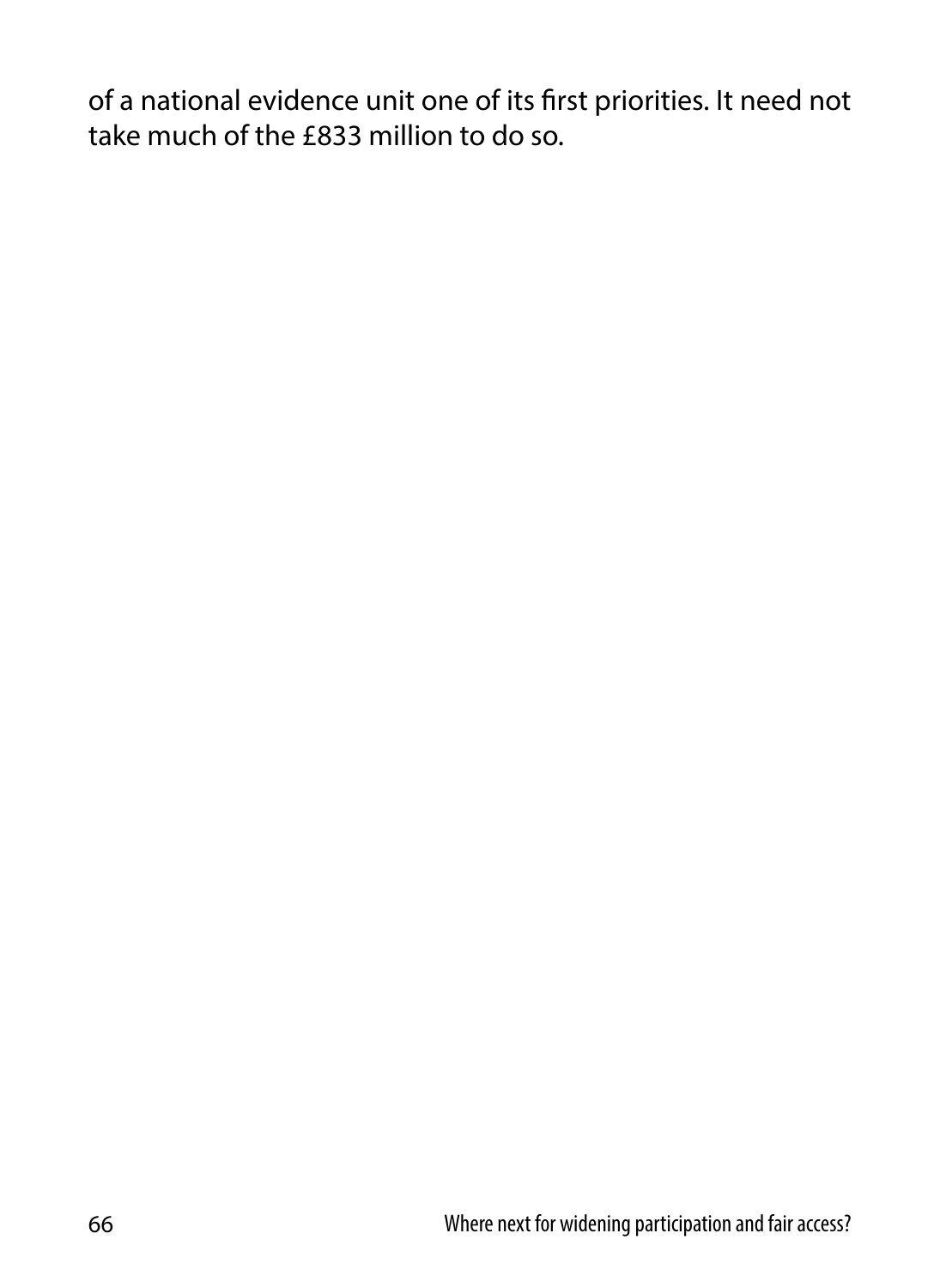of a national evidence unit one of its first priorities. It need not take much of the £833 million to do so.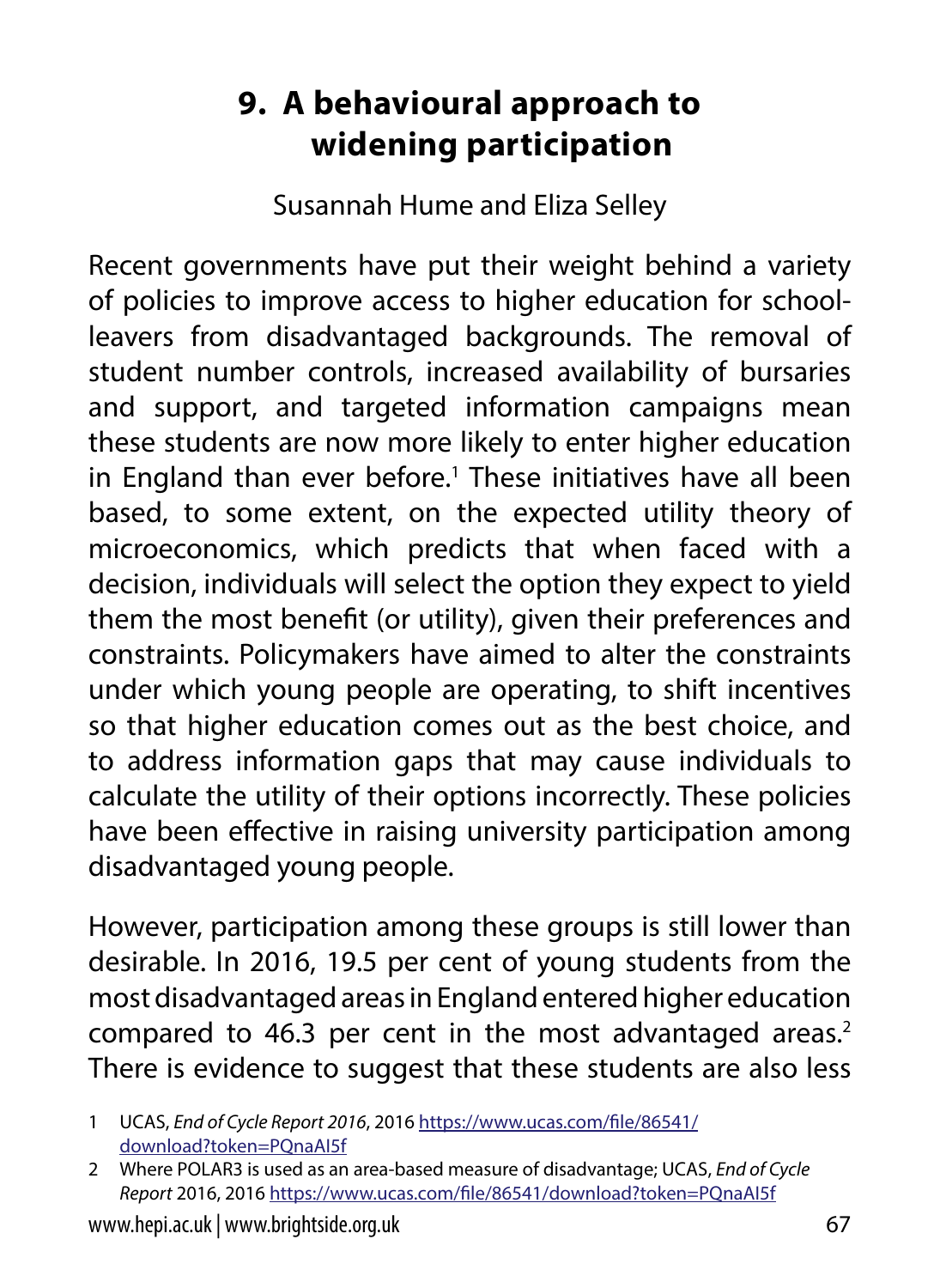# 9. A behavioural approach to widening participation

Susannah Hume and Eliza Selley

Recent governments have put their weight behind a variety of policies to improve access to higher education for school-leavers from disadvantaged backgrounds. The removal of student number controls, increased availability of bursaries and support, and targeted information campaigns mean these students are now more likely to enter higher education in England than ever before.[1] These initiatives have all been based, to some extent, on the expected utility theory of microeconomics, which predicts that when faced with a decision, individuals will select the option they expect to yield them the most benefit (or utility), given their preferences and constraints. Policymakers have aimed to alter the constraints under which young people are operating, to shift incentives so that higher education comes out as the best choice, and to address information gaps that may cause individuals to calculate the utility of their options incorrectly. These policies have been effective in raising university participation among disadvantaged young people.

However, participation among these groups is still lower than desirable. In 2016, 19.5 per cent of young students from the most disadvantaged areas in England entered higher education compared to 46.3 per cent in the most advantaged areas.[2] There is evidence to suggest that these students are also less

1 UCAS, *End of Cycle Report 2016*, 2016 https://www.ucas.com/file/86541/download?token=PQnaAI5f

2 Where POLAR3 is used as an area-based measure of disadvantage; UCAS, *End of Cycle Report* 2016, 2016 https://www.ucas.com/file/86541/download?token=PQnaAI5f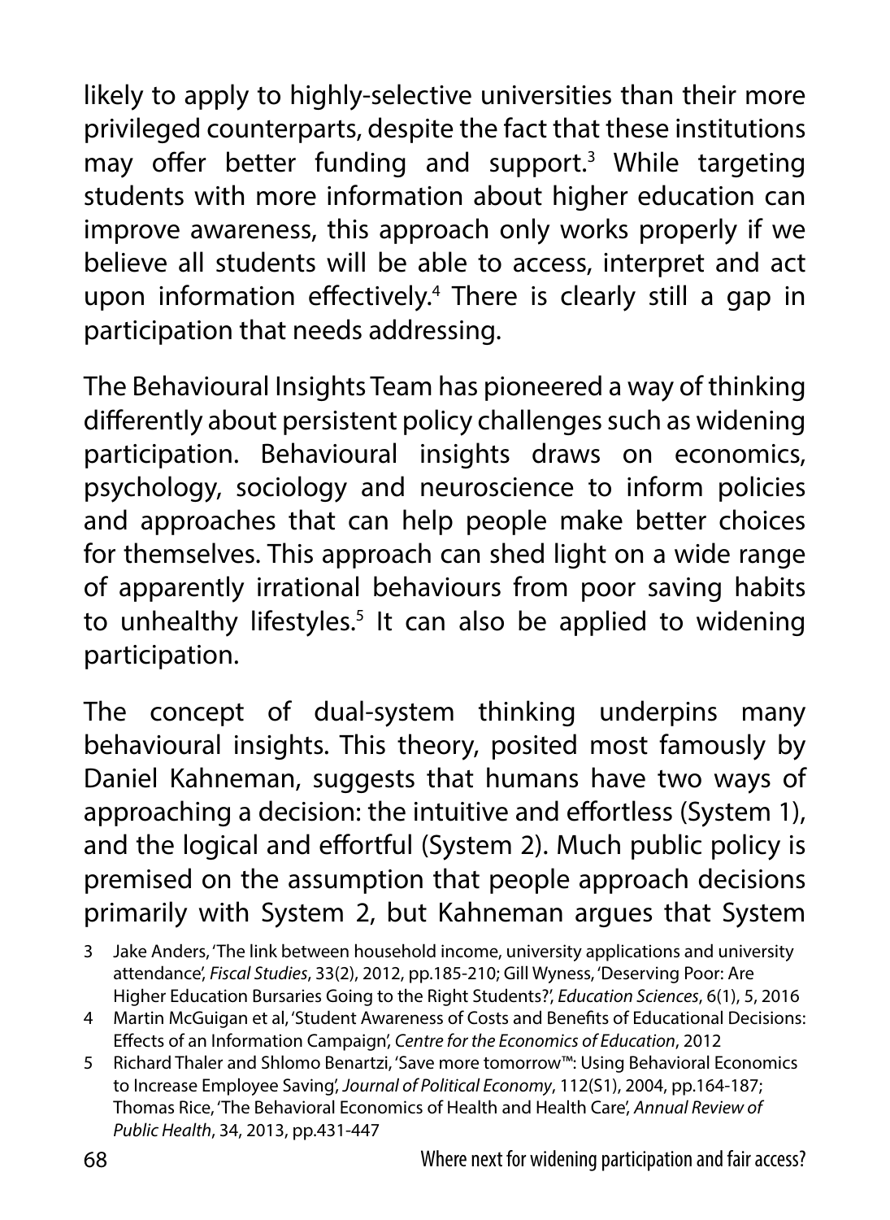likely to apply to highly-selective universities than their more privileged counterparts, despite the fact that these institutions may offer better funding and support.[3] While targeting students with more information about higher education can improve awareness, this approach only works properly if we believe all students will be able to access, interpret and act upon information effectively.[4] There is clearly still a gap in participation that needs addressing.

The Behavioural Insights Team has pioneered a way of thinking differently about persistent policy challenges such as widening participation. Behavioural insights draws on economics, psychology, sociology and neuroscience to inform policies and approaches that can help people make better choices for themselves. This approach can shed light on a wide range of apparently irrational behaviours from poor saving habits to unhealthy lifestyles.[5] It can also be applied to widening participation.

The concept of dual-system thinking underpins many behavioural insights. This theory, posited most famously by Daniel Kahneman, suggests that humans have two ways of approaching a decision: the intuitive and effortless (System 1), and the logical and effortful (System 2). Much public policy is premised on the assumption that people approach decisions primarily with System 2, but Kahneman argues that System

3 Jake Anders, 'The link between household income, university applications and university attendance', *Fiscal Studies*, 33(2), 2012, pp.185-210; Gill Wyness, 'Deserving Poor: Are Higher Education Bursaries Going to the Right Students?', *Education Sciences*, 6(1), 5, 2016

4 Martin McGuigan et al, 'Student Awareness of Costs and Benefits of Educational Decisions: Effects of an Information Campaign', *Centre for the Economics of Education*, 2012

5 Richard Thaler and Shlomo Benartzi, 'Save more tomorrow™: Using Behavioral Economics to Increase Employee Saving', *Journal of Political Economy*, 112(S1), 2004, pp.164-187; Thomas Rice, 'The Behavioral Economics of Health and Health Care', *Annual Review of Public Health*, 34, 2013, pp.431-447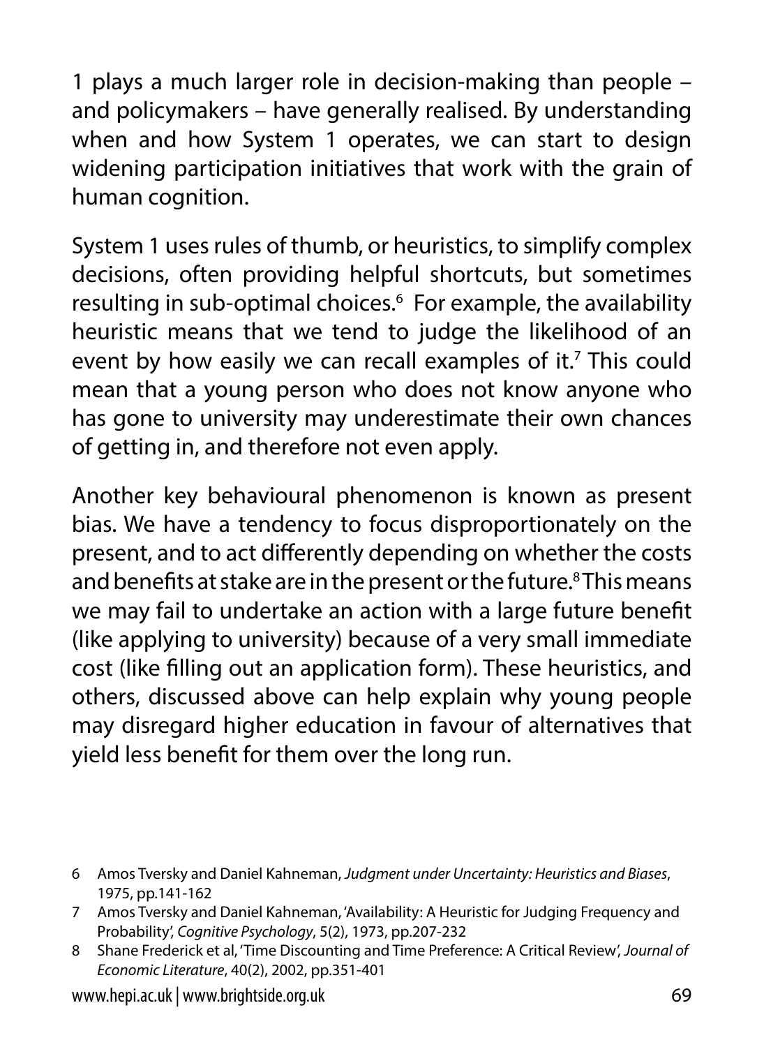1 plays a much larger role in decision-making than people – and policymakers – have generally realised. By understanding when and how System 1 operates, we can start to design widening participation initiatives that work with the grain of human cognition.

System 1 uses rules of thumb, or heuristics, to simplify complex decisions, often providing helpful shortcuts, but sometimes resulting in sub-optimal choices.[6] For example, the availability heuristic means that we tend to judge the likelihood of an event by how easily we can recall examples of it.[7] This could mean that a young person who does not know anyone who has gone to university may underestimate their own chances of getting in, and therefore not even apply.

Another key behavioural phenomenon is known as present bias. We have a tendency to focus disproportionately on the present, and to act differently depending on whether the costs and benefits at stake are in the present or the future.[8] This means we may fail to undertake an action with a large future benefit (like applying to university) because of a very small immediate cost (like filling out an application form). These heuristics, and others, discussed above can help explain why young people may disregard higher education in favour of alternatives that yield less benefit for them over the long run.

6 Amos Tversky and Daniel Kahneman, *Judgment under Uncertainty: Heuristics and Biases*, 1975, pp.141-162

7 Amos Tversky and Daniel Kahneman, 'Availability: A Heuristic for Judging Frequency and Probability', *Cognitive Psychology*, 5(2), 1973, pp.207-232

8 Shane Frederick et al, 'Time Discounting and Time Preference: A Critical Review', *Journal of Economic Literature*, 40(2), 2002, pp.351-401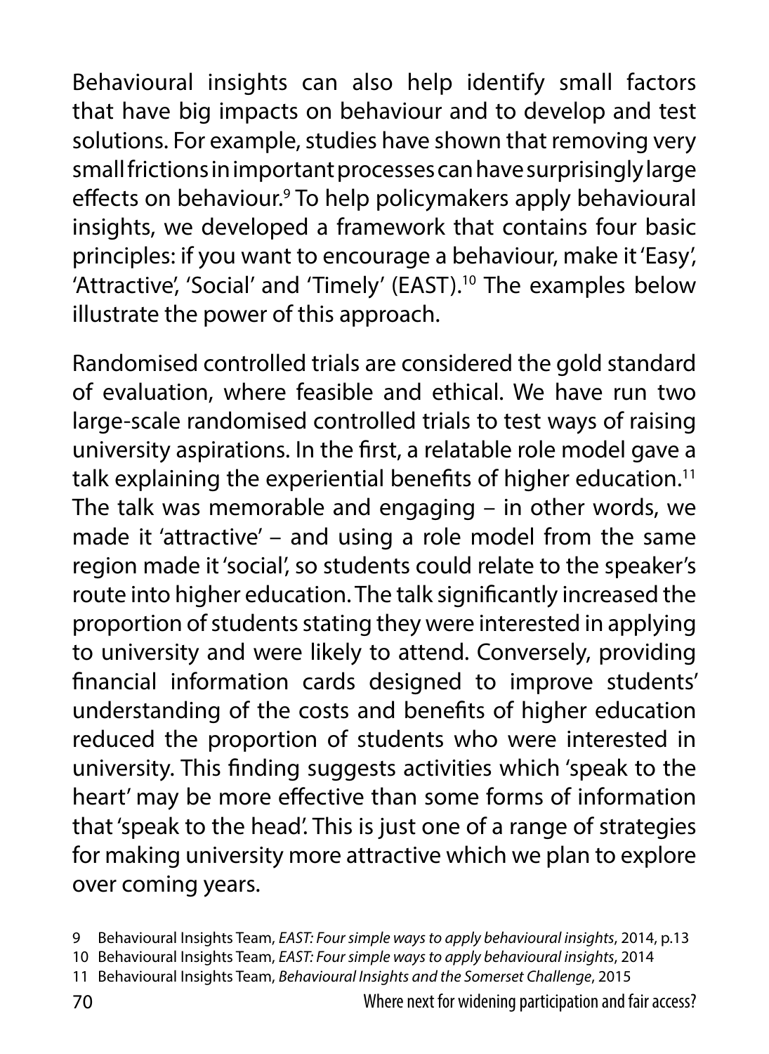Behavioural insights can also help identify small factors that have big impacts on behaviour and to develop and test solutions. For example, studies have shown that removing very small frictions in important processes can have surprisingly large effects on behaviour.[9] To help policymakers apply behavioural insights, we developed a framework that contains four basic principles: if you want to encourage a behaviour, make it 'Easy', 'Attractive', 'Social' and 'Timely' (EAST).[10] The examples below illustrate the power of this approach.

Randomised controlled trials are considered the gold standard of evaluation, where feasible and ethical. We have run two large-scale randomised controlled trials to test ways of raising university aspirations. In the first, a relatable role model gave a talk explaining the experiential benefits of higher education.[11] The talk was memorable and engaging – in other words, we made it 'attractive' – and using a role model from the same region made it 'social', so students could relate to the speaker's route into higher education. The talk significantly increased the proportion of students stating they were interested in applying to university and were likely to attend. Conversely, providing financial information cards designed to improve students' understanding of the costs and benefits of higher education reduced the proportion of students who were interested in university. This finding suggests activities which 'speak to the heart' may be more effective than some forms of information that 'speak to the head'. This is just one of a range of strategies for making university more attractive which we plan to explore over coming years.

9 Behavioural Insights Team, *EAST: Four simple ways to apply behavioural insights*, 2014, p.13

10 Behavioural Insights Team, *EAST: Four simple ways to apply behavioural insights*, 2014

11 Behavioural Insights Team, *Behavioural Insights and the Somerset Challenge*, 2015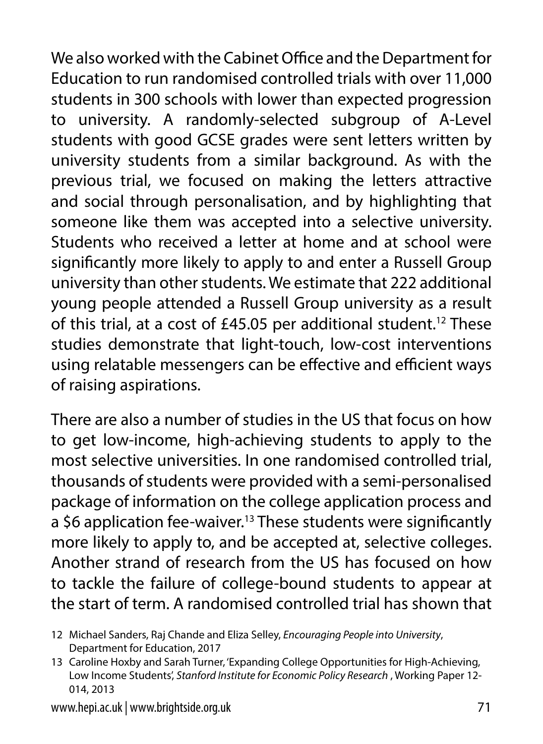We also worked with the Cabinet Office and the Department for Education to run randomised controlled trials with over 11,000 students in 300 schools with lower than expected progression to university. A randomly-selected subgroup of A-Level students with good GCSE grades were sent letters written by university students from a similar background. As with the previous trial, we focused on making the letters attractive and social through personalisation, and by highlighting that someone like them was accepted into a selective university. Students who received a letter at home and at school were significantly more likely to apply to and enter a Russell Group university than other students. We estimate that 222 additional young people attended a Russell Group university as a result of this trial, at a cost of £45.05 per additional student.[12] These studies demonstrate that light-touch, low-cost interventions using relatable messengers can be effective and efficient ways of raising aspirations.

There are also a number of studies in the US that focus on how to get low-income, high-achieving students to apply to the most selective universities. In one randomised controlled trial, thousands of students were provided with a semi-personalised package of information on the college application process and a $6 application fee-waiver.[13] These students were significantly more likely to apply to, and be accepted at, selective colleges. Another strand of research from the US has focused on how to tackle the failure of college-bound students to appear at the start of term. A randomised controlled trial has shown that

12 Michael Sanders, Raj Chande and Eliza Selley, *Encouraging People into University*, Department for Education, 2017

13 Caroline Hoxby and Sarah Turner, 'Expanding College Opportunities for High-Achieving, Low Income Students', *Stanford Institute for Economic Policy Research* , Working Paper 12-014, 2013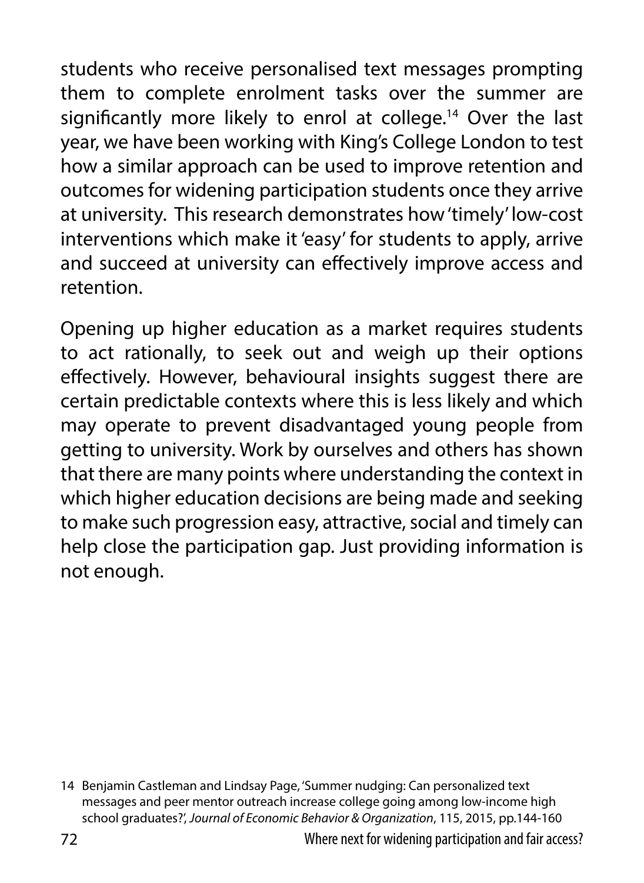students who receive personalised text messages prompting them to complete enrolment tasks over the summer are significantly more likely to enrol at college.[14] Over the last year, we have been working with King's College London to test how a similar approach can be used to improve retention and outcomes for widening participation students once they arrive at university. This research demonstrates how 'timely' low-cost interventions which make it 'easy' for students to apply, arrive and succeed at university can effectively improve access and retention.

Opening up higher education as a market requires students to act rationally, to seek out and weigh up their options effectively. However, behavioural insights suggest there are certain predictable contexts where this is less likely and which may operate to prevent disadvantaged young people from getting to university. Work by ourselves and others has shown that there are many points where understanding the context in which higher education decisions are being made and seeking to make such progression easy, attractive, social and timely can help close the participation gap. Just providing information is not enough.

14 Benjamin Castleman and Lindsay Page, 'Summer nudging: Can personalized text messages and peer mentor outreach increase college going among low-income high school graduates?', *Journal of Economic Behavior & Organization*, 115, 2015, pp.144-160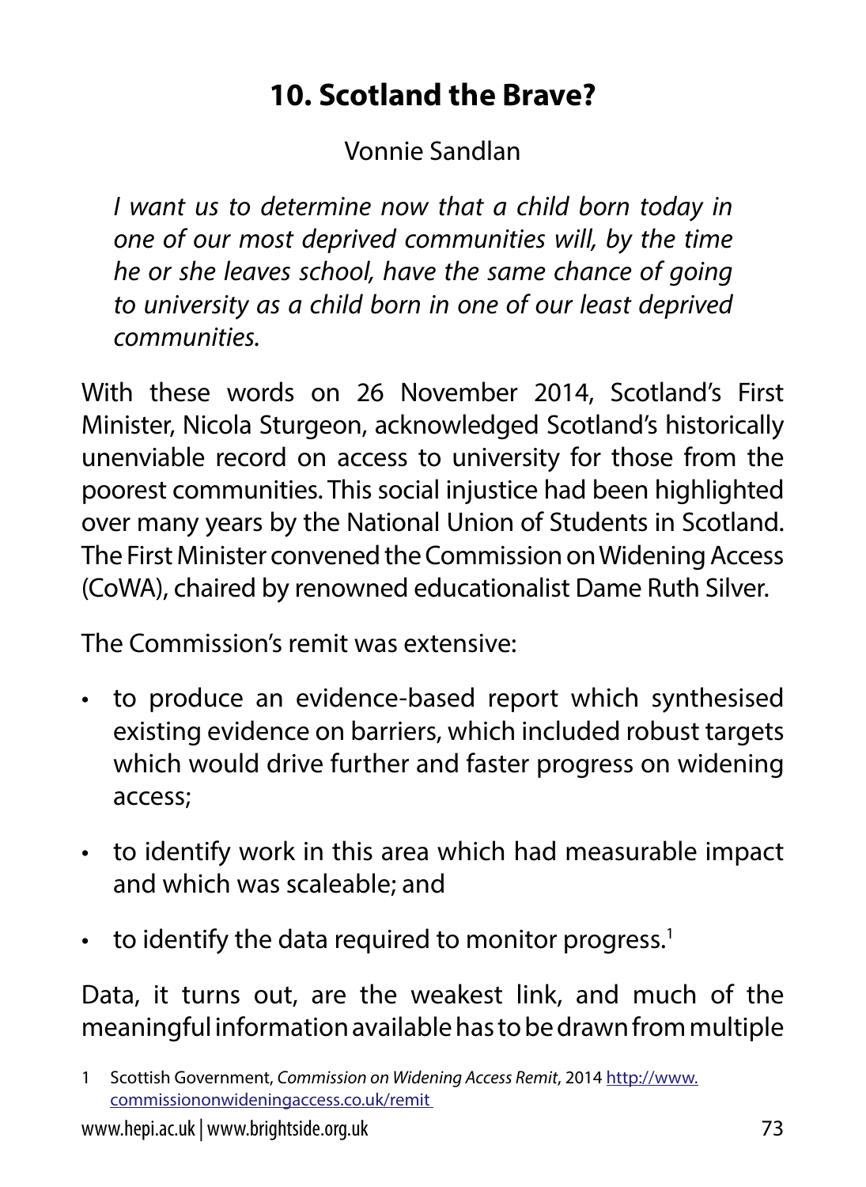# 10. Scotland the Brave?

Vonnie Sandlan

*I want us to determine now that a child born today in one of our most deprived communities will, by the time he or she leaves school, have the same chance of going to university as a child born in one of our least deprived communities.*

With these words on 26 November 2014, Scotland's First Minister, Nicola Sturgeon, acknowledged Scotland's historically unenviable record on access to university for those from the poorest communities. This social injustice had been highlighted over many years by the National Union of Students in Scotland. The First Minister convened the Commission on Widening Access (CoWA), chaired by renowned educationalist Dame Ruth Silver.

The Commission's remit was extensive:

- to produce an evidence-based report which synthesised existing evidence on barriers, which included robust targets which would drive further and faster progress on widening access;
- to identify work in this area which had measurable impact and which was scaleable; and
- to identify the data required to monitor progress.[1]

Data, it turns out, are the weakest link, and much of the meaningful information available has to be drawn from multiple

1 Scottish Government, *Commission on Widening Access Remit*, 2014 http://www.commissiononwideningaccess.co.uk/remit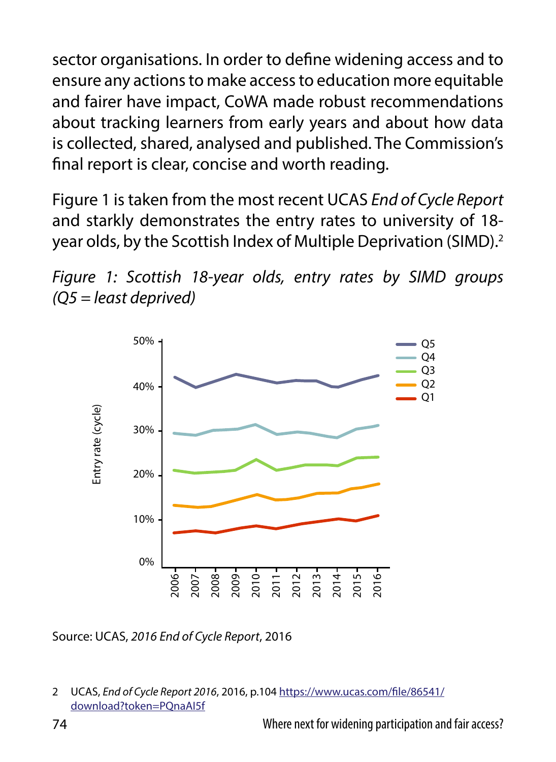sector organisations. In order to define widening access and to ensure any actions to make access to education more equitable and fairer have impact, CoWA made robust recommendations about tracking learners from early years and about how data is collected, shared, analysed and published. The Commission's final report is clear, concise and worth reading.

Figure 1 is taken from the most recent UCAS *End of Cycle Report* and starkly demonstrates the entry rates to university of 18-year olds, by the Scottish Index of Multiple Deprivation (SIMD).[2]

*Figure 1: Scottish 18-year olds, entry rates by SIMD groups (Q5 = least deprived)*

Source: UCAS, *2016 End of Cycle Report*, 2016

2 UCAS, *End of Cycle Report 2016*, 2016, p.104 https://www.ucas.com/file/86541/download?token=PQnaAI5f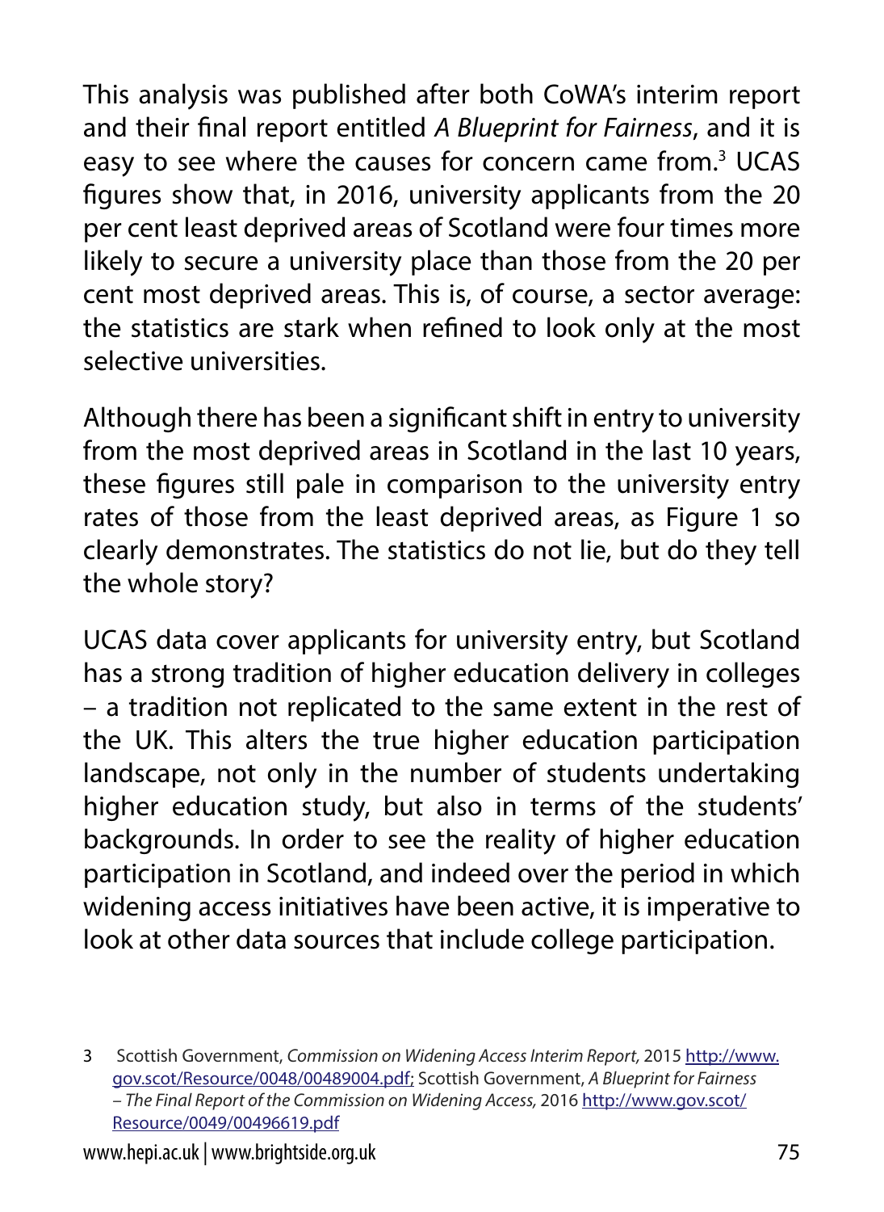This analysis was published after both CoWA's interim report and their final report entitled *A Blueprint for Fairness*, and it is easy to see where the causes for concern came from.[3] UCAS figures show that, in 2016, university applicants from the 20 per cent least deprived areas of Scotland were four times more likely to secure a university place than those from the 20 per cent most deprived areas. This is, of course, a sector average: the statistics are stark when refined to look only at the most selective universities.

Although there has been a significant shift in entry to university from the most deprived areas in Scotland in the last 10 years, these figures still pale in comparison to the university entry rates of those from the least deprived areas, as Figure 1 so clearly demonstrates. The statistics do not lie, but do they tell the whole story?

UCAS data cover applicants for university entry, but Scotland has a strong tradition of higher education delivery in colleges – a tradition not replicated to the same extent in the rest of the UK. This alters the true higher education participation landscape, not only in the number of students undertaking higher education study, but also in terms of the students' backgrounds. In order to see the reality of higher education participation in Scotland, and indeed over the period in which widening access initiatives have been active, it is imperative to look at other data sources that include college participation.

3 Scottish Government, *Commission on Widening Access Interim Report,* 2015 http://www.gov.scot/Resource/0048/00489004.pdf; Scottish Government, *A Blueprint for Fairness – The Final Report of the Commission on Widening Access,* 2016 http://www.gov.scot/Resource/0049/00496619.pdf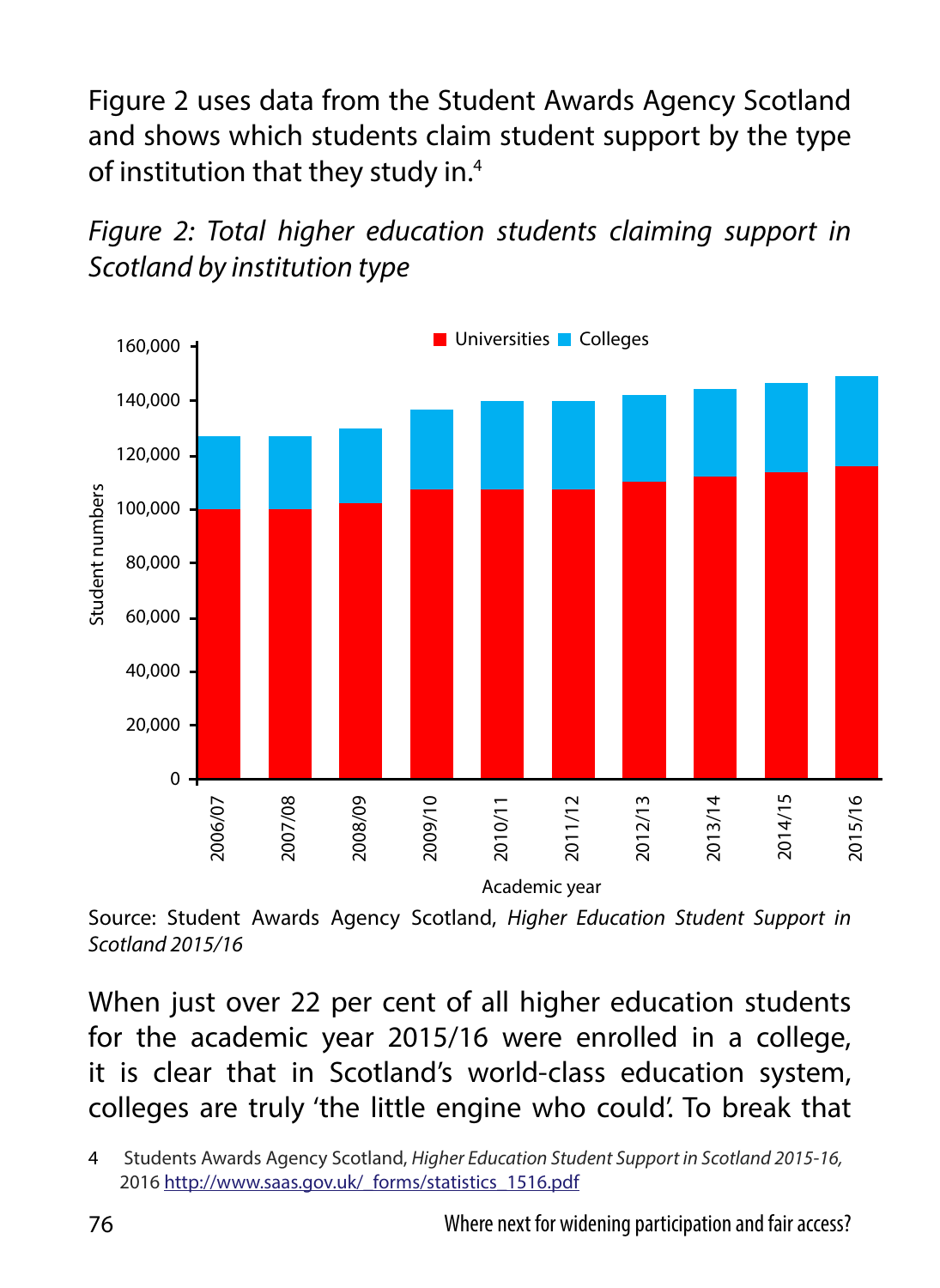Figure 2 uses data from the Student Awards Agency Scotland and shows which students claim student support by the type of institution that they study in.[4]

*Figure 2: Total higher education students claiming support in Scotland by institution type*

Source: Student Awards Agency Scotland, *Higher Education Student Support in Scotland 2015/16*

When just over 22 per cent of all higher education students for the academic year 2015/16 were enrolled in a college, it is clear that in Scotland's world-class education system, colleges are truly 'the little engine who could'. To break that

4 Students Awards Agency Scotland, *Higher Education Student Support in Scotland 2015-16,* 2016 http://www.saas.gov.uk/_forms/statistics_1516.pdf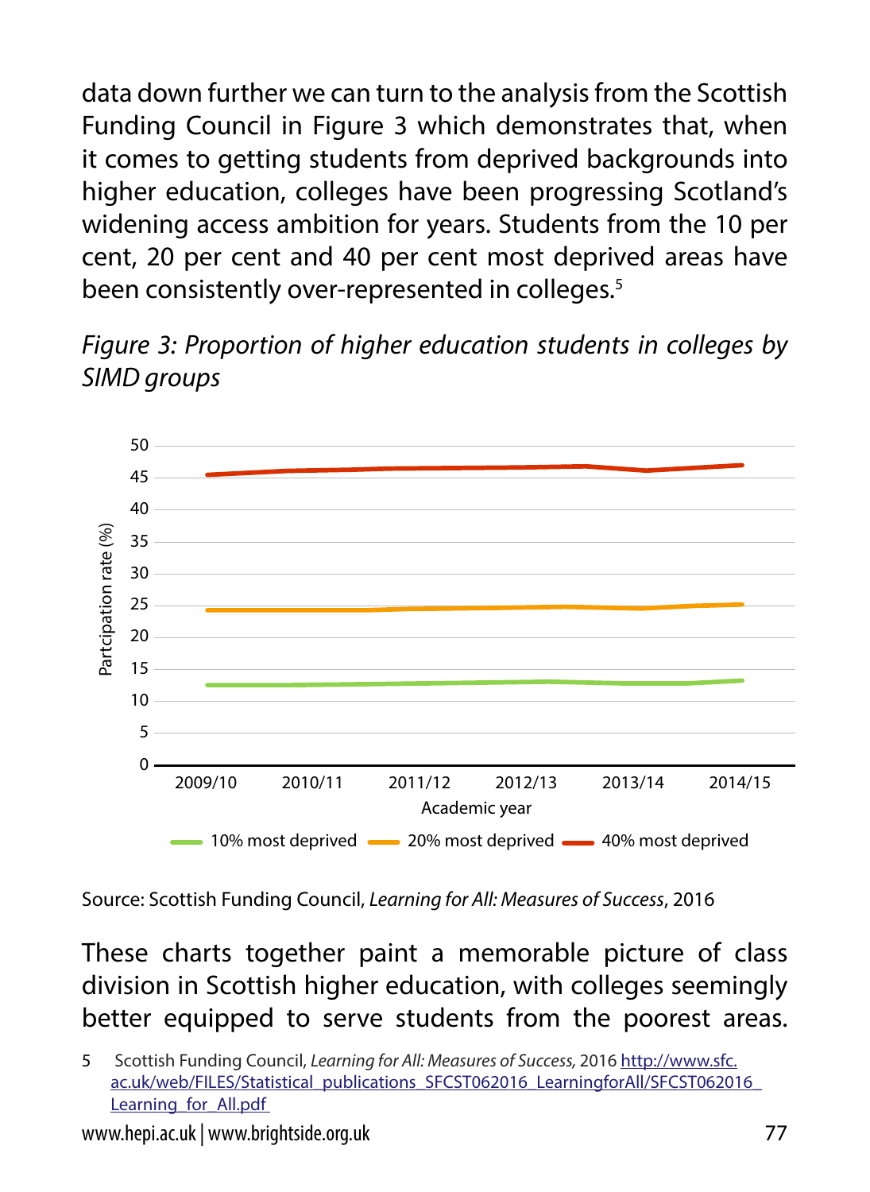data down further we can turn to the analysis from the Scottish Funding Council in Figure 3 which demonstrates that, when it comes to getting students from deprived backgrounds into higher education, colleges have been progressing Scotland's widening access ambition for years. Students from the 10 per cent, 20 per cent and 40 per cent most deprived areas have been consistently over-represented in colleges.[5]

*Figure 3: Proportion of higher education students in colleges by SIMD groups*

Source: Scottish Funding Council, *Learning for All: Measures of Success*, 2016

These charts together paint a memorable picture of class division in Scottish higher education, with colleges seemingly better equipped to serve students from the poorest areas.

5 Scottish Funding Council, *Learning for All: Measures of Success,* 2016 http://www.sfc.ac.uk/web/FILES/Statistical_publications_SFCST062016_LearningforAll/SFCST062016_Learning_for_All.pdf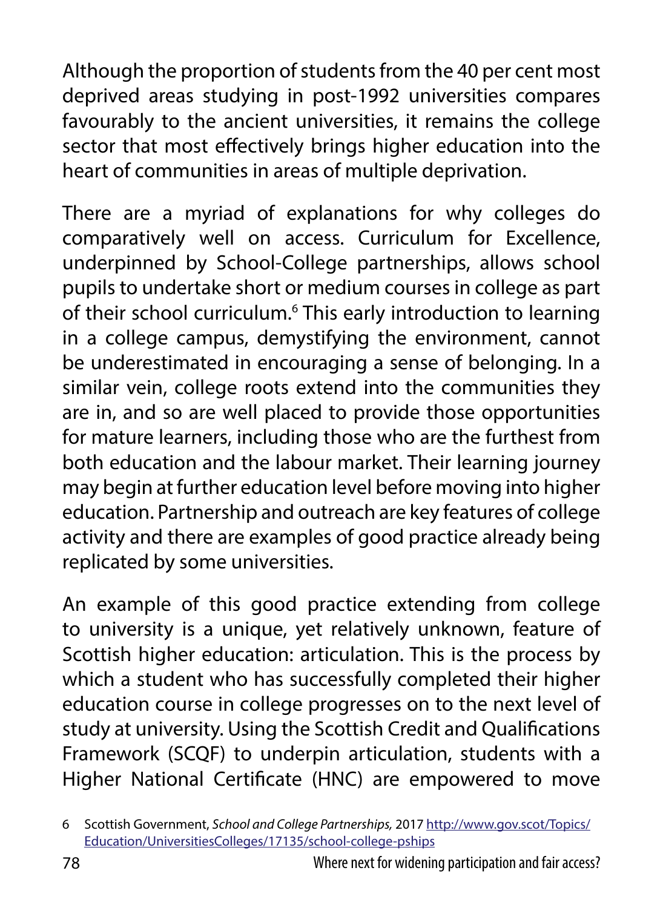Although the proportion of students from the 40 per cent most deprived areas studying in post-1992 universities compares favourably to the ancient universities, it remains the college sector that most effectively brings higher education into the heart of communities in areas of multiple deprivation.

There are a myriad of explanations for why colleges do comparatively well on access. Curriculum for Excellence, underpinned by School-College partnerships, allows school pupils to undertake short or medium courses in college as part of their school curriculum.[6] This early introduction to learning in a college campus, demystifying the environment, cannot be underestimated in encouraging a sense of belonging. In a similar vein, college roots extend into the communities they are in, and so are well placed to provide those opportunities for mature learners, including those who are the furthest from both education and the labour market. Their learning journey may begin at further education level before moving into higher education. Partnership and outreach are key features of college activity and there are examples of good practice already being replicated by some universities.

An example of this good practice extending from college to university is a unique, yet relatively unknown, feature of Scottish higher education: articulation. This is the process by which a student who has successfully completed their higher education course in college progresses on to the next level of study at university. Using the Scottish Credit and Qualifications Framework (SCQF) to underpin articulation, students with a Higher National Certificate (HNC) are empowered to move

6 Scottish Government, *School and College Partnerships,* 2017 http://www.gov.scot/Topics/Education/UniversitiesColleges/17135/school-college-pships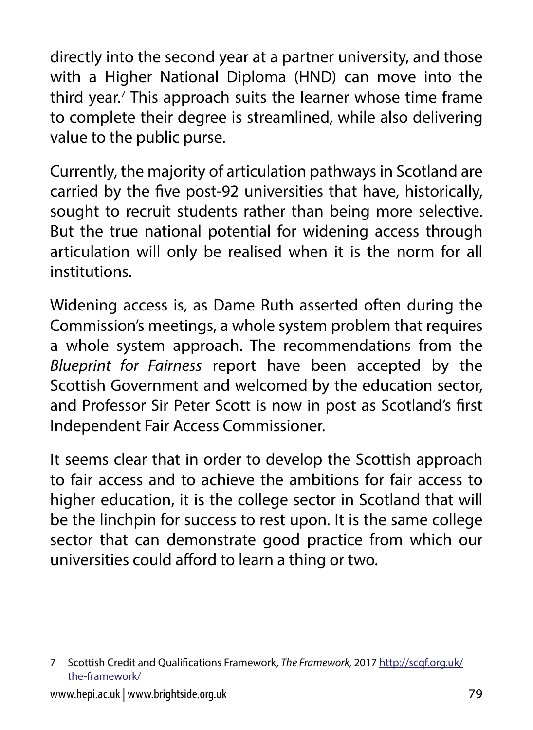directly into the second year at a partner university, and those with a Higher National Diploma (HND) can move into the third year.[7] This approach suits the learner whose time frame to complete their degree is streamlined, while also delivering value to the public purse.

Currently, the majority of articulation pathways in Scotland are carried by the five post-92 universities that have, historically, sought to recruit students rather than being more selective. But the true national potential for widening access through articulation will only be realised when it is the norm for all institutions.

Widening access is, as Dame Ruth asserted often during the Commission's meetings, a whole system problem that requires a whole system approach. The recommendations from the *Blueprint for Fairness* report have been accepted by the Scottish Government and welcomed by the education sector, and Professor Sir Peter Scott is now in post as Scotland's first Independent Fair Access Commissioner.

It seems clear that in order to develop the Scottish approach to fair access and to achieve the ambitions for fair access to higher education, it is the college sector in Scotland that will be the linchpin for success to rest upon. It is the same college sector that can demonstrate good practice from which our universities could afford to learn a thing or two.

7 Scottish Credit and Qualifications Framework, *The Framework,* 2017 http://scqf.org.uk/the-framework/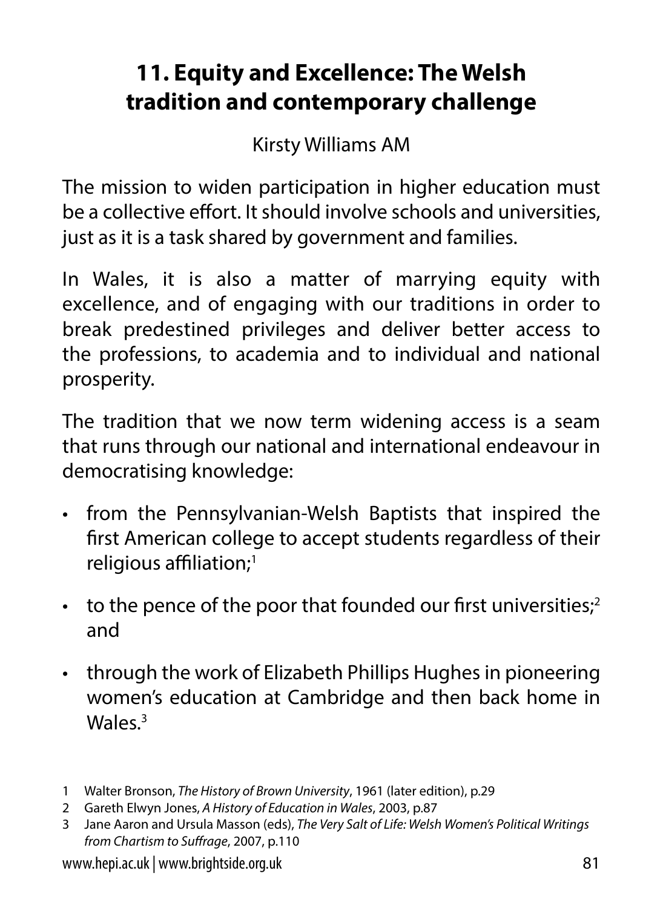# 11. Equity and Excellence: The Welsh tradition and contemporary challenge

Kirsty Williams AM

The mission to widen participation in higher education must be a collective effort. It should involve schools and universities, just as it is a task shared by government and families.

In Wales, it is also a matter of marrying equity with excellence, and of engaging with our traditions in order to break predestined privileges and deliver better access to the professions, to academia and to individual and national prosperity.

The tradition that we now term widening access is a seam that runs through our national and international endeavour in democratising knowledge:

- from the Pennsylvanian-Welsh Baptists that inspired the first American college to accept students regardless of their religious affiliation;[1]
- to the pence of the poor that founded our first universities;[2] and
- through the work of Elizabeth Phillips Hughes in pioneering women's education at Cambridge and then back home in Wales.[3]

1 Walter Bronson, *The History of Brown University*, 1961 (later edition), p.29

2 Gareth Elwyn Jones, *A History of Education in Wales*, 2003, p.87

3 Jane Aaron and Ursula Masson (eds), *The Very Salt of Life: Welsh Women's Political Writings from Chartism to Suffrage*, 2007, p.110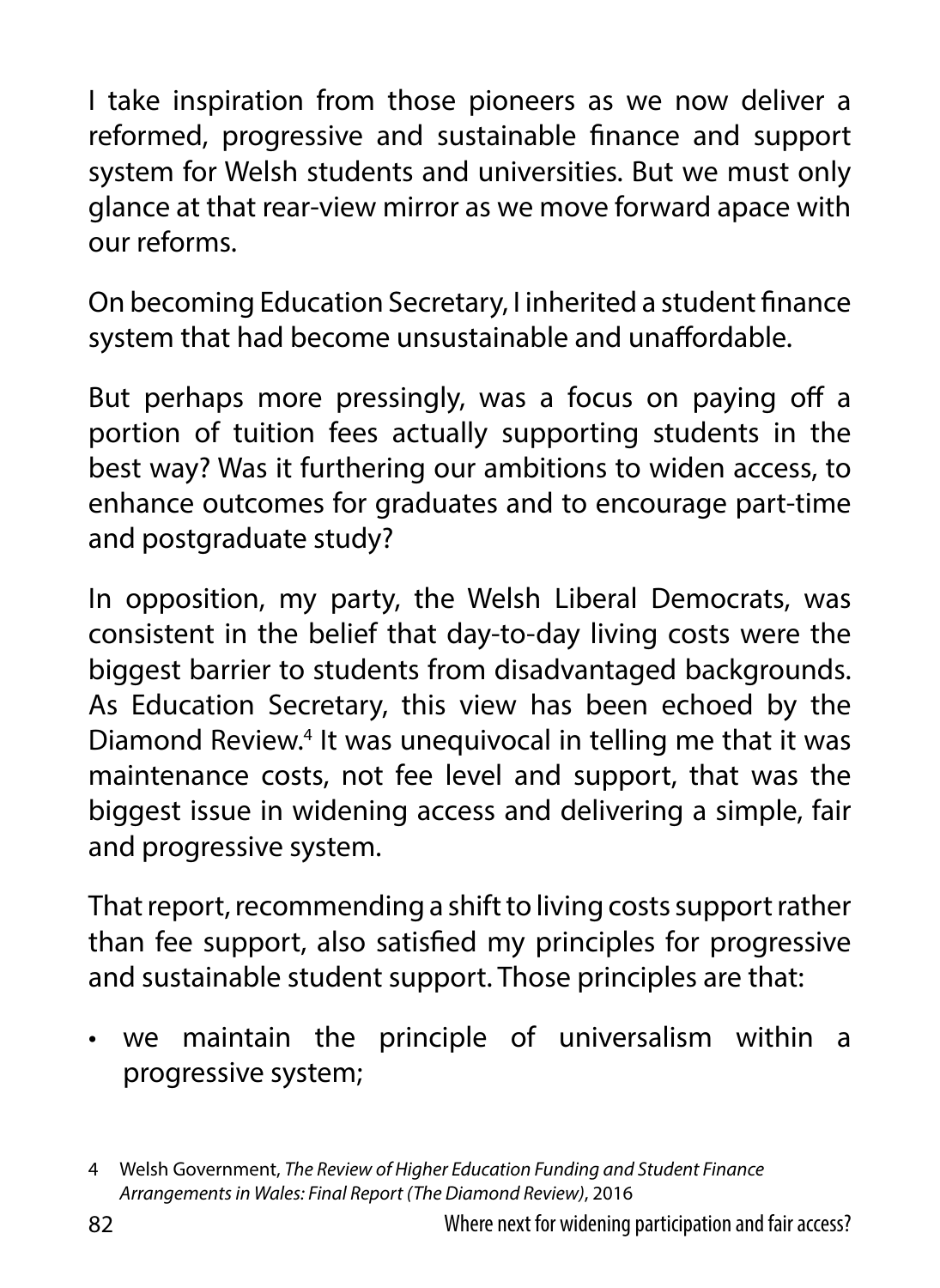I take inspiration from those pioneers as we now deliver a reformed, progressive and sustainable finance and support system for Welsh students and universities. But we must only glance at that rear-view mirror as we move forward apace with our reforms.

On becoming Education Secretary, I inherited a student finance system that had become unsustainable and unaffordable.

But perhaps more pressingly, was a focus on paying off a portion of tuition fees actually supporting students in the best way? Was it furthering our ambitions to widen access, to enhance outcomes for graduates and to encourage part-time and postgraduate study?

In opposition, my party, the Welsh Liberal Democrats, was consistent in the belief that day-to-day living costs were the biggest barrier to students from disadvantaged backgrounds. As Education Secretary, this view has been echoed by the Diamond Review.[4] It was unequivocal in telling me that it was maintenance costs, not fee level and support, that was the biggest issue in widening access and delivering a simple, fair and progressive system.

That report, recommending a shift to living costs support rather than fee support, also satisfied my principles for progressive and sustainable student support. Those principles are that:

- we maintain the principle of universalism within a progressive system;

4 Welsh Government, *The Review of Higher Education Funding and Student Finance Arrangements in Wales: Final Report (The Diamond Review)*, 2016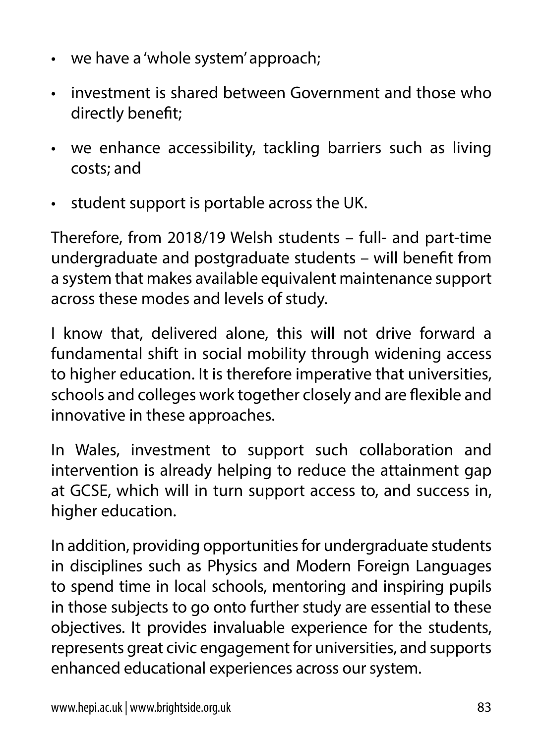- we have a 'whole system' approach;
- investment is shared between Government and those who directly benefit;
- we enhance accessibility, tackling barriers such as living costs; and
- student support is portable across the UK.

Therefore, from 2018/19 Welsh students – full- and part-time undergraduate and postgraduate students – will benefit from a system that makes available equivalent maintenance support across these modes and levels of study.

I know that, delivered alone, this will not drive forward a fundamental shift in social mobility through widening access to higher education. It is therefore imperative that universities, schools and colleges work together closely and are flexible and innovative in these approaches.

In Wales, investment to support such collaboration and intervention is already helping to reduce the attainment gap at GCSE, which will in turn support access to, and success in, higher education.

In addition, providing opportunities for undergraduate students in disciplines such as Physics and Modern Foreign Languages to spend time in local schools, mentoring and inspiring pupils in those subjects to go onto further study are essential to these objectives. It provides invaluable experience for the students, represents great civic engagement for universities, and supports enhanced educational experiences across our system.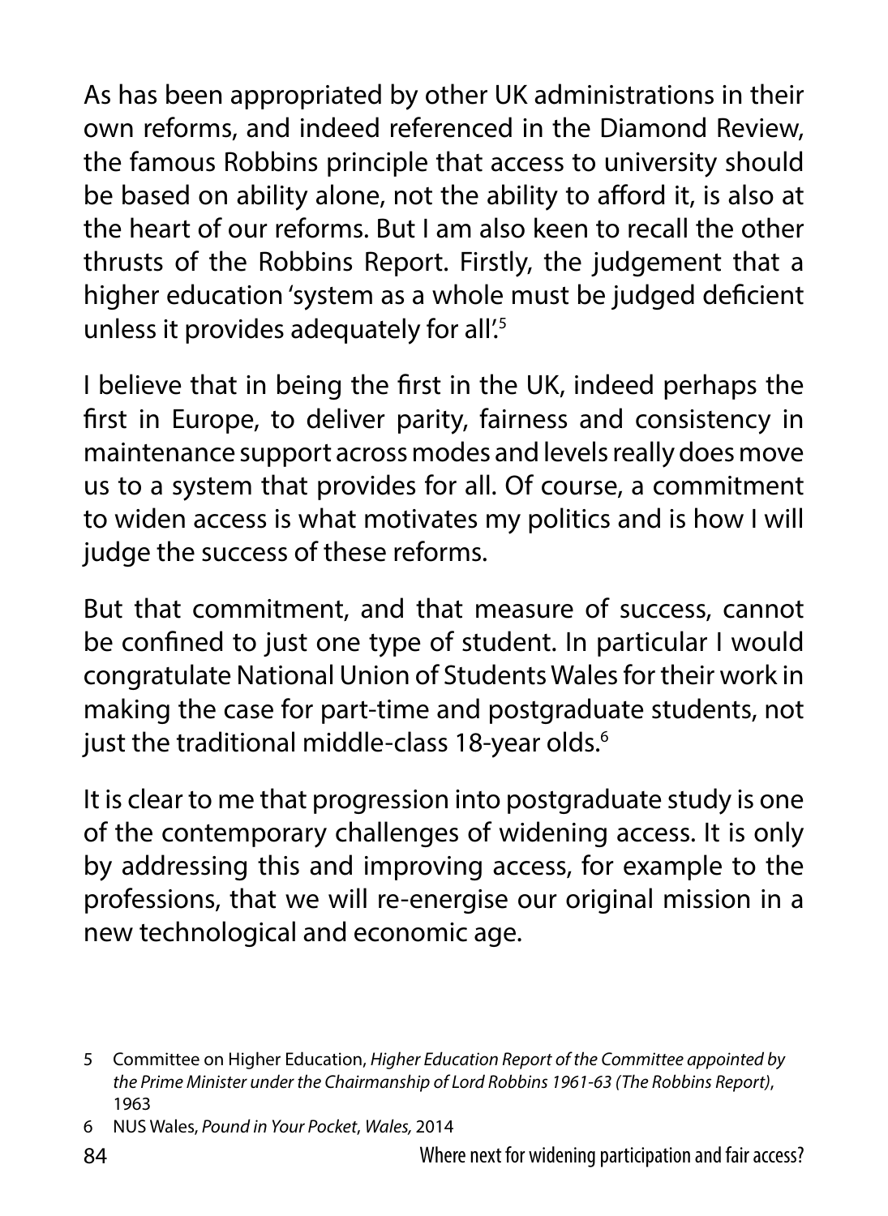As has been appropriated by other UK administrations in their own reforms, and indeed referenced in the Diamond Review, the famous Robbins principle that access to university should be based on ability alone, not the ability to afford it, is also at the heart of our reforms. But I am also keen to recall the other thrusts of the Robbins Report. Firstly, the judgement that a higher education 'system as a whole must be judged deficient unless it provides adequately for all'.[5]

I believe that in being the first in the UK, indeed perhaps the first in Europe, to deliver parity, fairness and consistency in maintenance support across modes and levels really does move us to a system that provides for all. Of course, a commitment to widen access is what motivates my politics and is how I will judge the success of these reforms.

But that commitment, and that measure of success, cannot be confined to just one type of student. In particular I would congratulate National Union of Students Wales for their work in making the case for part-time and postgraduate students, not just the traditional middle-class 18-year olds.[6]

It is clear to me that progression into postgraduate study is one of the contemporary challenges of widening access. It is only by addressing this and improving access, for example to the professions, that we will re-energise our original mission in a new technological and economic age.

5 Committee on Higher Education, *Higher Education Report of the Committee appointed by the Prime Minister under the Chairmanship of Lord Robbins 1961-63 (The Robbins Report)*, 1963

6 NUS Wales, *Pound in Your Pocket*, *Wales,* 2014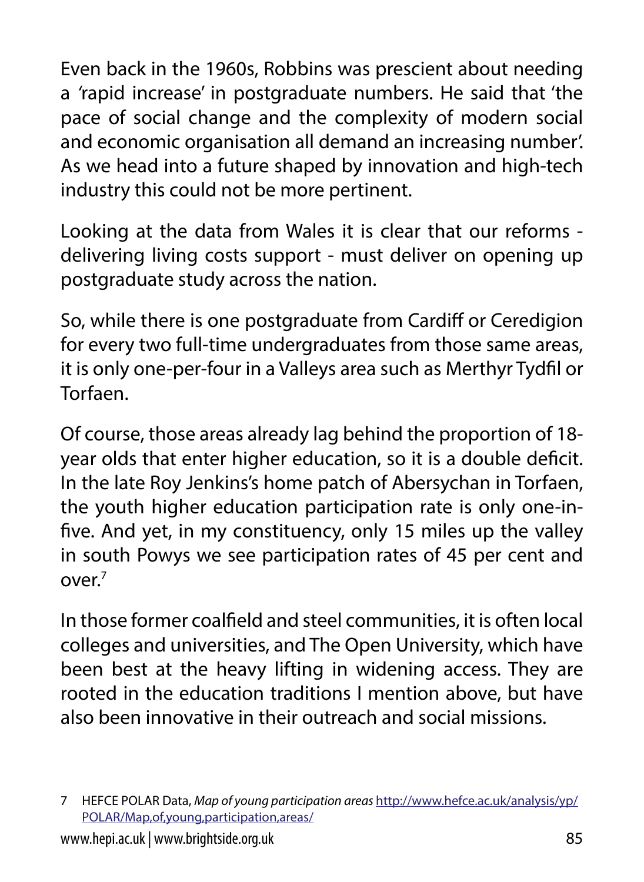Even back in the 1960s, Robbins was prescient about needing a 'rapid increase' in postgraduate numbers. He said that 'the pace of social change and the complexity of modern social and economic organisation all demand an increasing number'. As we head into a future shaped by innovation and high-tech industry this could not be more pertinent.

Looking at the data from Wales it is clear that our reforms - delivering living costs support - must deliver on opening up postgraduate study across the nation.

So, while there is one postgraduate from Cardiff or Ceredigion for every two full-time undergraduates from those same areas, it is only one-per-four in a Valleys area such as Merthyr Tydfil or Torfaen.

Of course, those areas already lag behind the proportion of 18-year olds that enter higher education, so it is a double deficit. In the late Roy Jenkins's home patch of Abersychan in Torfaen, the youth higher education participation rate is only one-in-five. And yet, in my constituency, only 15 miles up the valley in south Powys we see participation rates of 45 per cent and over.[7]

In those former coalfield and steel communities, it is often local colleges and universities, and The Open University, which have been best at the heavy lifting in widening access. They are rooted in the education traditions I mention above, but have also been innovative in their outreach and social missions.

7 HEFCE POLAR Data, *Map of young participation areas* http://www.hefce.ac.uk/analysis/yp/POLAR/Map,of,young,participation,areas/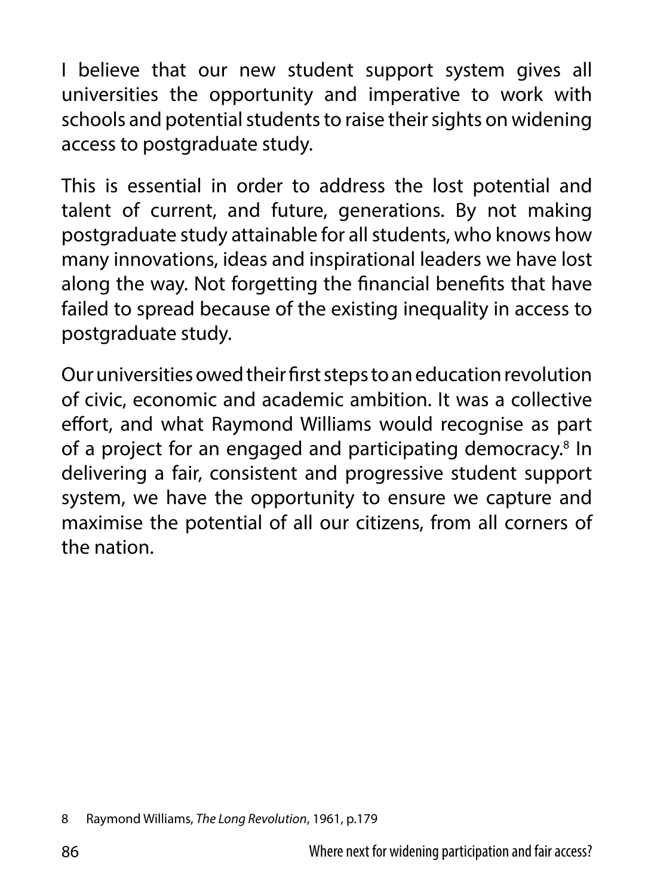I believe that our new student support system gives all universities the opportunity and imperative to work with schools and potential students to raise their sights on widening access to postgraduate study.

This is essential in order to address the lost potential and talent of current, and future, generations. By not making postgraduate study attainable for all students, who knows how many innovations, ideas and inspirational leaders we have lost along the way. Not forgetting the financial benefits that have failed to spread because of the existing inequality in access to postgraduate study.

Our universities owed their first steps to an education revolution of civic, economic and academic ambition. It was a collective effort, and what Raymond Williams would recognise as part of a project for an engaged and participating democracy.[8] In delivering a fair, consistent and progressive student support system, we have the opportunity to ensure we capture and maximise the potential of all our citizens, from all corners of the nation.

8 Raymond Williams, *The Long Revolution*, 1961, p.179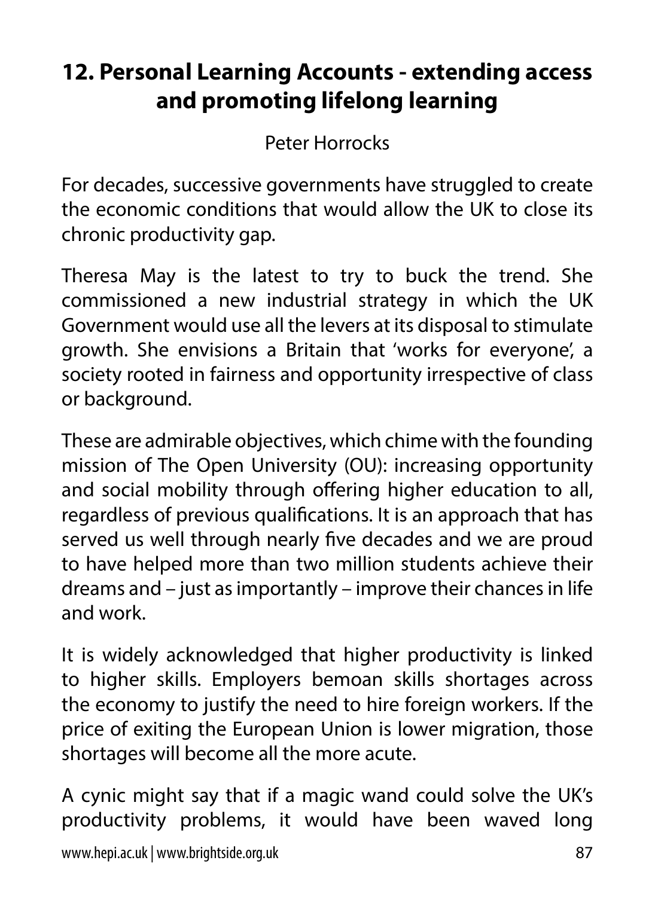## 12. Personal Learning Accounts - extending access and promoting lifelong learning

Peter Horrocks

For decades, successive governments have struggled to create the economic conditions that would allow the UK to close its chronic productivity gap.

Theresa May is the latest to try to buck the trend. She commissioned a new industrial strategy in which the UK Government would use all the levers at its disposal to stimulate growth. She envisions a Britain that 'works for everyone', a society rooted in fairness and opportunity irrespective of class or background.

These are admirable objectives, which chime with the founding mission of The Open University (OU): increasing opportunity and social mobility through offering higher education to all, regardless of previous qualifications. It is an approach that has served us well through nearly five decades and we are proud to have helped more than two million students achieve their dreams and – just as importantly – improve their chances in life and work.

It is widely acknowledged that higher productivity is linked to higher skills. Employers bemoan skills shortages across the economy to justify the need to hire foreign workers. If the price of exiting the European Union is lower migration, those shortages will become all the more acute.

A cynic might say that if a magic wand could solve the UK's productivity problems, it would have been waved long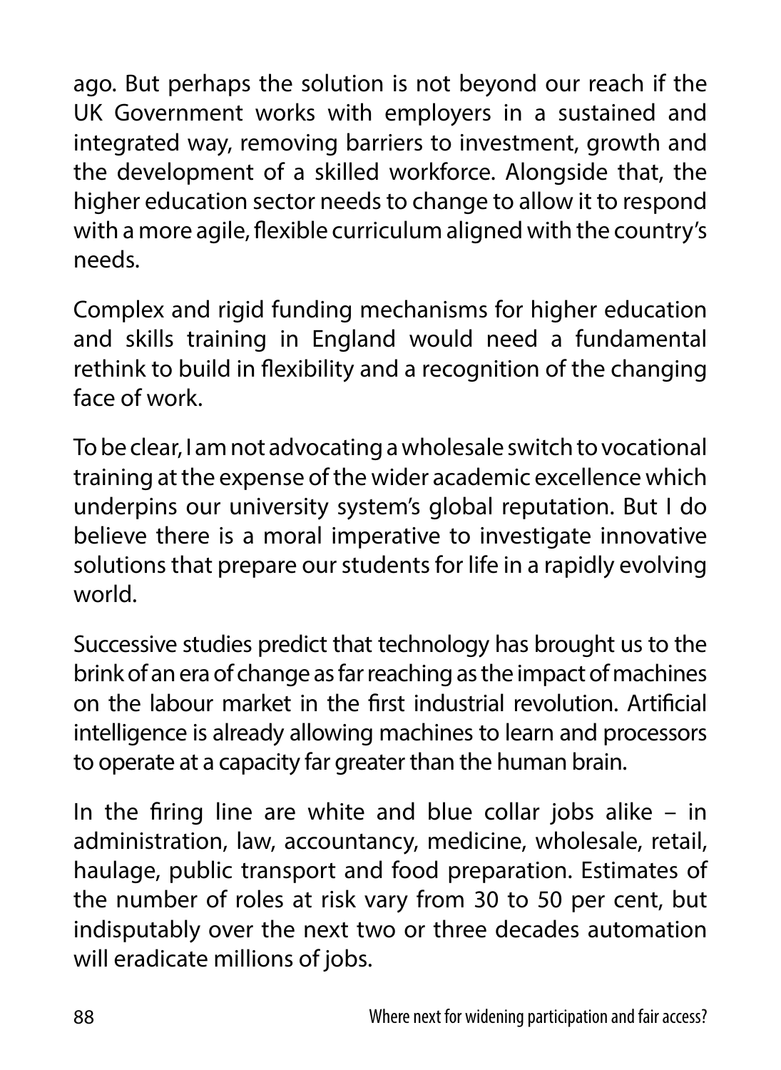ago. But perhaps the solution is not beyond our reach if the UK Government works with employers in a sustained and integrated way, removing barriers to investment, growth and the development of a skilled workforce. Alongside that, the higher education sector needs to change to allow it to respond with a more agile, flexible curriculum aligned with the country's needs.

Complex and rigid funding mechanisms for higher education and skills training in England would need a fundamental rethink to build in flexibility and a recognition of the changing face of work.

To be clear, I am not advocating a wholesale switch to vocational training at the expense of the wider academic excellence which underpins our university system's global reputation. But I do believe there is a moral imperative to investigate innovative solutions that prepare our students for life in a rapidly evolving world.

Successive studies predict that technology has brought us to the brink of an era of change as far reaching as the impact of machines on the labour market in the first industrial revolution. Artificial intelligence is already allowing machines to learn and processors to operate at a capacity far greater than the human brain.

In the firing line are white and blue collar jobs alike – in administration, law, accountancy, medicine, wholesale, retail, haulage, public transport and food preparation. Estimates of the number of roles at risk vary from 30 to 50 per cent, but indisputably over the next two or three decades automation will eradicate millions of jobs.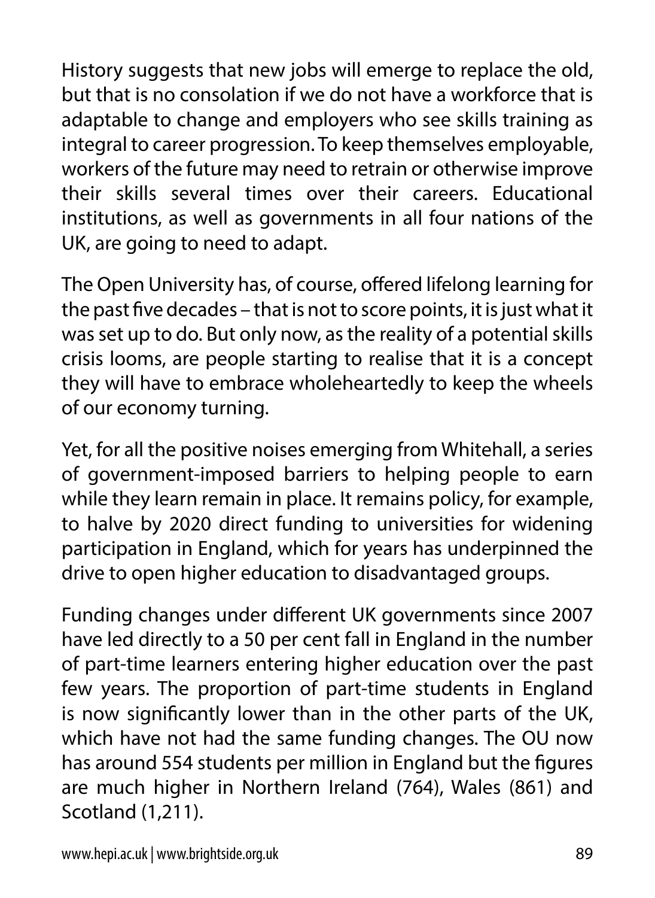History suggests that new jobs will emerge to replace the old, but that is no consolation if we do not have a workforce that is adaptable to change and employers who see skills training as integral to career progression. To keep themselves employable, workers of the future may need to retrain or otherwise improve their skills several times over their careers. Educational institutions, as well as governments in all four nations of the UK, are going to need to adapt.

The Open University has, of course, offered lifelong learning for the past five decades – that is not to score points, it is just what it was set up to do. But only now, as the reality of a potential skills crisis looms, are people starting to realise that it is a concept they will have to embrace wholeheartedly to keep the wheels of our economy turning.

Yet, for all the positive noises emerging from Whitehall, a series of government-imposed barriers to helping people to earn while they learn remain in place. It remains policy, for example, to halve by 2020 direct funding to universities for widening participation in England, which for years has underpinned the drive to open higher education to disadvantaged groups.

Funding changes under different UK governments since 2007 have led directly to a 50 per cent fall in England in the number of part-time learners entering higher education over the past few years. The proportion of part-time students in England is now significantly lower than in the other parts of the UK, which have not had the same funding changes. The OU now has around 554 students per million in England but the figures are much higher in Northern Ireland (764), Wales (861) and Scotland (1,211).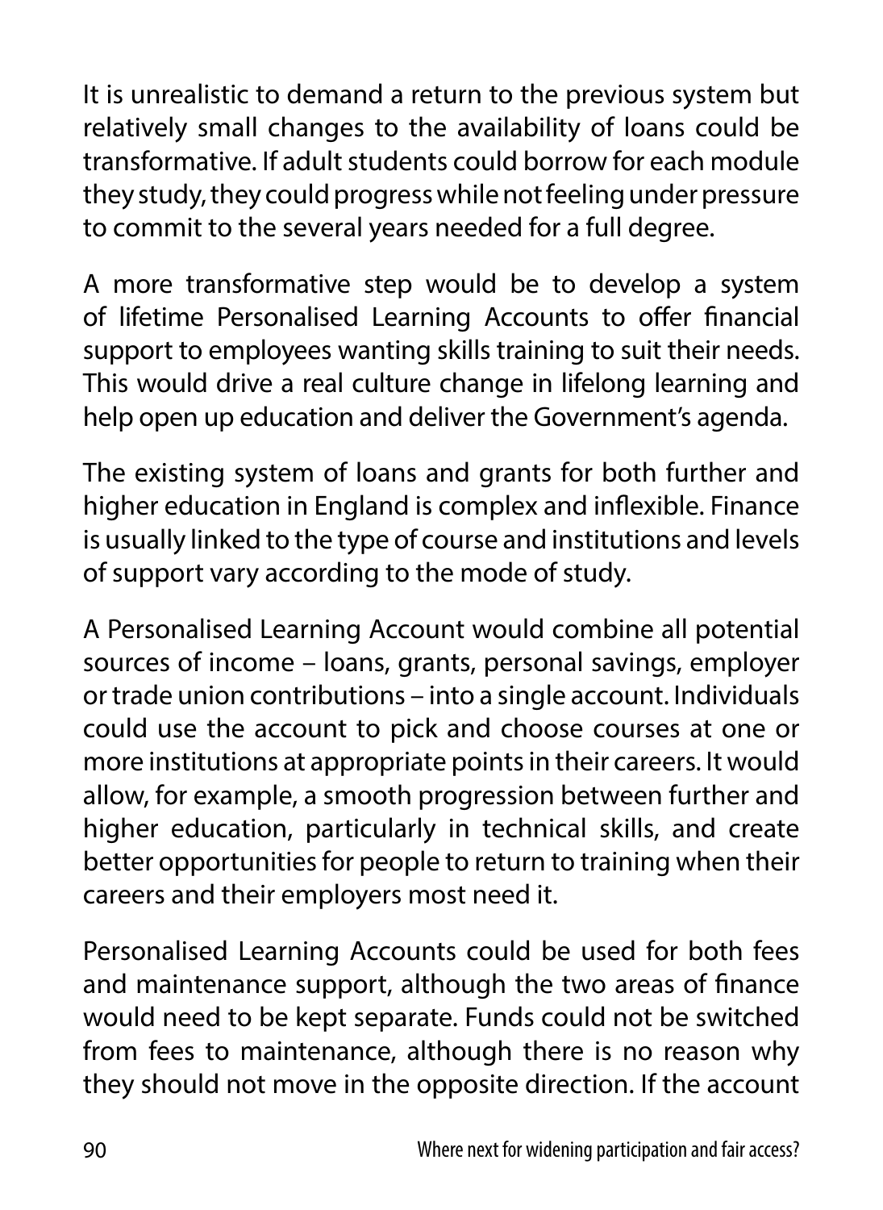It is unrealistic to demand a return to the previous system but relatively small changes to the availability of loans could be transformative. If adult students could borrow for each module they study, they could progress while not feeling under pressure to commit to the several years needed for a full degree.

A more transformative step would be to develop a system of lifetime Personalised Learning Accounts to offer financial support to employees wanting skills training to suit their needs. This would drive a real culture change in lifelong learning and help open up education and deliver the Government's agenda.

The existing system of loans and grants for both further and higher education in England is complex and inflexible. Finance is usually linked to the type of course and institutions and levels of support vary according to the mode of study.

A Personalised Learning Account would combine all potential sources of income – loans, grants, personal savings, employer or trade union contributions – into a single account. Individuals could use the account to pick and choose courses at one or more institutions at appropriate points in their careers. It would allow, for example, a smooth progression between further and higher education, particularly in technical skills, and create better opportunities for people to return to training when their careers and their employers most need it.

Personalised Learning Accounts could be used for both fees and maintenance support, although the two areas of finance would need to be kept separate. Funds could not be switched from fees to maintenance, although there is no reason why they should not move in the opposite direction. If the account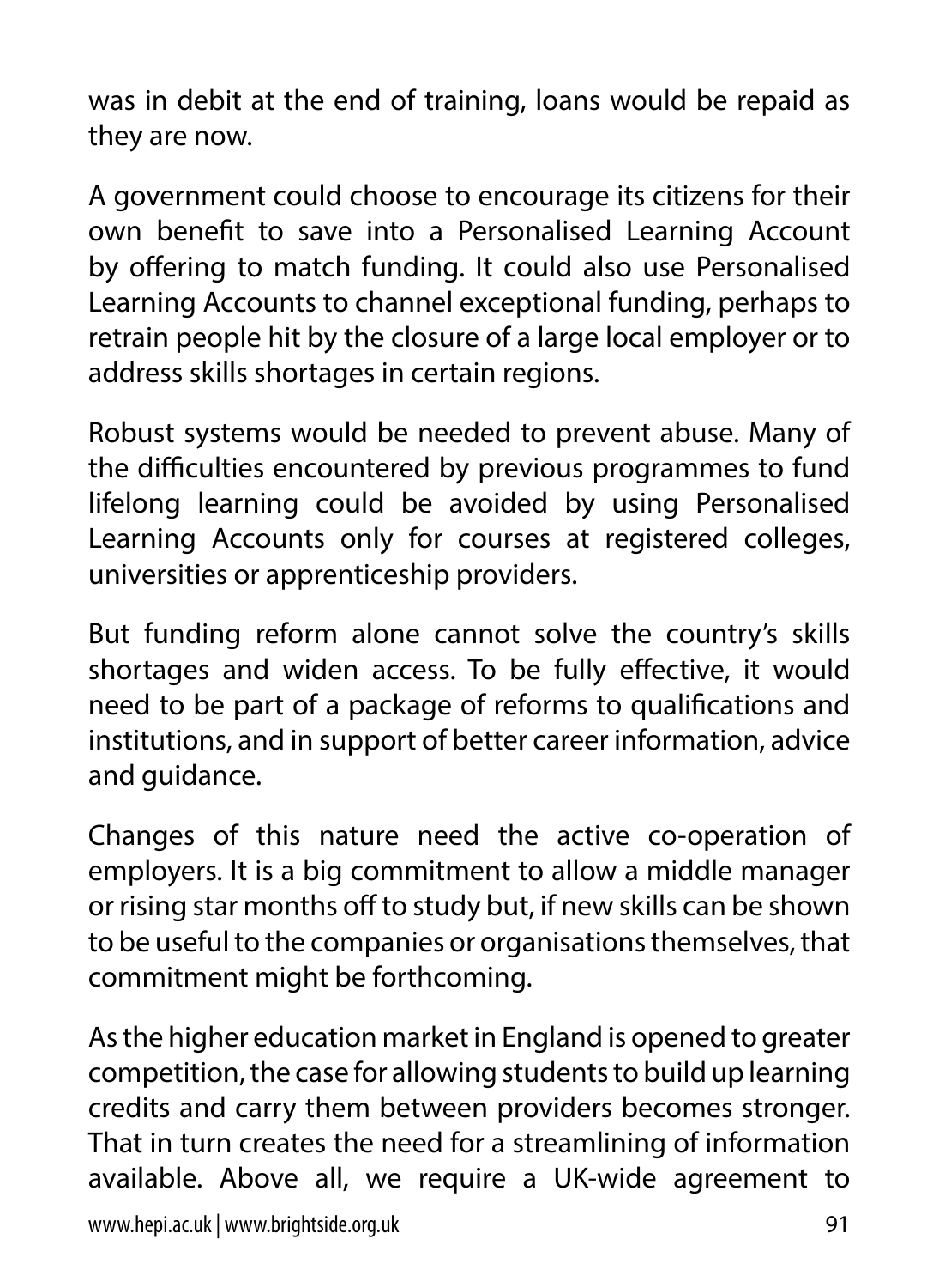was in debit at the end of training, loans would be repaid as they are now.

A government could choose to encourage its citizens for their own benefit to save into a Personalised Learning Account by offering to match funding. It could also use Personalised Learning Accounts to channel exceptional funding, perhaps to retrain people hit by the closure of a large local employer or to address skills shortages in certain regions.

Robust systems would be needed to prevent abuse. Many of the difficulties encountered by previous programmes to fund lifelong learning could be avoided by using Personalised Learning Accounts only for courses at registered colleges, universities or apprenticeship providers.

But funding reform alone cannot solve the country's skills shortages and widen access. To be fully effective, it would need to be part of a package of reforms to qualifications and institutions, and in support of better career information, advice and guidance.

Changes of this nature need the active co-operation of employers. It is a big commitment to allow a middle manager or rising star months off to study but, if new skills can be shown to be useful to the companies or organisations themselves, that commitment might be forthcoming.

As the higher education market in England is opened to greater competition, the case for allowing students to build up learning credits and carry them between providers becomes stronger. That in turn creates the need for a streamlining of information available. Above all, we require a UK-wide agreement to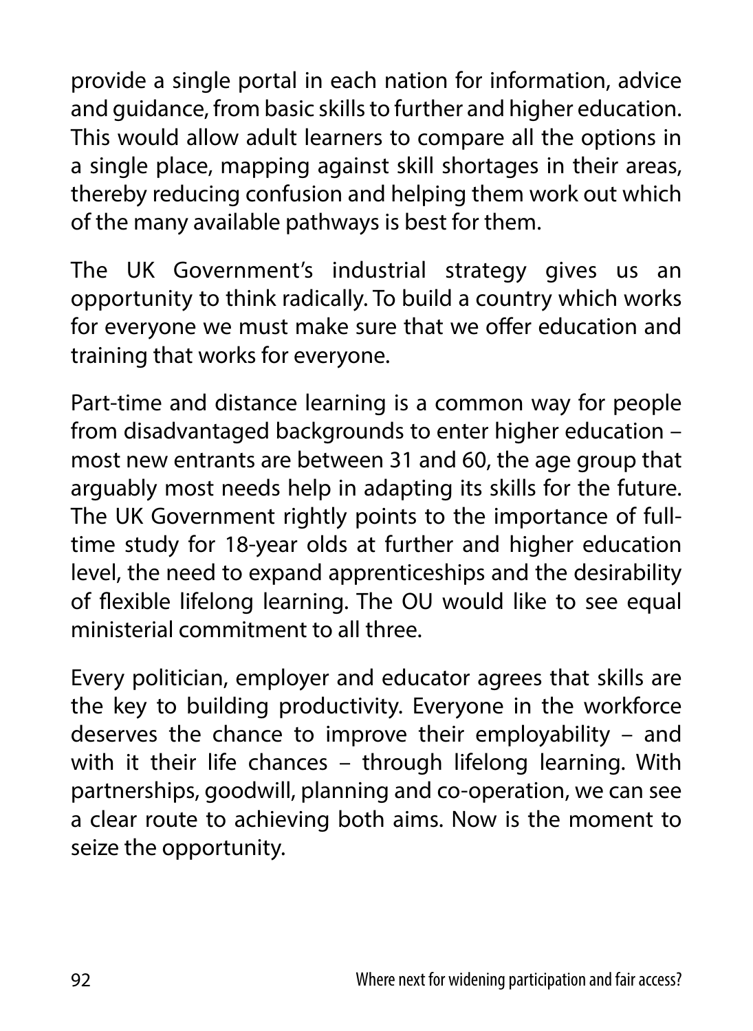provide a single portal in each nation for information, advice and guidance, from basic skills to further and higher education. This would allow adult learners to compare all the options in a single place, mapping against skill shortages in their areas, thereby reducing confusion and helping them work out which of the many available pathways is best for them.

The UK Government's industrial strategy gives us an opportunity to think radically. To build a country which works for everyone we must make sure that we offer education and training that works for everyone.

Part-time and distance learning is a common way for people from disadvantaged backgrounds to enter higher education – most new entrants are between 31 and 60, the age group that arguably most needs help in adapting its skills for the future. The UK Government rightly points to the importance of full-time study for 18-year olds at further and higher education level, the need to expand apprenticeships and the desirability of flexible lifelong learning. The OU would like to see equal ministerial commitment to all three.

Every politician, employer and educator agrees that skills are the key to building productivity. Everyone in the workforce deserves the chance to improve their employability – and with it their life chances – through lifelong learning. With partnerships, goodwill, planning and co-operation, we can see a clear route to achieving both aims. Now is the moment to seize the opportunity.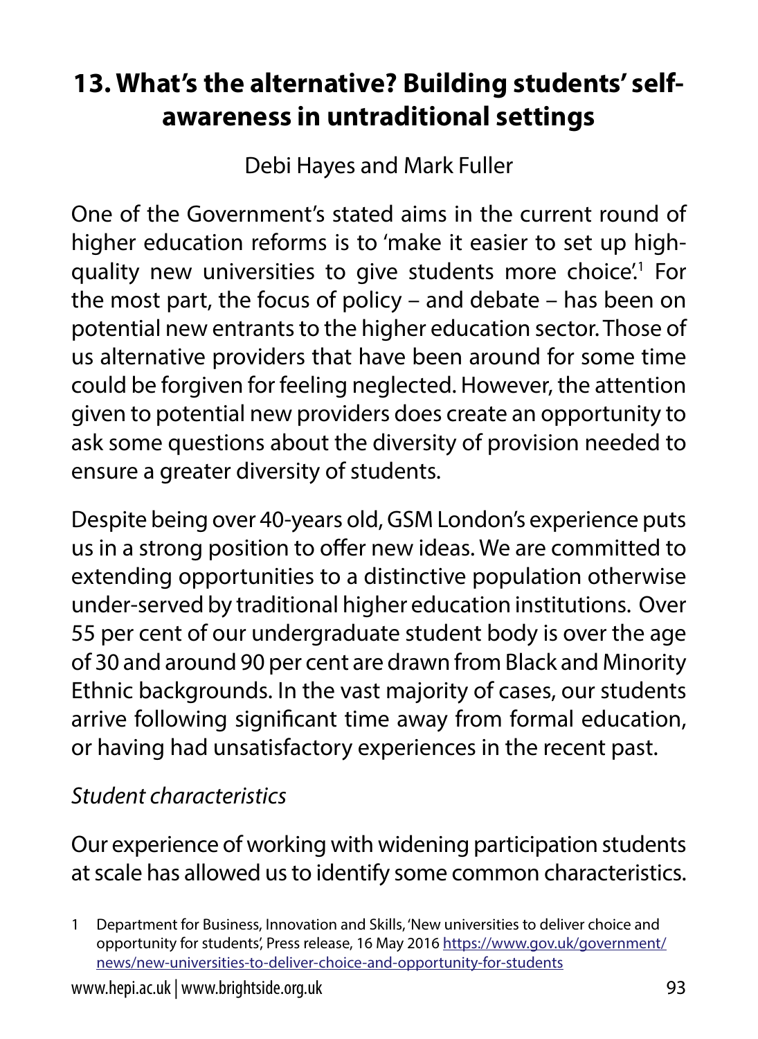# 13. What's the alternative? Building students' self-awareness in untraditional settings

Debi Hayes and Mark Fuller

One of the Government's stated aims in the current round of higher education reforms is to 'make it easier to set up high-quality new universities to give students more choice'.[1] For the most part, the focus of policy – and debate – has been on potential new entrants to the higher education sector. Those of us alternative providers that have been around for some time could be forgiven for feeling neglected. However, the attention given to potential new providers does create an opportunity to ask some questions about the diversity of provision needed to ensure a greater diversity of students.

Despite being over 40-years old, GSM London's experience puts us in a strong position to offer new ideas. We are committed to extending opportunities to a distinctive population otherwise under-served by traditional higher education institutions. Over 55 per cent of our undergraduate student body is over the age of 30 and around 90 per cent are drawn from Black and Minority Ethnic backgrounds. In the vast majority of cases, our students arrive following significant time away from formal education, or having had unsatisfactory experiences in the recent past.

*Student characteristics*

Our experience of working with widening participation students at scale has allowed us to identify some common characteristics.

1 Department for Business, Innovation and Skills, 'New universities to deliver choice and opportunity for students', Press release, 16 May 2016 https://www.gov.uk/government/news/new-universities-to-deliver-choice-and-opportunity-for-students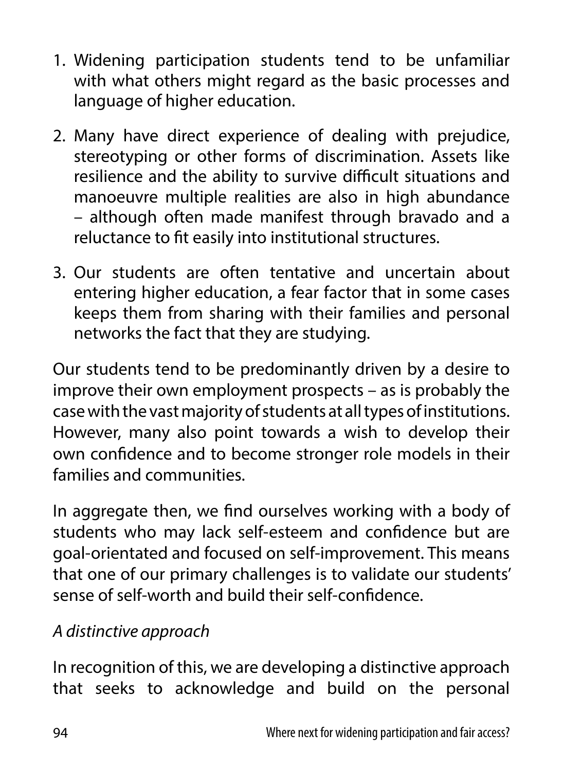1. Widening participation students tend to be unfamiliar with what others might regard as the basic processes and language of higher education.
2. Many have direct experience of dealing with prejudice, stereotyping or other forms of discrimination. Assets like resilience and the ability to survive difficult situations and manoeuvre multiple realities are also in high abundance – although often made manifest through bravado and a reluctance to fit easily into institutional structures.
3. Our students are often tentative and uncertain about entering higher education, a fear factor that in some cases keeps them from sharing with their families and personal networks the fact that they are studying.

Our students tend to be predominantly driven by a desire to improve their own employment prospects – as is probably the case with the vast majority of students at all types of institutions. However, many also point towards a wish to develop their own confidence and to become stronger role models in their families and communities.

In aggregate then, we find ourselves working with a body of students who may lack self-esteem and confidence but are goal-orientated and focused on self-improvement. This means that one of our primary challenges is to validate our students' sense of self-worth and build their self-confidence.

*A distinctive approach*

In recognition of this, we are developing a distinctive approach that seeks to acknowledge and build on the personal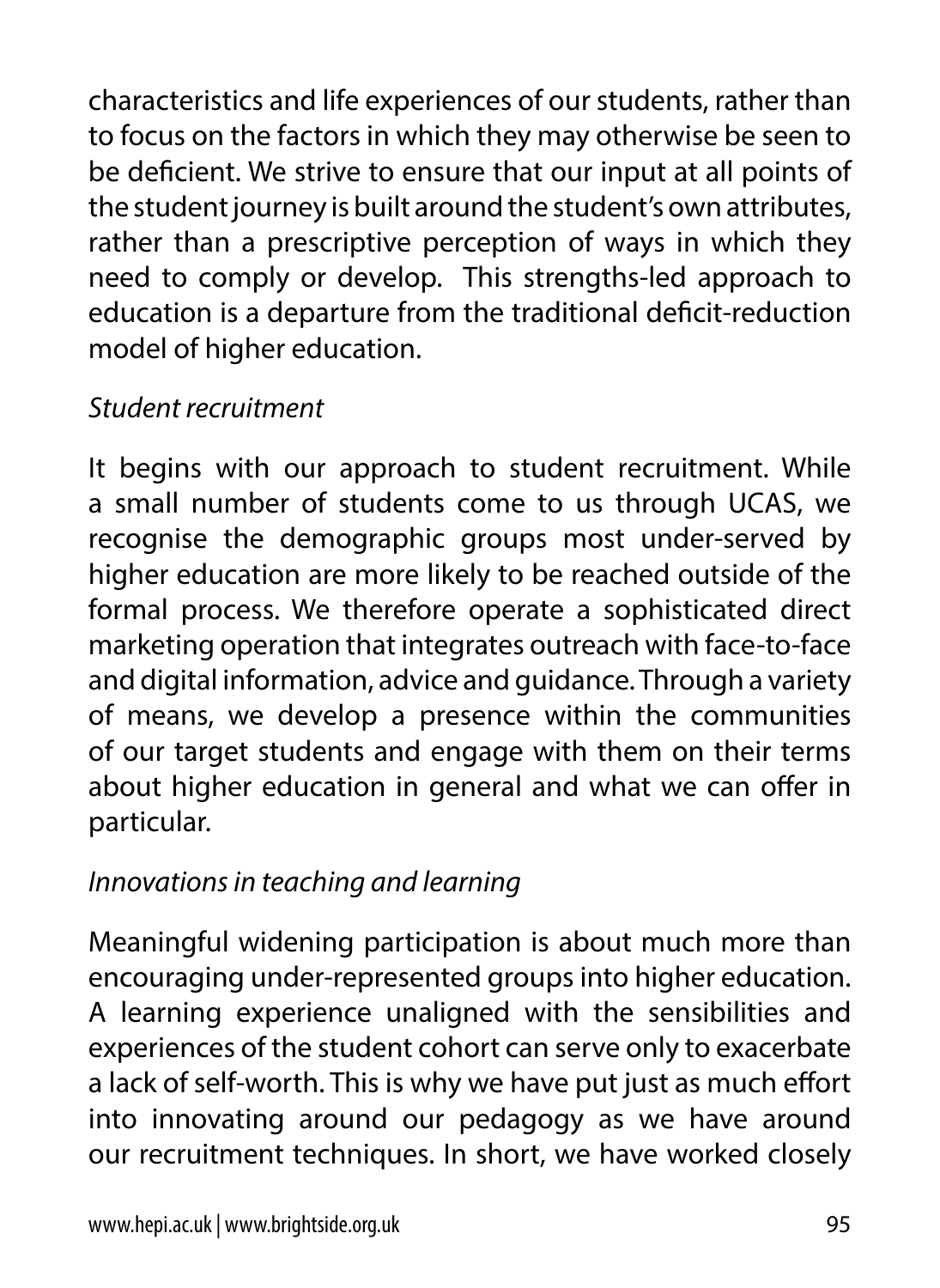characteristics and life experiences of our students, rather than to focus on the factors in which they may otherwise be seen to be deficient. We strive to ensure that our input at all points of the student journey is built around the student's own attributes, rather than a prescriptive perception of ways in which they need to comply or develop. This strengths-led approach to education is a departure from the traditional deficit-reduction model of higher education.

*Student recruitment*

It begins with our approach to student recruitment. While a small number of students come to us through UCAS, we recognise the demographic groups most under-served by higher education are more likely to be reached outside of the formal process. We therefore operate a sophisticated direct marketing operation that integrates outreach with face-to-face and digital information, advice and guidance. Through a variety of means, we develop a presence within the communities of our target students and engage with them on their terms about higher education in general and what we can offer in particular.

*Innovations in teaching and learning*

Meaningful widening participation is about much more than encouraging under-represented groups into higher education. A learning experience unaligned with the sensibilities and experiences of the student cohort can serve only to exacerbate a lack of self-worth. This is why we have put just as much effort into innovating around our pedagogy as we have around our recruitment techniques. In short, we have worked closely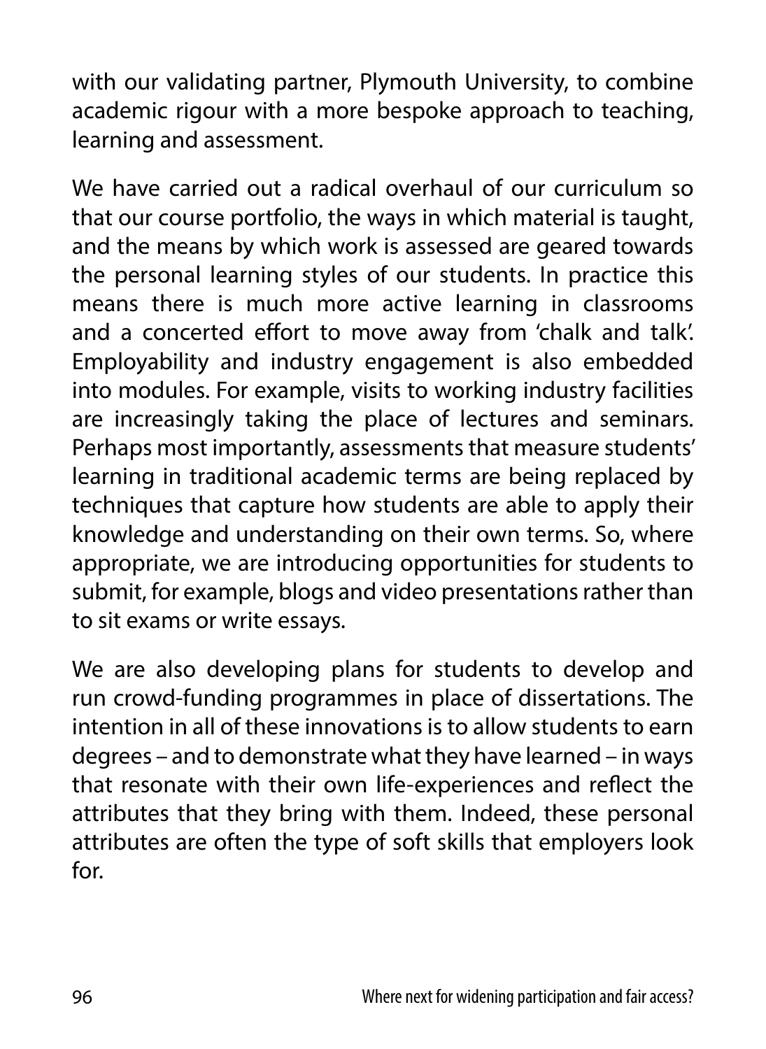with our validating partner, Plymouth University, to combine academic rigour with a more bespoke approach to teaching, learning and assessment.

We have carried out a radical overhaul of our curriculum so that our course portfolio, the ways in which material is taught, and the means by which work is assessed are geared towards the personal learning styles of our students. In practice this means there is much more active learning in classrooms and a concerted effort to move away from 'chalk and talk'. Employability and industry engagement is also embedded into modules. For example, visits to working industry facilities are increasingly taking the place of lectures and seminars. Perhaps most importantly, assessments that measure students' learning in traditional academic terms are being replaced by techniques that capture how students are able to apply their knowledge and understanding on their own terms. So, where appropriate, we are introducing opportunities for students to submit, for example, blogs and video presentations rather than to sit exams or write essays.

We are also developing plans for students to develop and run crowd-funding programmes in place of dissertations. The intention in all of these innovations is to allow students to earn degrees – and to demonstrate what they have learned – in ways that resonate with their own life-experiences and reflect the attributes that they bring with them. Indeed, these personal attributes are often the type of soft skills that employers look for.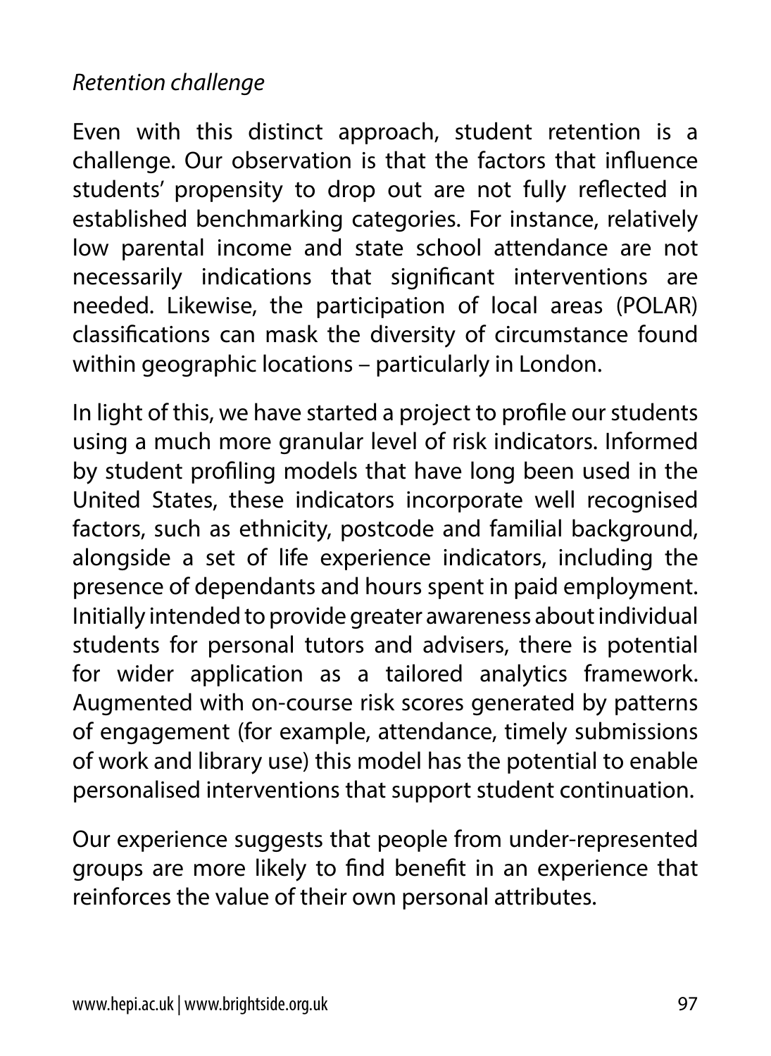*Retention challenge*

Even with this distinct approach, student retention is a challenge. Our observation is that the factors that influence students' propensity to drop out are not fully reflected in established benchmarking categories. For instance, relatively low parental income and state school attendance are not necessarily indications that significant interventions are needed. Likewise, the participation of local areas (POLAR) classifications can mask the diversity of circumstance found within geographic locations – particularly in London.

In light of this, we have started a project to profile our students using a much more granular level of risk indicators. Informed by student profiling models that have long been used in the United States, these indicators incorporate well recognised factors, such as ethnicity, postcode and familial background, alongside a set of life experience indicators, including the presence of dependants and hours spent in paid employment. Initially intended to provide greater awareness about individual students for personal tutors and advisers, there is potential for wider application as a tailored analytics framework. Augmented with on-course risk scores generated by patterns of engagement (for example, attendance, timely submissions of work and library use) this model has the potential to enable personalised interventions that support student continuation.

Our experience suggests that people from under-represented groups are more likely to find benefit in an experience that reinforces the value of their own personal attributes.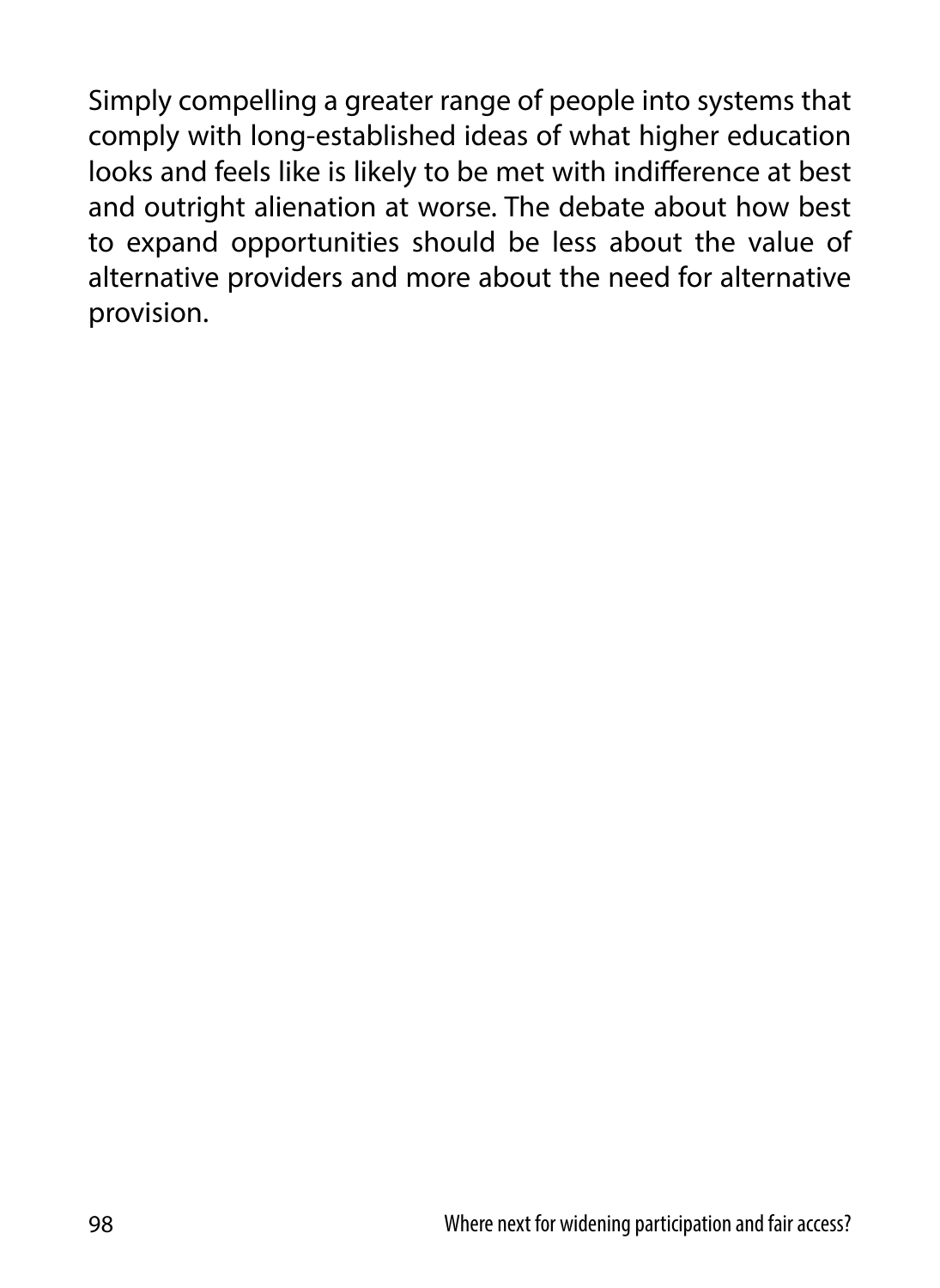Simply compelling a greater range of people into systems that comply with long-established ideas of what higher education looks and feels like is likely to be met with indifference at best and outright alienation at worse. The debate about how best to expand opportunities should be less about the value of alternative providers and more about the need for alternative provision.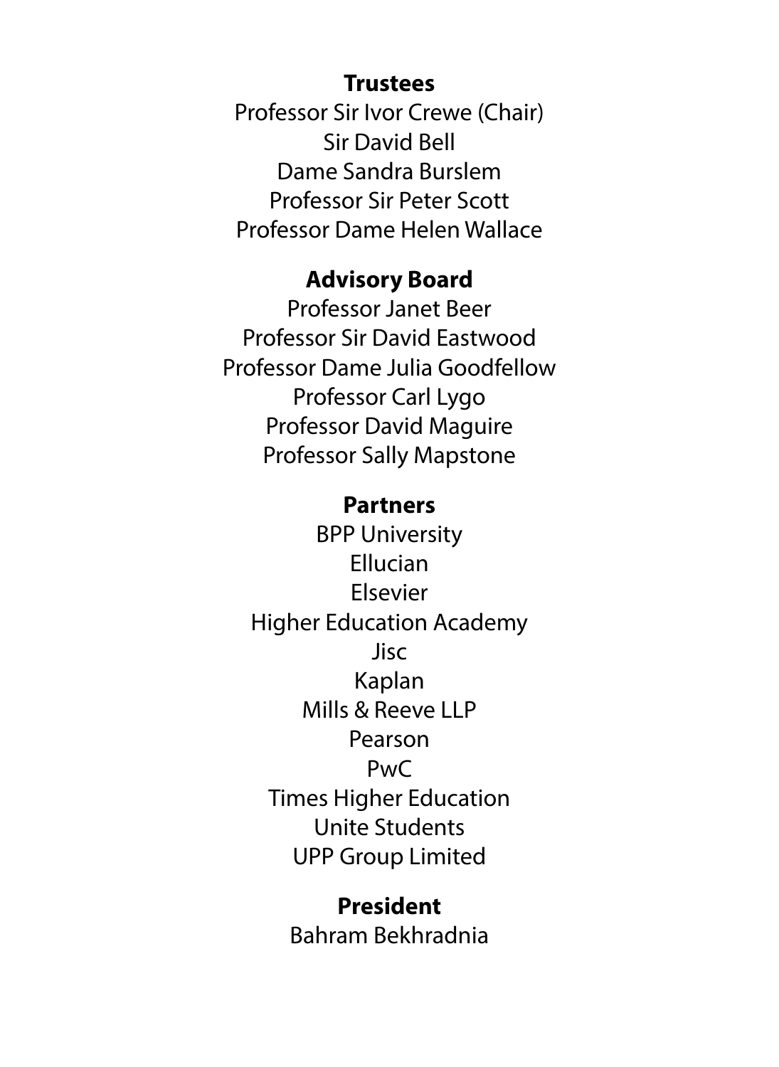**Trustees**

Professor Sir Ivor Crewe (Chair)
Sir David Bell
Dame Sandra Burslem
Professor Sir Peter Scott
Professor Dame Helen Wallace

**Advisory Board**

Professor Janet Beer
Professor Sir David Eastwood
Professor Dame Julia Goodfellow
Professor Carl Lygo
Professor David Maguire
Professor Sally Mapstone

**Partners**

BPP University
Ellucian
Elsevier
Higher Education Academy
Jisc
Kaplan
Mills & Reeve LLP
Pearson
PwC
Times Higher Education
Unite Students
UPP Group Limited

**President**

Bahram Bekhradnia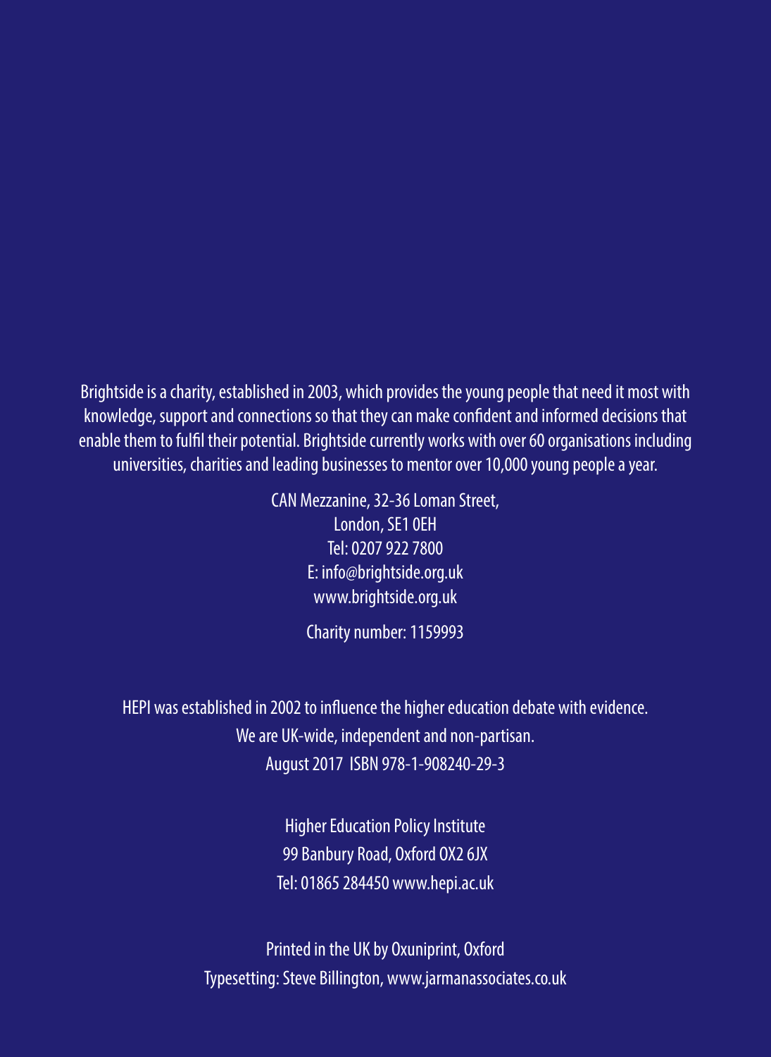Brightside is a charity, established in 2003, which provides the young people that need it most with knowledge, support and connections so that they can make confident and informed decisions that enable them to fulfil their potential. Brightside currently works with over 60 organisations including universities, charities and leading businesses to mentor over 10,000 young people a year.

CAN Mezzanine, 32-36 Loman Street,
London, SE1 0EH
Tel: 0207 922 7800
E: info@brightside.org.uk
www.brightside.org.uk

Charity number: 1159993

HEPI was established in 2002 to influence the higher education debate with evidence.
We are UK-wide, independent and non-partisan.
August 2017 ISBN 978-1-908240-29-3

Higher Education Policy Institute
99 Banbury Road, Oxford OX2 6JX
Tel: 01865 284450 www.hepi.ac.uk

Printed in the UK by Oxuniprint, Oxford
Typesetting: Steve Billington, www.jarmanassociates.co.uk